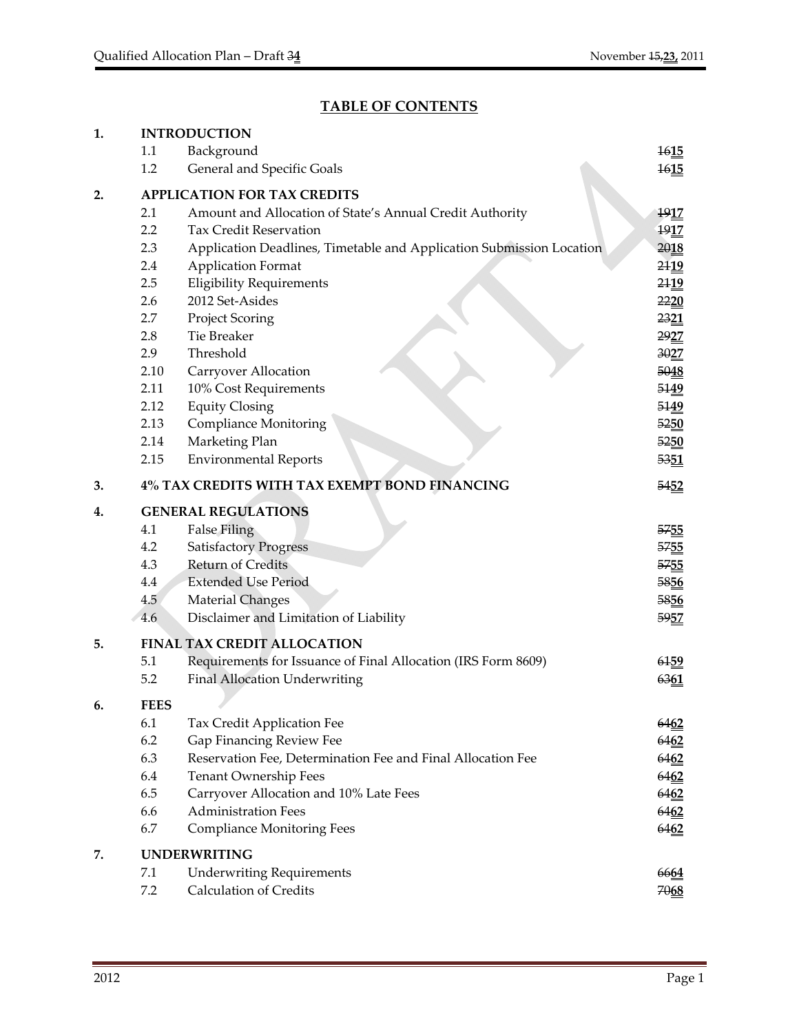# TABLE OF CONTENTS

| | | | |
|---|---|---|---|
| **1.** | **INTRODUCTION** | | |
| | 1.1 | Background | ~~16~~**15** |
| | 1.2 | General and Specific Goals | ~~16~~**15** |
| **2.** | **APPLICATION FOR TAX CREDITS** | | |
| | 2.1 | Amount and Allocation of State's Annual Credit Authority | ~~19~~**17** |
| | 2.2 | Tax Credit Reservation | ~~19~~**17** |
| | 2.3 | Application Deadlines, Timetable and Application Submission Location | ~~20~~**18** |
| | 2.4 | Application Format | ~~21~~**19** |
| | 2.5 | Eligibility Requirements | ~~21~~**19** |
| | 2.6 | 2012 Set-Asides | ~~22~~**20** |
| | 2.7 | Project Scoring | ~~23~~**21** |
| | 2.8 | Tie Breaker | ~~29~~**27** |
| | 2.9 | Threshold | ~~30~~**27** |
| | 2.10 | Carryover Allocation | ~~50~~**48** |
| | 2.11 | 10% Cost Requirements | ~~51~~**49** |
| | 2.12 | Equity Closing | ~~51~~**49** |
| | 2.13 | Compliance Monitoring | ~~52~~**50** |
| | 2.14 | Marketing Plan | ~~52~~**50** |
| | 2.15 | Environmental Reports | ~~53~~**51** |
| **3.** | **4% TAX CREDITS WITH TAX EXEMPT BOND FINANCING** | | ~~54~~**52** |
| **4.** | **GENERAL REGULATIONS** | | |
| | 4.1 | False Filing | ~~57~~**55** |
| | 4.2 | Satisfactory Progress | ~~57~~**55** |
| | 4.3 | Return of Credits | ~~57~~**55** |
| | 4.4 | Extended Use Period | ~~58~~**56** |
| | 4.5 | Material Changes | ~~58~~**56** |
| | 4.6 | Disclaimer and Limitation of Liability | ~~59~~**57** |
| **5.** | **FINAL TAX CREDIT ALLOCATION** | | |
| | 5.1 | Requirements for Issuance of Final Allocation (IRS Form 8609) | ~~61~~**59** |
| | 5.2 | Final Allocation Underwriting | ~~63~~**61** |
| **6.** | **FEES** | | |
| | 6.1 | Tax Credit Application Fee | ~~64~~**62** |
| | 6.2 | Gap Financing Review Fee | ~~64~~**62** |
| | 6.3 | Reservation Fee, Determination Fee and Final Allocation Fee | ~~64~~**62** |
| | 6.4 | Tenant Ownership Fees | ~~64~~**62** |
| | 6.5 | Carryover Allocation and 10% Late Fees | ~~64~~**62** |
| | 6.6 | Administration Fees | ~~64~~**62** |
| | 6.7 | Compliance Monitoring Fees | ~~64~~**62** |
| **7.** | **UNDERWRITING** | | |
| | 7.1 | Underwriting Requirements | ~~66~~**64** |
| | 7.2 | Calculation of Credits | ~~70~~**68** |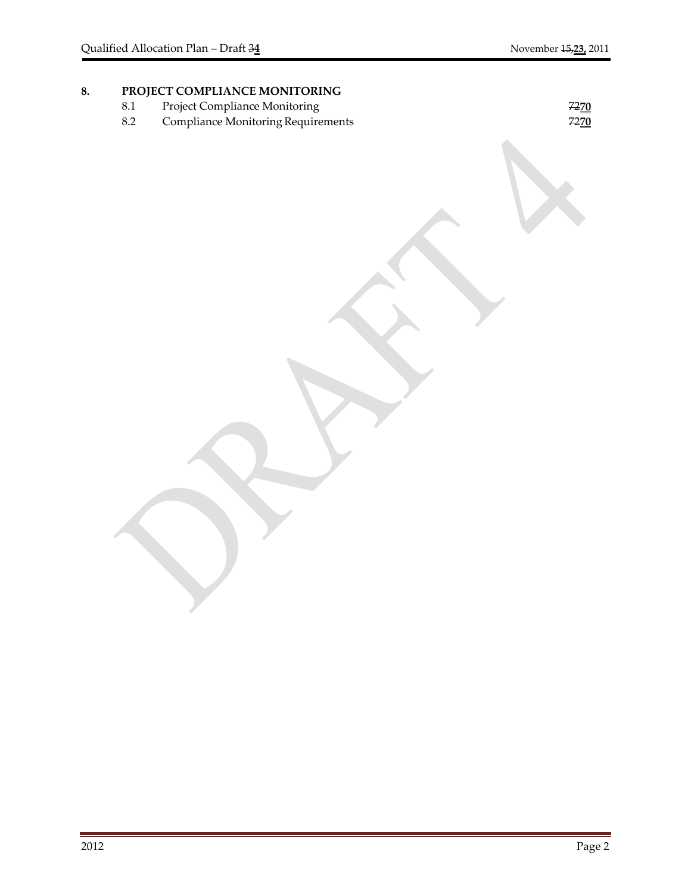**8. PROJECT COMPLIANCE MONITORING**

| | | |
|---|---|---|
| 8.1 | Project Compliance Monitoring | ~~72~~**70** |
| 8.2 | Compliance Monitoring Requirements | ~~72~~**70** |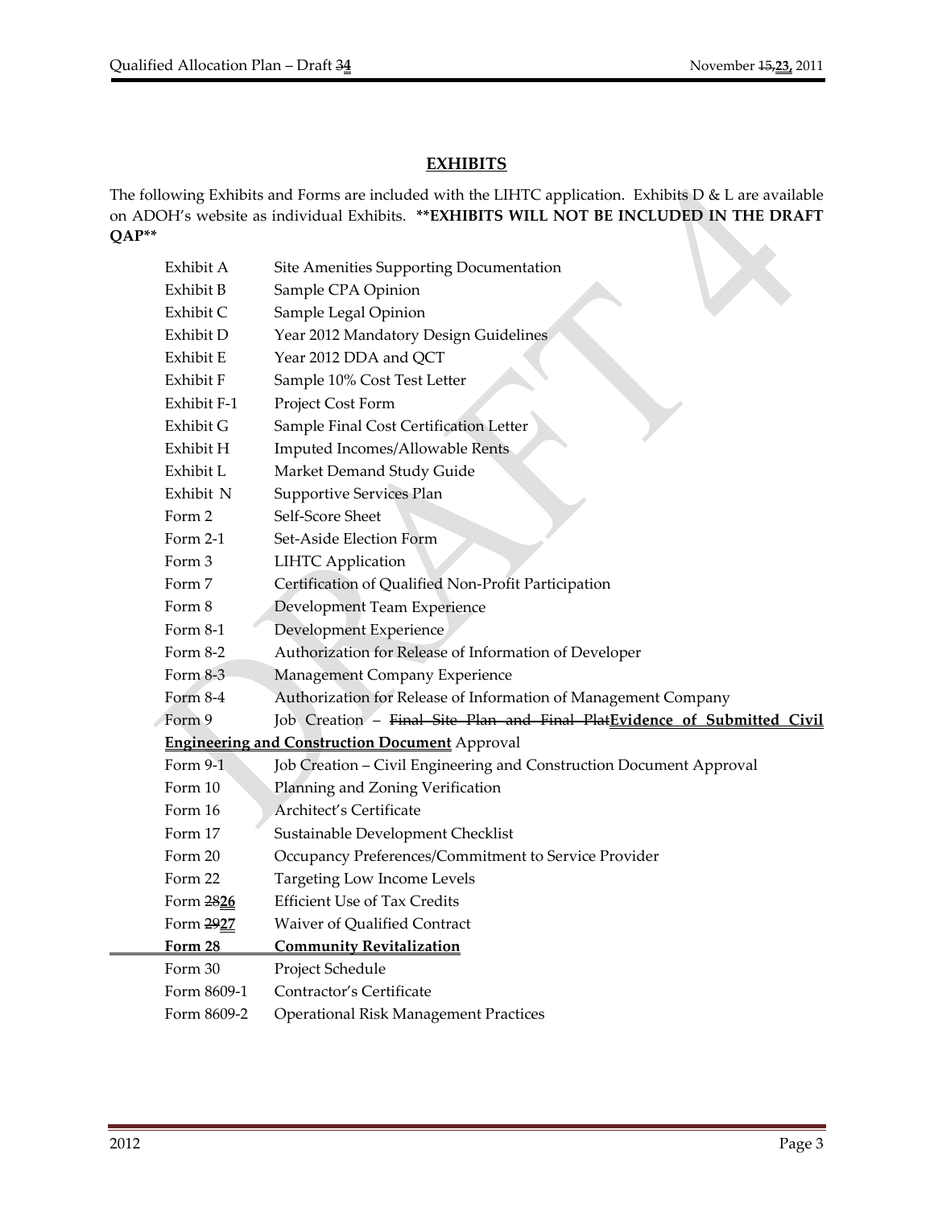## EXHIBITS

The following Exhibits and Forms are included with the LIHTC application. Exhibits D & L are available on ADOH's website as individual Exhibits. **\*\*EXHIBITS WILL NOT BE INCLUDED IN THE DRAFT QAP\*\***

| | |
|---|---|
| Exhibit A | Site Amenities Supporting Documentation |
| Exhibit B | Sample CPA Opinion |
| Exhibit C | Sample Legal Opinion |
| Exhibit D | Year 2012 Mandatory Design Guidelines |
| Exhibit E | Year 2012 DDA and QCT |
| Exhibit F | Sample 10% Cost Test Letter |
| Exhibit F-1 | Project Cost Form |
| Exhibit G | Sample Final Cost Certification Letter |
| Exhibit H | Imputed Incomes/Allowable Rents |
| Exhibit L | Market Demand Study Guide |
| Exhibit N | Supportive Services Plan |
| Form 2 | Self-Score Sheet |
| Form 2-1 | Set-Aside Election Form |
| Form 3 | LIHTC Application |
| Form 7 | Certification of Qualified Non-Profit Participation |
| Form 8 | Development Team Experience |
| Form 8-1 | Development Experience |
| Form 8-2 | Authorization for Release of Information of Developer |
| Form 8-3 | Management Company Experience |
| Form 8-4 | Authorization for Release of Information of Management Company |
| Form 9 | Job Creation – ~~Final Site Plan and Final Plat~~**Evidence of Submitted Civil Engineering and Construction Document** Approval |
| Form 9-1 | Job Creation – Civil Engineering and Construction Document Approval |
| Form 10 | Planning and Zoning Verification |
| Form 16 | Architect's Certificate |
| Form 17 | Sustainable Development Checklist |
| Form 20 | Occupancy Preferences/Commitment to Service Provider |
| Form 22 | Targeting Low Income Levels |
| Form ~~28~~**26** | Efficient Use of Tax Credits |
| Form ~~29~~**27** | Waiver of Qualified Contract |
| **Form 28** | **Community Revitalization** |
| Form 30 | Project Schedule |
| Form 8609-1 | Contractor's Certificate |
| Form 8609-2 | Operational Risk Management Practices |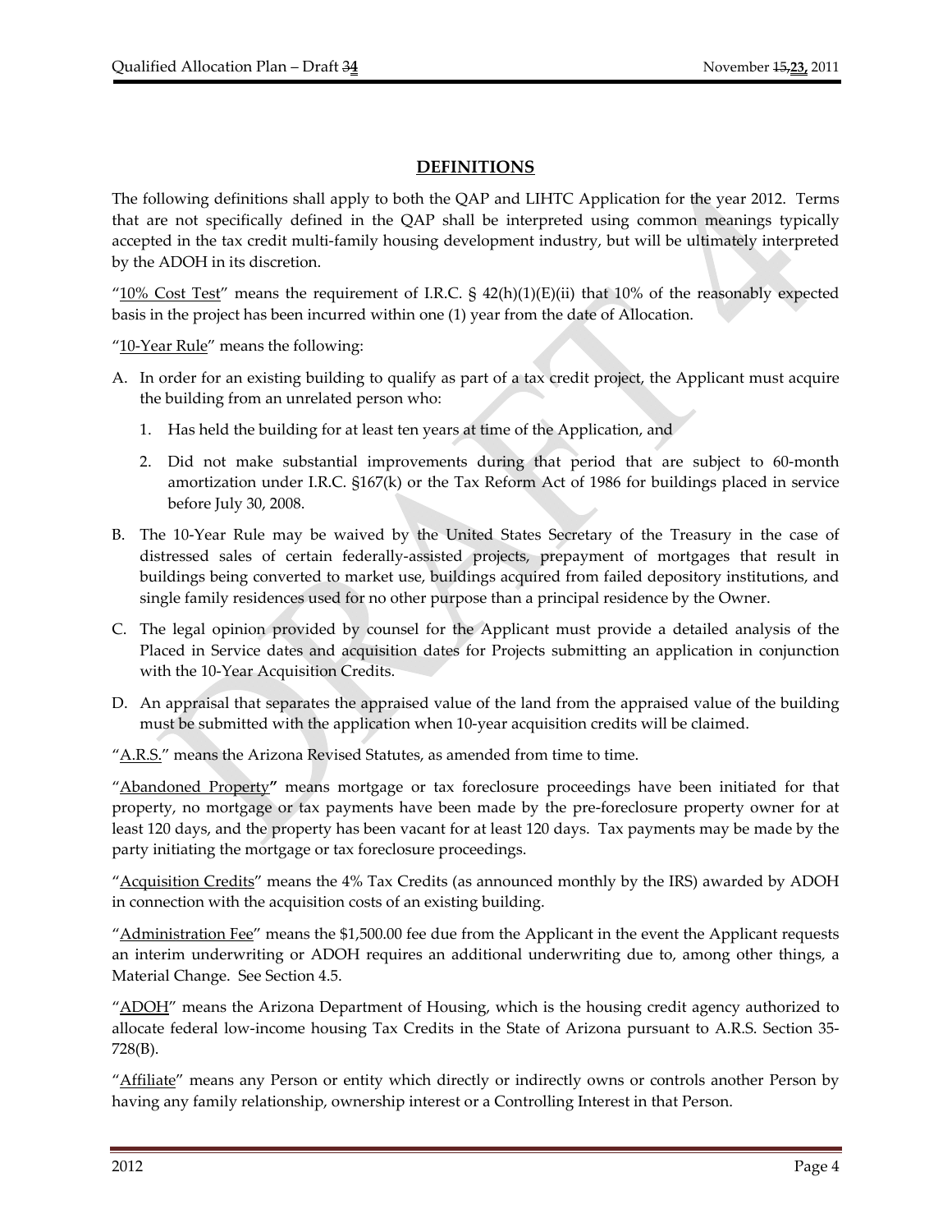## DEFINITIONS

The following definitions shall apply to both the QAP and LIHTC Application for the year 2012. Terms that are not specifically defined in the QAP shall be interpreted using common meanings typically accepted in the tax credit multi-family housing development industry, but will be ultimately interpreted by the ADOH in its discretion.

"10% Cost Test" means the requirement of I.R.C. § 42(h)(1)(E)(ii) that 10% of the reasonably expected basis in the project has been incurred within one (1) year from the date of Allocation.

"10-Year Rule" means the following:

A. In order for an existing building to qualify as part of a tax credit project, the Applicant must acquire the building from an unrelated person who:

   1. Has held the building for at least ten years at time of the Application, and

   2. Did not make substantial improvements during that period that are subject to 60-month amortization under I.R.C. §167(k) or the Tax Reform Act of 1986 for buildings placed in service before July 30, 2008.

B. The 10-Year Rule may be waived by the United States Secretary of the Treasury in the case of distressed sales of certain federally-assisted projects, prepayment of mortgages that result in buildings being converted to market use, buildings acquired from failed depository institutions, and single family residences used for no other purpose than a principal residence by the Owner.

C. The legal opinion provided by counsel for the Applicant must provide a detailed analysis of the Placed in Service dates and acquisition dates for Projects submitting an application in conjunction with the 10-Year Acquisition Credits.

D. An appraisal that separates the appraised value of the land from the appraised value of the building must be submitted with the application when 10-year acquisition credits will be claimed.

"A.R.S." means the Arizona Revised Statutes, as amended from time to time.

"Abandoned Property" means mortgage or tax foreclosure proceedings have been initiated for that property, no mortgage or tax payments have been made by the pre-foreclosure property owner for at least 120 days, and the property has been vacant for at least 120 days. Tax payments may be made by the party initiating the mortgage or tax foreclosure proceedings.

"Acquisition Credits" means the 4% Tax Credits (as announced monthly by the IRS) awarded by ADOH in connection with the acquisition costs of an existing building.

"Administration Fee" means the $1,500.00 fee due from the Applicant in the event the Applicant requests an interim underwriting or ADOH requires an additional underwriting due to, among other things, a Material Change. See Section 4.5.

"ADOH" means the Arizona Department of Housing, which is the housing credit agency authorized to allocate federal low-income housing Tax Credits in the State of Arizona pursuant to A.R.S. Section 35-728(B).

"Affiliate" means any Person or entity which directly or indirectly owns or controls another Person by having any family relationship, ownership interest or a Controlling Interest in that Person.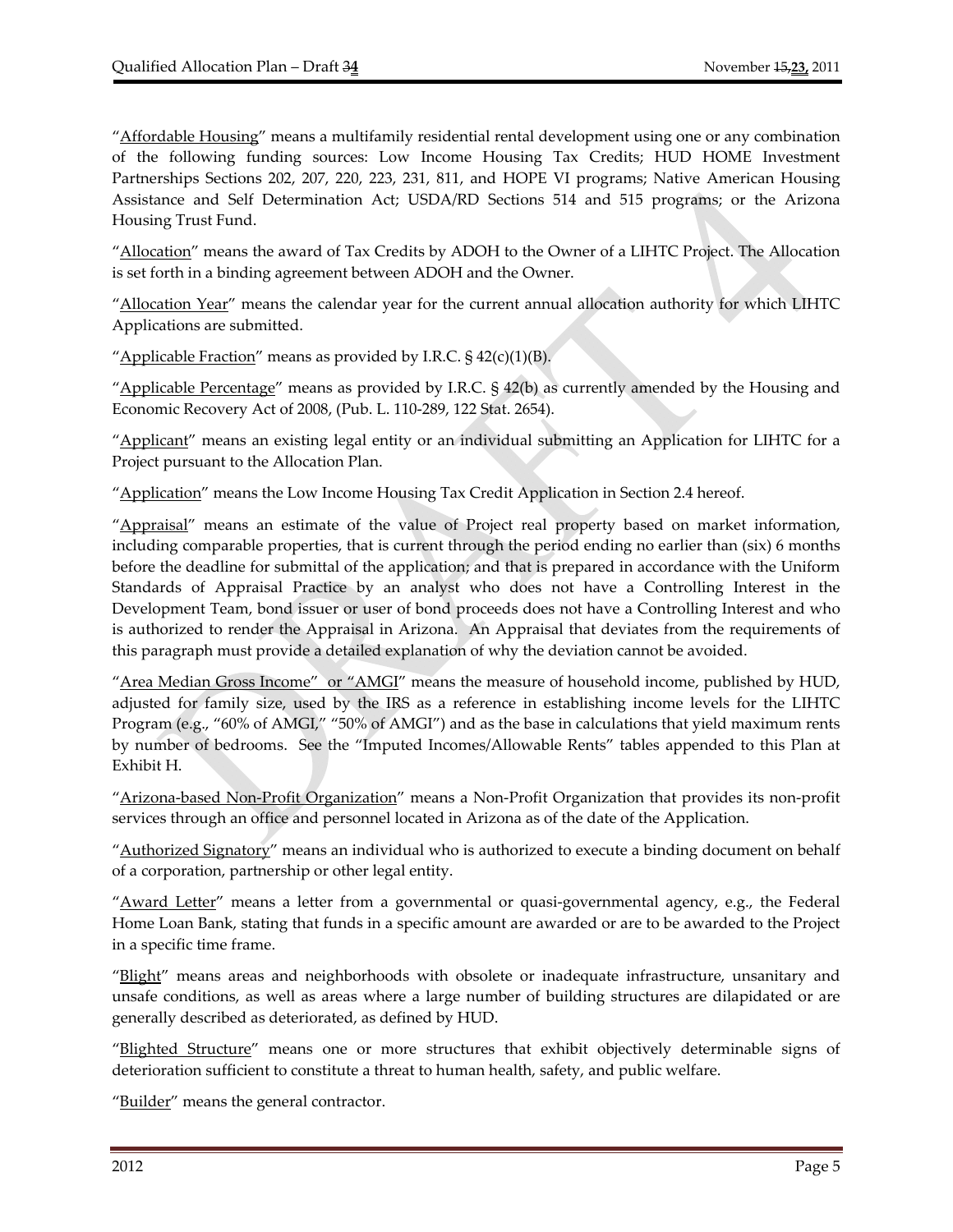"Affordable Housing" means a multifamily residential rental development using one or any combination of the following funding sources: Low Income Housing Tax Credits; HUD HOME Investment Partnerships Sections 202, 207, 220, 223, 231, 811, and HOPE VI programs; Native American Housing Assistance and Self Determination Act; USDA/RD Sections 514 and 515 programs; or the Arizona Housing Trust Fund.

"Allocation" means the award of Tax Credits by ADOH to the Owner of a LIHTC Project. The Allocation is set forth in a binding agreement between ADOH and the Owner.

"Allocation Year" means the calendar year for the current annual allocation authority for which LIHTC Applications are submitted.

"Applicable Fraction" means as provided by I.R.C. § 42(c)(1)(B).

"Applicable Percentage" means as provided by I.R.C. § 42(b) as currently amended by the Housing and Economic Recovery Act of 2008, (Pub. L. 110-289, 122 Stat. 2654).

"Applicant" means an existing legal entity or an individual submitting an Application for LIHTC for a Project pursuant to the Allocation Plan.

"Application" means the Low Income Housing Tax Credit Application in Section 2.4 hereof.

"Appraisal" means an estimate of the value of Project real property based on market information, including comparable properties, that is current through the period ending no earlier than (six) 6 months before the deadline for submittal of the application; and that is prepared in accordance with the Uniform Standards of Appraisal Practice by an analyst who does not have a Controlling Interest in the Development Team, bond issuer or user of bond proceeds does not have a Controlling Interest and who is authorized to render the Appraisal in Arizona. An Appraisal that deviates from the requirements of this paragraph must provide a detailed explanation of why the deviation cannot be avoided.

"Area Median Gross Income" or "AMGI" means the measure of household income, published by HUD, adjusted for family size, used by the IRS as a reference in establishing income levels for the LIHTC Program (e.g., "60% of AMGI," "50% of AMGI") and as the base in calculations that yield maximum rents by number of bedrooms. See the "Imputed Incomes/Allowable Rents" tables appended to this Plan at Exhibit H.

"Arizona-based Non-Profit Organization" means a Non-Profit Organization that provides its non-profit services through an office and personnel located in Arizona as of the date of the Application.

"Authorized Signatory" means an individual who is authorized to execute a binding document on behalf of a corporation, partnership or other legal entity.

"Award Letter" means a letter from a governmental or quasi-governmental agency, e.g., the Federal Home Loan Bank, stating that funds in a specific amount are awarded or are to be awarded to the Project in a specific time frame.

"Blight" means areas and neighborhoods with obsolete or inadequate infrastructure, unsanitary and unsafe conditions, as well as areas where a large number of building structures are dilapidated or are generally described as deteriorated, as defined by HUD.

"Blighted Structure" means one or more structures that exhibit objectively determinable signs of deterioration sufficient to constitute a threat to human health, safety, and public welfare.

"Builder" means the general contractor.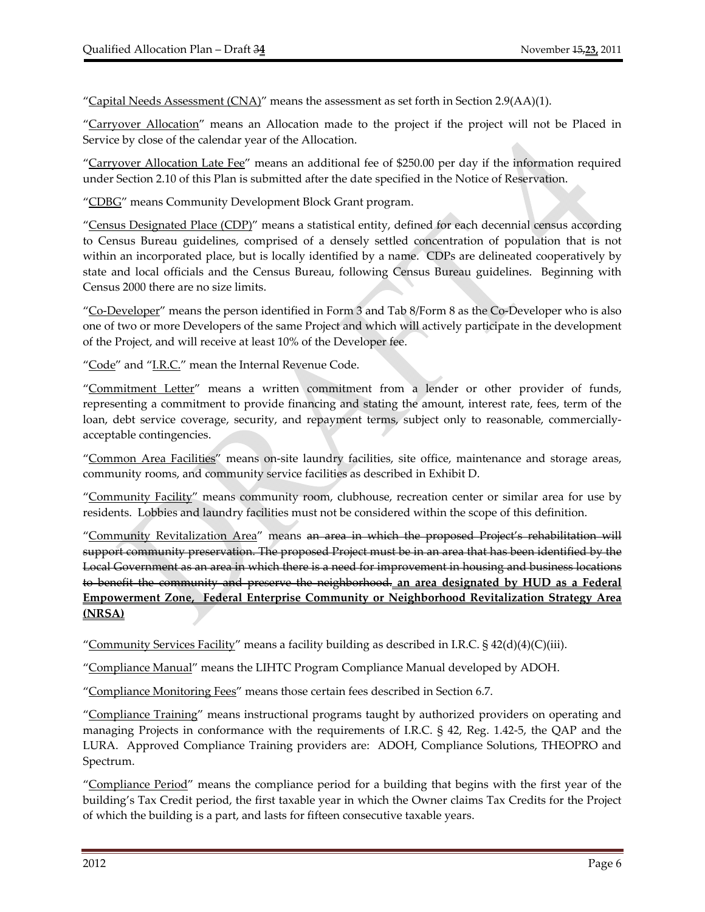"Capital Needs Assessment (CNA)" means the assessment as set forth in Section 2.9(AA)(1).

"Carryover Allocation" means an Allocation made to the project if the project will not be Placed in Service by close of the calendar year of the Allocation.

"Carryover Allocation Late Fee" means an additional fee of $250.00 per day if the information required under Section 2.10 of this Plan is submitted after the date specified in the Notice of Reservation.

"CDBG" means Community Development Block Grant program.

"Census Designated Place (CDP)" means a statistical entity, defined for each decennial census according to Census Bureau guidelines, comprised of a densely settled concentration of population that is not within an incorporated place, but is locally identified by a name. CDPs are delineated cooperatively by state and local officials and the Census Bureau, following Census Bureau guidelines. Beginning with Census 2000 there are no size limits.

"Co-Developer" means the person identified in Form 3 and Tab 8/Form 8 as the Co-Developer who is also one of two or more Developers of the same Project and which will actively participate in the development of the Project, and will receive at least 10% of the Developer fee.

"Code" and "I.R.C." mean the Internal Revenue Code.

"Commitment Letter" means a written commitment from a lender or other provider of funds, representing a commitment to provide financing and stating the amount, interest rate, fees, term of the loan, debt service coverage, security, and repayment terms, subject only to reasonable, commercially-acceptable contingencies.

"Common Area Facilities" means on-site laundry facilities, site office, maintenance and storage areas, community rooms, and community service facilities as described in Exhibit D.

"Community Facility" means community room, clubhouse, recreation center or similar area for use by residents. Lobbies and laundry facilities must not be considered within the scope of this definition.

"Community Revitalization Area" means ~~an area in which the proposed Project's rehabilitation will support community preservation. The proposed Project must be in an area that has been identified by the Local Government as an area in which there is a need for improvement in housing and business locations to benefit the community and preserve the neighborhood.~~ **an area designated by HUD as a Federal Empowerment Zone, Federal Enterprise Community or Neighborhood Revitalization Strategy Area (NRSA)**

"Community Services Facility" means a facility building as described in I.R.C. § 42(d)(4)(C)(iii).

"Compliance Manual" means the LIHTC Program Compliance Manual developed by ADOH.

"Compliance Monitoring Fees" means those certain fees described in Section 6.7.

"Compliance Training" means instructional programs taught by authorized providers on operating and managing Projects in conformance with the requirements of I.R.C. § 42, Reg. 1.42-5, the QAP and the LURA. Approved Compliance Training providers are: ADOH, Compliance Solutions, THEOPRO and Spectrum.

"Compliance Period" means the compliance period for a building that begins with the first year of the building's Tax Credit period, the first taxable year in which the Owner claims Tax Credits for the Project of which the building is a part, and lasts for fifteen consecutive taxable years.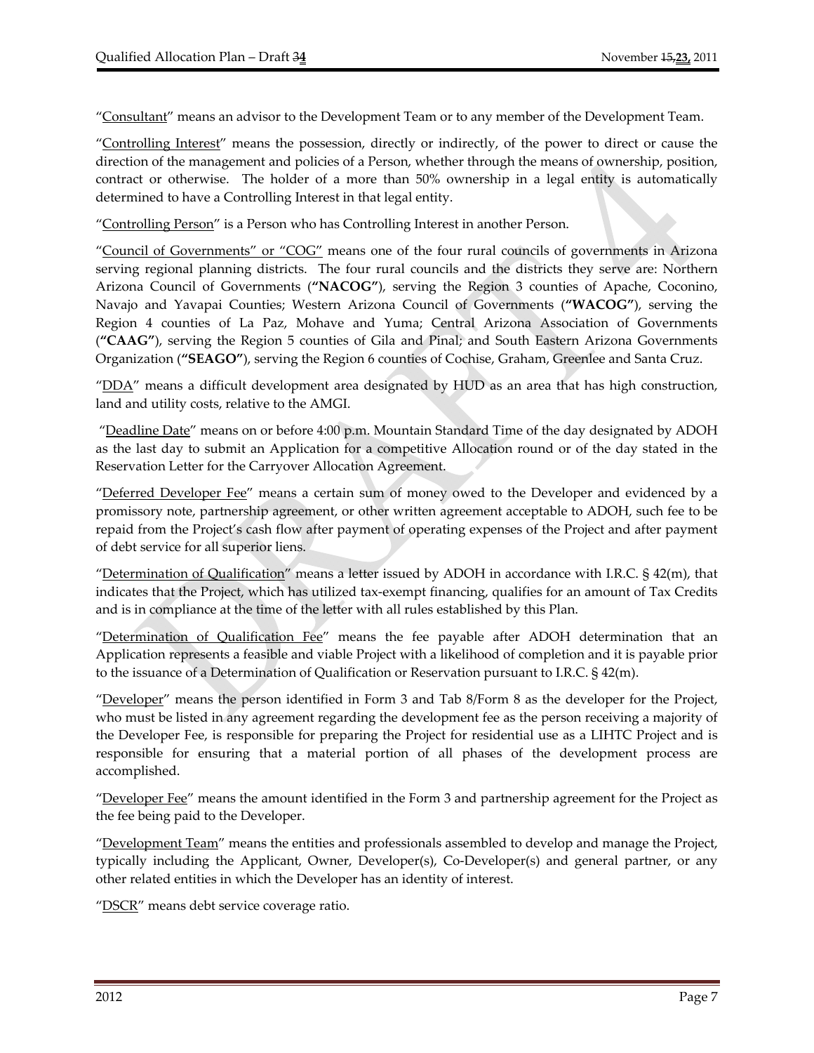"Consultant" means an advisor to the Development Team or to any member of the Development Team.

"Controlling Interest" means the possession, directly or indirectly, of the power to direct or cause the direction of the management and policies of a Person, whether through the means of ownership, position, contract or otherwise. The holder of a more than 50% ownership in a legal entity is automatically determined to have a Controlling Interest in that legal entity.

"Controlling Person" is a Person who has Controlling Interest in another Person.

"Council of Governments" or "COG" means one of the four rural councils of governments in Arizona serving regional planning districts. The four rural councils and the districts they serve are: Northern Arizona Council of Governments (**"NACOG"**), serving the Region 3 counties of Apache, Coconino, Navajo and Yavapai Counties; Western Arizona Council of Governments (**"WACOG"**), serving the Region 4 counties of La Paz, Mohave and Yuma; Central Arizona Association of Governments (**"CAAG"**), serving the Region 5 counties of Gila and Pinal; and South Eastern Arizona Governments Organization (**"SEAGO"**), serving the Region 6 counties of Cochise, Graham, Greenlee and Santa Cruz.

"DDA" means a difficult development area designated by HUD as an area that has high construction, land and utility costs, relative to the AMGI.

"Deadline Date" means on or before 4:00 p.m. Mountain Standard Time of the day designated by ADOH as the last day to submit an Application for a competitive Allocation round or of the day stated in the Reservation Letter for the Carryover Allocation Agreement.

"Deferred Developer Fee" means a certain sum of money owed to the Developer and evidenced by a promissory note, partnership agreement, or other written agreement acceptable to ADOH, such fee to be repaid from the Project's cash flow after payment of operating expenses of the Project and after payment of debt service for all superior liens.

"Determination of Qualification" means a letter issued by ADOH in accordance with I.R.C. § 42(m), that indicates that the Project, which has utilized tax-exempt financing, qualifies for an amount of Tax Credits and is in compliance at the time of the letter with all rules established by this Plan.

"Determination of Qualification Fee" means the fee payable after ADOH determination that an Application represents a feasible and viable Project with a likelihood of completion and it is payable prior to the issuance of a Determination of Qualification or Reservation pursuant to I.R.C. § 42(m).

"Developer" means the person identified in Form 3 and Tab 8/Form 8 as the developer for the Project, who must be listed in any agreement regarding the development fee as the person receiving a majority of the Developer Fee, is responsible for preparing the Project for residential use as a LIHTC Project and is responsible for ensuring that a material portion of all phases of the development process are accomplished.

"Developer Fee" means the amount identified in the Form 3 and partnership agreement for the Project as the fee being paid to the Developer.

"Development Team" means the entities and professionals assembled to develop and manage the Project, typically including the Applicant, Owner, Developer(s), Co-Developer(s) and general partner, or any other related entities in which the Developer has an identity of interest.

"DSCR" means debt service coverage ratio.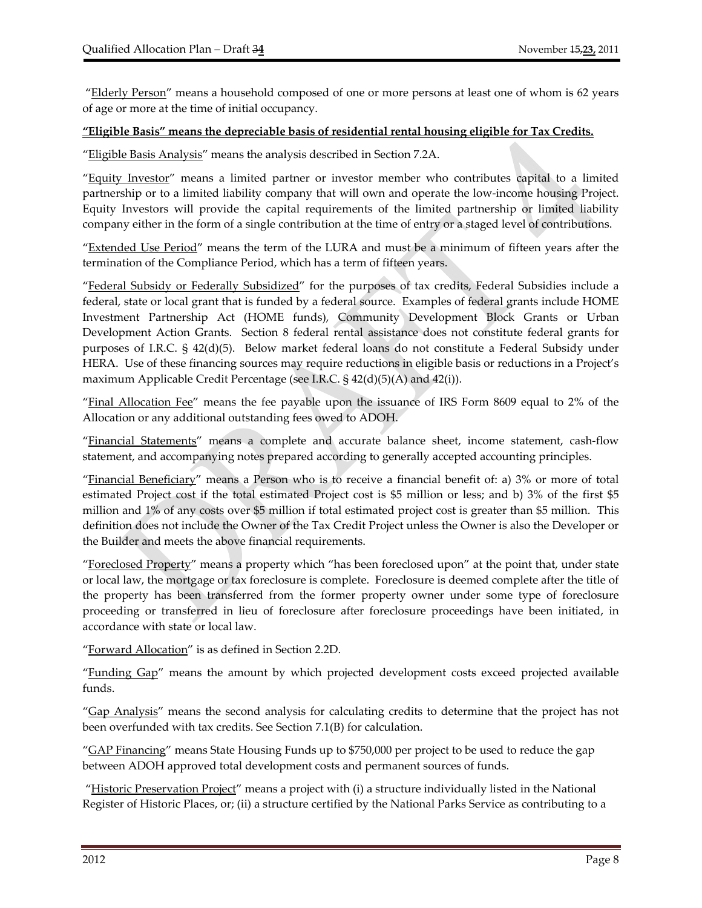"Elderly Person" means a household composed of one or more persons at least one of whom is 62 years of age or more at the time of initial occupancy.

**"Eligible Basis" means the depreciable basis of residential rental housing eligible for Tax Credits.**

"Eligible Basis Analysis" means the analysis described in Section 7.2A.

"Equity Investor" means a limited partner or investor member who contributes capital to a limited partnership or to a limited liability company that will own and operate the low-income housing Project. Equity Investors will provide the capital requirements of the limited partnership or limited liability company either in the form of a single contribution at the time of entry or a staged level of contributions.

"Extended Use Period" means the term of the LURA and must be a minimum of fifteen years after the termination of the Compliance Period, which has a term of fifteen years.

"Federal Subsidy or Federally Subsidized" for the purposes of tax credits, Federal Subsidies include a federal, state or local grant that is funded by a federal source. Examples of federal grants include HOME Investment Partnership Act (HOME funds), Community Development Block Grants or Urban Development Action Grants. Section 8 federal rental assistance does not constitute federal grants for purposes of I.R.C. § 42(d)(5). Below market federal loans do not constitute a Federal Subsidy under HERA. Use of these financing sources may require reductions in eligible basis or reductions in a Project's maximum Applicable Credit Percentage (see I.R.C. § 42(d)(5)(A) and 42(i)).

"Final Allocation Fee" means the fee payable upon the issuance of IRS Form 8609 equal to 2% of the Allocation or any additional outstanding fees owed to ADOH.

"Financial Statements" means a complete and accurate balance sheet, income statement, cash-flow statement, and accompanying notes prepared according to generally accepted accounting principles.

"Financial Beneficiary" means a Person who is to receive a financial benefit of: a) 3% or more of total estimated Project cost if the total estimated Project cost is $5 million or less; and b) 3% of the first $5 million and 1% of any costs over $5 million if total estimated project cost is greater than $5 million. This definition does not include the Owner of the Tax Credit Project unless the Owner is also the Developer or the Builder and meets the above financial requirements.

"Foreclosed Property" means a property which "has been foreclosed upon" at the point that, under state or local law, the mortgage or tax foreclosure is complete. Foreclosure is deemed complete after the title of the property has been transferred from the former property owner under some type of foreclosure proceeding or transferred in lieu of foreclosure after foreclosure proceedings have been initiated, in accordance with state or local law.

"Forward Allocation" is as defined in Section 2.2D.

"Funding Gap" means the amount by which projected development costs exceed projected available funds.

"Gap Analysis" means the second analysis for calculating credits to determine that the project has not been overfunded with tax credits. See Section 7.1(B) for calculation.

"GAP Financing" means State Housing Funds up to $750,000 per project to be used to reduce the gap between ADOH approved total development costs and permanent sources of funds.

"Historic Preservation Project" means a project with (i) a structure individually listed in the National Register of Historic Places, or; (ii) a structure certified by the National Parks Service as contributing to a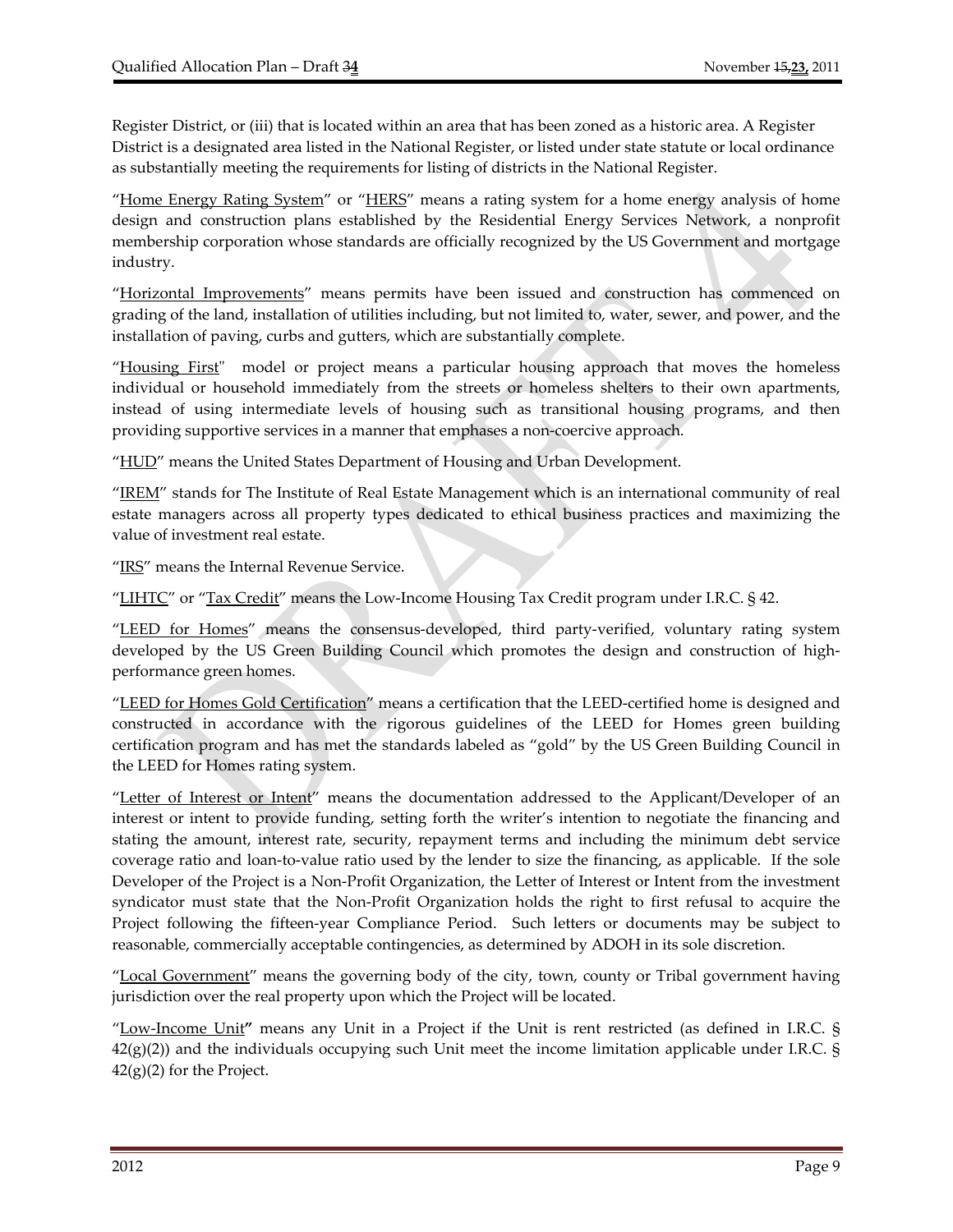Register District, or (iii) that is located within an area that has been zoned as a historic area. A Register District is a designated area listed in the National Register, or listed under state statute or local ordinance as substantially meeting the requirements for listing of districts in the National Register.

"Home Energy Rating System" or "HERS" means a rating system for a home energy analysis of home design and construction plans established by the Residential Energy Services Network, a nonprofit membership corporation whose standards are officially recognized by the US Government and mortgage industry.

"Horizontal Improvements" means permits have been issued and construction has commenced on grading of the land, installation of utilities including, but not limited to, water, sewer, and power, and the installation of paving, curbs and gutters, which are substantially complete.

"Housing First" model or project means a particular housing approach that moves the homeless individual or household immediately from the streets or homeless shelters to their own apartments, instead of using intermediate levels of housing such as transitional housing programs, and then providing supportive services in a manner that emphases a non-coercive approach.

"HUD" means the United States Department of Housing and Urban Development.

"IREM" stands for The Institute of Real Estate Management which is an international community of real estate managers across all property types dedicated to ethical business practices and maximizing the value of investment real estate.

"IRS" means the Internal Revenue Service.

"LIHTC" or "Tax Credit" means the Low-Income Housing Tax Credit program under I.R.C. § 42.

"LEED for Homes" means the consensus-developed, third party-verified, voluntary rating system developed by the US Green Building Council which promotes the design and construction of high-performance green homes.

"LEED for Homes Gold Certification" means a certification that the LEED-certified home is designed and constructed in accordance with the rigorous guidelines of the LEED for Homes green building certification program and has met the standards labeled as "gold" by the US Green Building Council in the LEED for Homes rating system.

"Letter of Interest or Intent" means the documentation addressed to the Applicant/Developer of an interest or intent to provide funding, setting forth the writer's intention to negotiate the financing and stating the amount, interest rate, security, repayment terms and including the minimum debt service coverage ratio and loan-to-value ratio used by the lender to size the financing, as applicable. If the sole Developer of the Project is a Non-Profit Organization, the Letter of Interest or Intent from the investment syndicator must state that the Non-Profit Organization holds the right to first refusal to acquire the Project following the fifteen-year Compliance Period. Such letters or documents may be subject to reasonable, commercially acceptable contingencies, as determined by ADOH in its sole discretion.

"Local Government" means the governing body of the city, town, county or Tribal government having jurisdiction over the real property upon which the Project will be located.

"Low-Income Unit**"** means any Unit in a Project if the Unit is rent restricted (as defined in I.R.C. § 42(g)(2)) and the individuals occupying such Unit meet the income limitation applicable under I.R.C. § 42(g)(2) for the Project.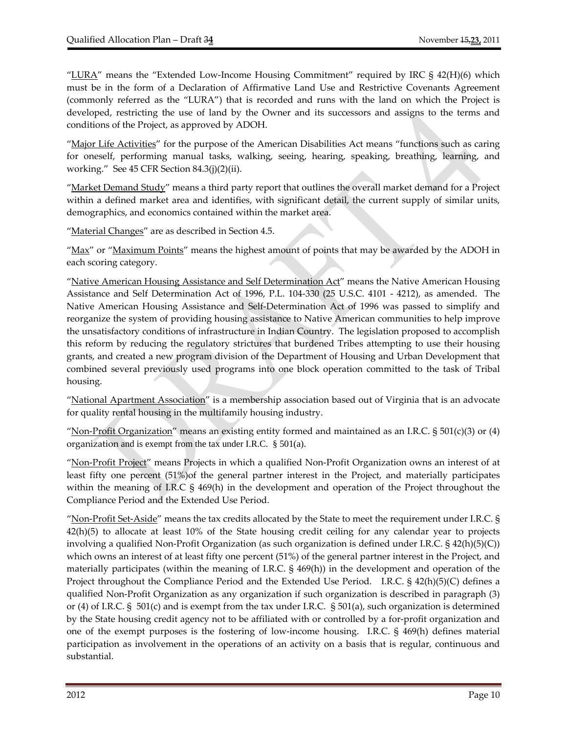"LURA" means the "Extended Low-Income Housing Commitment" required by IRC § 42(H)(6) which must be in the form of a Declaration of Affirmative Land Use and Restrictive Covenants Agreement (commonly referred as the "LURA") that is recorded and runs with the land on which the Project is developed, restricting the use of land by the Owner and its successors and assigns to the terms and conditions of the Project, as approved by ADOH.

"Major Life Activities" for the purpose of the American Disabilities Act means "functions such as caring for oneself, performing manual tasks, walking, seeing, hearing, speaking, breathing, learning, and working." See 45 CFR Section 84.3(j)(2)(ii).

"Market Demand Study" means a third party report that outlines the overall market demand for a Project within a defined market area and identifies, with significant detail, the current supply of similar units, demographics, and economics contained within the market area.

"Material Changes" are as described in Section 4.5.

"Max" or "Maximum Points" means the highest amount of points that may be awarded by the ADOH in each scoring category.

"Native American Housing Assistance and Self Determination Act" means the Native American Housing Assistance and Self Determination Act of 1996, P.L. 104-330 (25 U.S.C. 4101 - 4212), as amended. The Native American Housing Assistance and Self-Determination Act of 1996 was passed to simplify and reorganize the system of providing housing assistance to Native American communities to help improve the unsatisfactory conditions of infrastructure in Indian Country. The legislation proposed to accomplish this reform by reducing the regulatory strictures that burdened Tribes attempting to use their housing grants, and created a new program division of the Department of Housing and Urban Development that combined several previously used programs into one block operation committed to the task of Tribal housing.

"National Apartment Association" is a membership association based out of Virginia that is an advocate for quality rental housing in the multifamily housing industry.

"Non-Profit Organization" means an existing entity formed and maintained as an I.R.C. § 501(c)(3) or (4) organization and is exempt from the tax under I.R.C. § 501(a).

"Non-Profit Project" means Projects in which a qualified Non-Profit Organization owns an interest of at least fifty one percent (51%)of the general partner interest in the Project, and materially participates within the meaning of I.R.C § 469(h) in the development and operation of the Project throughout the Compliance Period and the Extended Use Period.

"Non-Profit Set-Aside" means the tax credits allocated by the State to meet the requirement under I.R.C. § 42(h)(5) to allocate at least 10% of the State housing credit ceiling for any calendar year to projects involving a qualified Non-Profit Organization (as such organization is defined under I.R.C. § 42(h)(5)(C)) which owns an interest of at least fifty one percent (51%) of the general partner interest in the Project, and materially participates (within the meaning of I.R.C. § 469(h)) in the development and operation of the Project throughout the Compliance Period and the Extended Use Period. I.R.C. § 42(h)(5)(C) defines a qualified Non-Profit Organization as any organization if such organization is described in paragraph (3) or (4) of I.R.C. § 501(c) and is exempt from the tax under I.R.C. § 501(a), such organization is determined by the State housing credit agency not to be affiliated with or controlled by a for-profit organization and one of the exempt purposes is the fostering of low-income housing. I.R.C. § 469(h) defines material participation as involvement in the operations of an activity on a basis that is regular, continuous and substantial.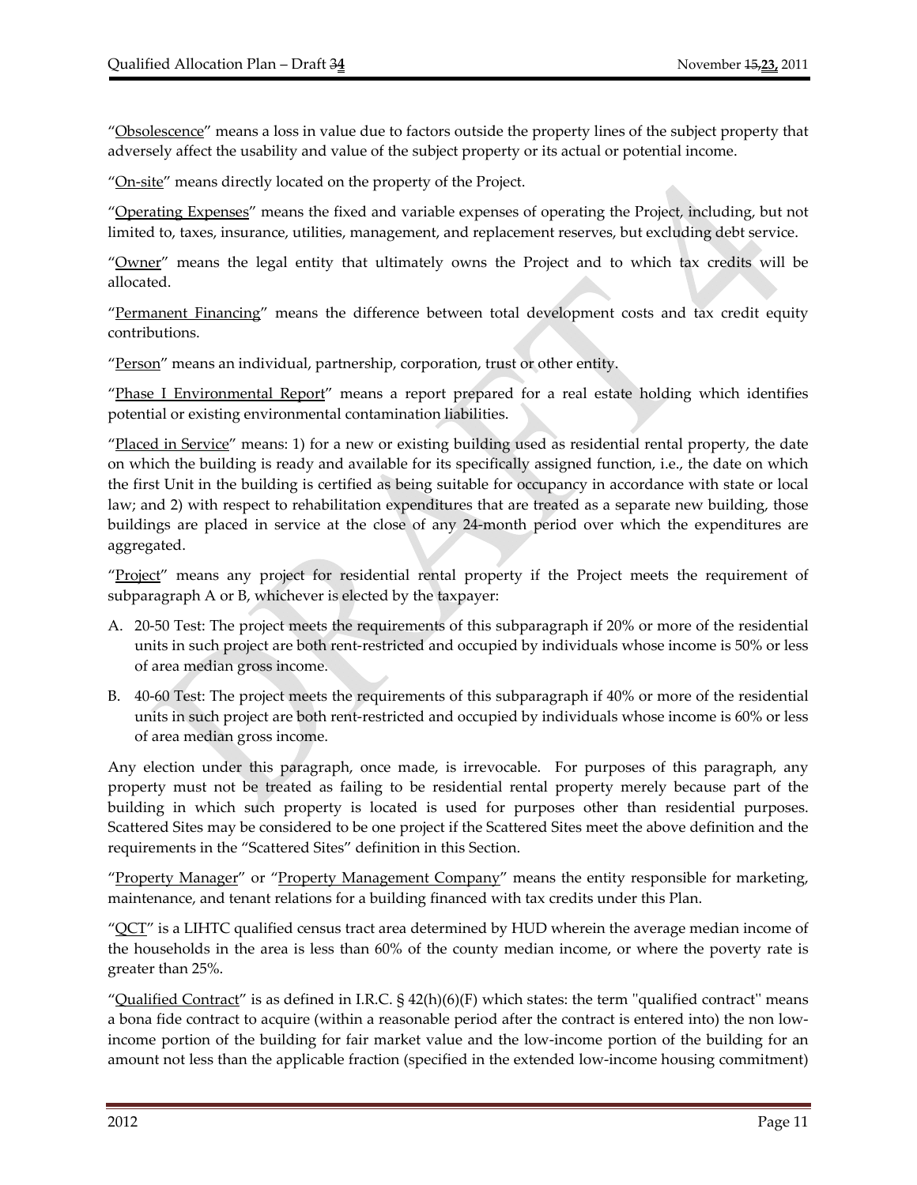"Obsolescence" means a loss in value due to factors outside the property lines of the subject property that adversely affect the usability and value of the subject property or its actual or potential income.

"On-site" means directly located on the property of the Project.

"Operating Expenses" means the fixed and variable expenses of operating the Project, including, but not limited to, taxes, insurance, utilities, management, and replacement reserves, but excluding debt service.

"Owner" means the legal entity that ultimately owns the Project and to which tax credits will be allocated.

"Permanent Financing" means the difference between total development costs and tax credit equity contributions.

"Person" means an individual, partnership, corporation, trust or other entity.

"Phase I Environmental Report" means a report prepared for a real estate holding which identifies potential or existing environmental contamination liabilities.

"Placed in Service" means: 1) for a new or existing building used as residential rental property, the date on which the building is ready and available for its specifically assigned function, i.e., the date on which the first Unit in the building is certified as being suitable for occupancy in accordance with state or local law; and 2) with respect to rehabilitation expenditures that are treated as a separate new building, those buildings are placed in service at the close of any 24-month period over which the expenditures are aggregated.

"Project" means any project for residential rental property if the Project meets the requirement of subparagraph A or B, whichever is elected by the taxpayer:

A. 20-50 Test: The project meets the requirements of this subparagraph if 20% or more of the residential units in such project are both rent-restricted and occupied by individuals whose income is 50% or less of area median gross income.

B. 40-60 Test: The project meets the requirements of this subparagraph if 40% or more of the residential units in such project are both rent-restricted and occupied by individuals whose income is 60% or less of area median gross income.

Any election under this paragraph, once made, is irrevocable. For purposes of this paragraph, any property must not be treated as failing to be residential rental property merely because part of the building in which such property is located is used for purposes other than residential purposes. Scattered Sites may be considered to be one project if the Scattered Sites meet the above definition and the requirements in the "Scattered Sites" definition in this Section.

"Property Manager" or "Property Management Company" means the entity responsible for marketing, maintenance, and tenant relations for a building financed with tax credits under this Plan.

"QCT" is a LIHTC qualified census tract area determined by HUD wherein the average median income of the households in the area is less than 60% of the county median income, or where the poverty rate is greater than 25%.

"Qualified Contract" is as defined in I.R.C. § 42(h)(6)(F) which states: the term "qualified contract" means a bona fide contract to acquire (within a reasonable period after the contract is entered into) the non low-income portion of the building for fair market value and the low-income portion of the building for an amount not less than the applicable fraction (specified in the extended low-income housing commitment)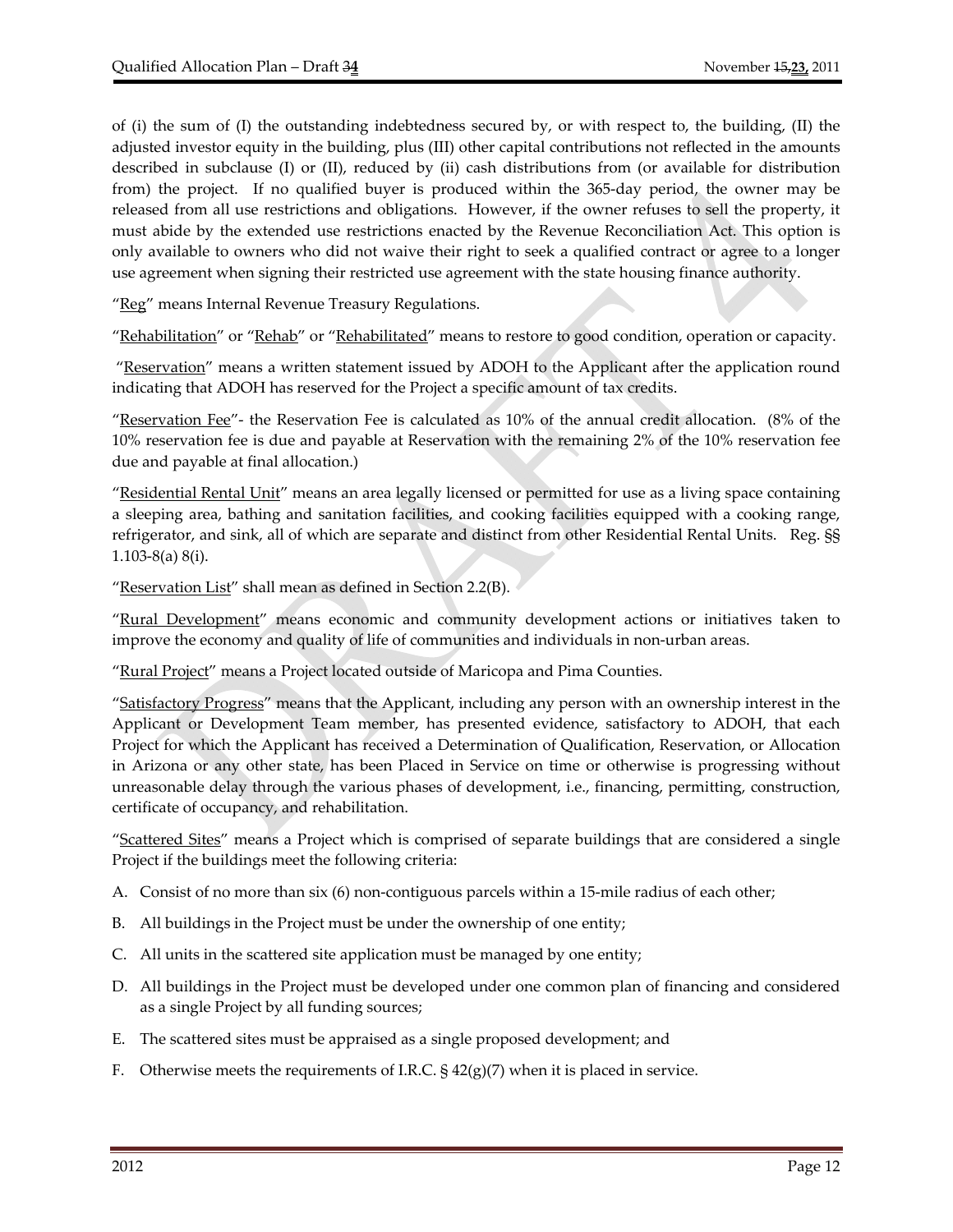of (i) the sum of (I) the outstanding indebtedness secured by, or with respect to, the building, (II) the adjusted investor equity in the building, plus (III) other capital contributions not reflected in the amounts described in subclause (I) or (II), reduced by (ii) cash distributions from (or available for distribution from) the project. If no qualified buyer is produced within the 365-day period, the owner may be released from all use restrictions and obligations. However, if the owner refuses to sell the property, it must abide by the extended use restrictions enacted by the Revenue Reconciliation Act. This option is only available to owners who did not waive their right to seek a qualified contract or agree to a longer use agreement when signing their restricted use agreement with the state housing finance authority.

"Reg" means Internal Revenue Treasury Regulations.

"Rehabilitation" or "Rehab" or "Rehabilitated" means to restore to good condition, operation or capacity.

"Reservation" means a written statement issued by ADOH to the Applicant after the application round indicating that ADOH has reserved for the Project a specific amount of tax credits.

"Reservation Fee"- the Reservation Fee is calculated as 10% of the annual credit allocation. (8% of the 10% reservation fee is due and payable at Reservation with the remaining 2% of the 10% reservation fee due and payable at final allocation.)

"Residential Rental Unit" means an area legally licensed or permitted for use as a living space containing a sleeping area, bathing and sanitation facilities, and cooking facilities equipped with a cooking range, refrigerator, and sink, all of which are separate and distinct from other Residential Rental Units. Reg. §§ 1.103-8(a) 8(i).

"Reservation List" shall mean as defined in Section 2.2(B).

"Rural Development" means economic and community development actions or initiatives taken to improve the economy and quality of life of communities and individuals in non-urban areas.

"Rural Project" means a Project located outside of Maricopa and Pima Counties.

"Satisfactory Progress" means that the Applicant, including any person with an ownership interest in the Applicant or Development Team member, has presented evidence, satisfactory to ADOH, that each Project for which the Applicant has received a Determination of Qualification, Reservation, or Allocation in Arizona or any other state, has been Placed in Service on time or otherwise is progressing without unreasonable delay through the various phases of development, i.e., financing, permitting, construction, certificate of occupancy, and rehabilitation.

"Scattered Sites" means a Project which is comprised of separate buildings that are considered a single Project if the buildings meet the following criteria:

A. Consist of no more than six (6) non-contiguous parcels within a 15-mile radius of each other;

B. All buildings in the Project must be under the ownership of one entity;

C. All units in the scattered site application must be managed by one entity;

D. All buildings in the Project must be developed under one common plan of financing and considered as a single Project by all funding sources;

E. The scattered sites must be appraised as a single proposed development; and

F. Otherwise meets the requirements of I.R.C. § 42(g)(7) when it is placed in service.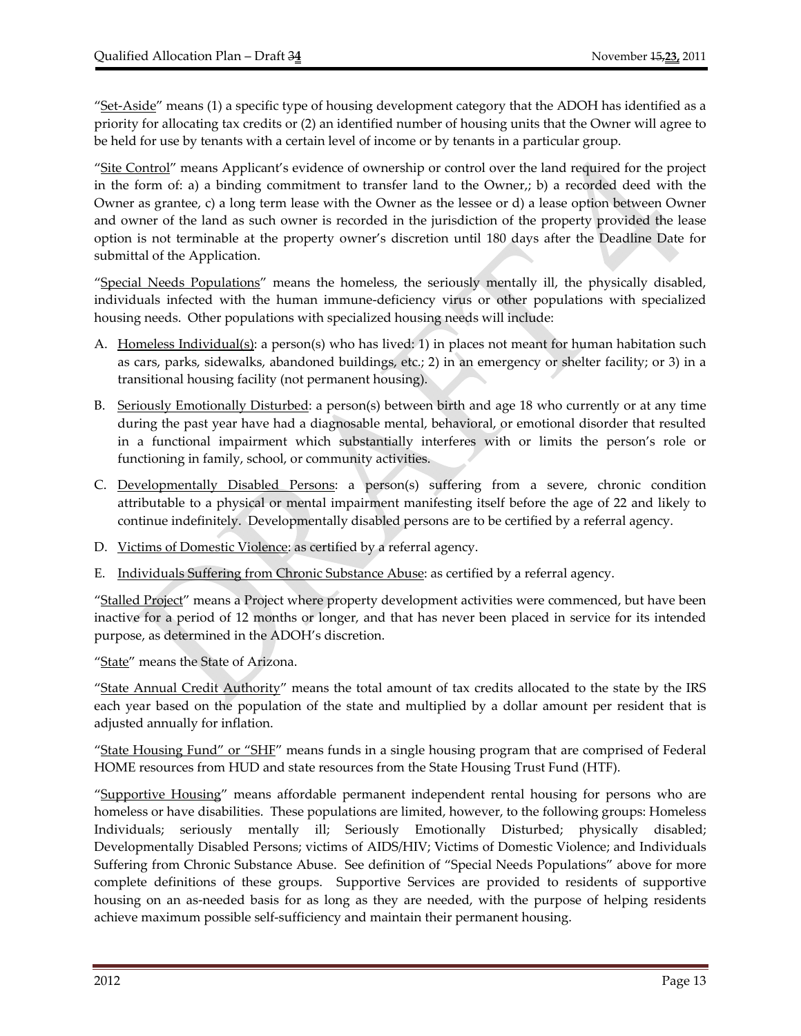"Set-Aside" means (1) a specific type of housing development category that the ADOH has identified as a priority for allocating tax credits or (2) an identified number of housing units that the Owner will agree to be held for use by tenants with a certain level of income or by tenants in a particular group.

"Site Control" means Applicant's evidence of ownership or control over the land required for the project in the form of: a) a binding commitment to transfer land to the Owner,; b) a recorded deed with the Owner as grantee, c) a long term lease with the Owner as the lessee or d) a lease option between Owner and owner of the land as such owner is recorded in the jurisdiction of the property provided the lease option is not terminable at the property owner's discretion until 180 days after the Deadline Date for submittal of the Application.

"Special Needs Populations" means the homeless, the seriously mentally ill, the physically disabled, individuals infected with the human immune-deficiency virus or other populations with specialized housing needs. Other populations with specialized housing needs will include:

A. Homeless Individual(s): a person(s) who has lived: 1) in places not meant for human habitation such as cars, parks, sidewalks, abandoned buildings, etc.; 2) in an emergency or shelter facility; or 3) in a transitional housing facility (not permanent housing).

B. Seriously Emotionally Disturbed: a person(s) between birth and age 18 who currently or at any time during the past year have had a diagnosable mental, behavioral, or emotional disorder that resulted in a functional impairment which substantially interferes with or limits the person's role or functioning in family, school, or community activities.

C. Developmentally Disabled Persons: a person(s) suffering from a severe, chronic condition attributable to a physical or mental impairment manifesting itself before the age of 22 and likely to continue indefinitely. Developmentally disabled persons are to be certified by a referral agency.

D. Victims of Domestic Violence: as certified by a referral agency.

E. Individuals Suffering from Chronic Substance Abuse: as certified by a referral agency.

"Stalled Project" means a Project where property development activities were commenced, but have been inactive for a period of 12 months or longer, and that has never been placed in service for its intended purpose, as determined in the ADOH's discretion.

"State" means the State of Arizona.

"State Annual Credit Authority" means the total amount of tax credits allocated to the state by the IRS each year based on the population of the state and multiplied by a dollar amount per resident that is adjusted annually for inflation.

"State Housing Fund" or "SHF" means funds in a single housing program that are comprised of Federal HOME resources from HUD and state resources from the State Housing Trust Fund (HTF).

"Supportive Housing" means affordable permanent independent rental housing for persons who are homeless or have disabilities. These populations are limited, however, to the following groups: Homeless Individuals; seriously mentally ill; Seriously Emotionally Disturbed; physically disabled; Developmentally Disabled Persons; victims of AIDS/HIV; Victims of Domestic Violence; and Individuals Suffering from Chronic Substance Abuse. See definition of "Special Needs Populations" above for more complete definitions of these groups. Supportive Services are provided to residents of supportive housing on an as-needed basis for as long as they are needed, with the purpose of helping residents achieve maximum possible self-sufficiency and maintain their permanent housing.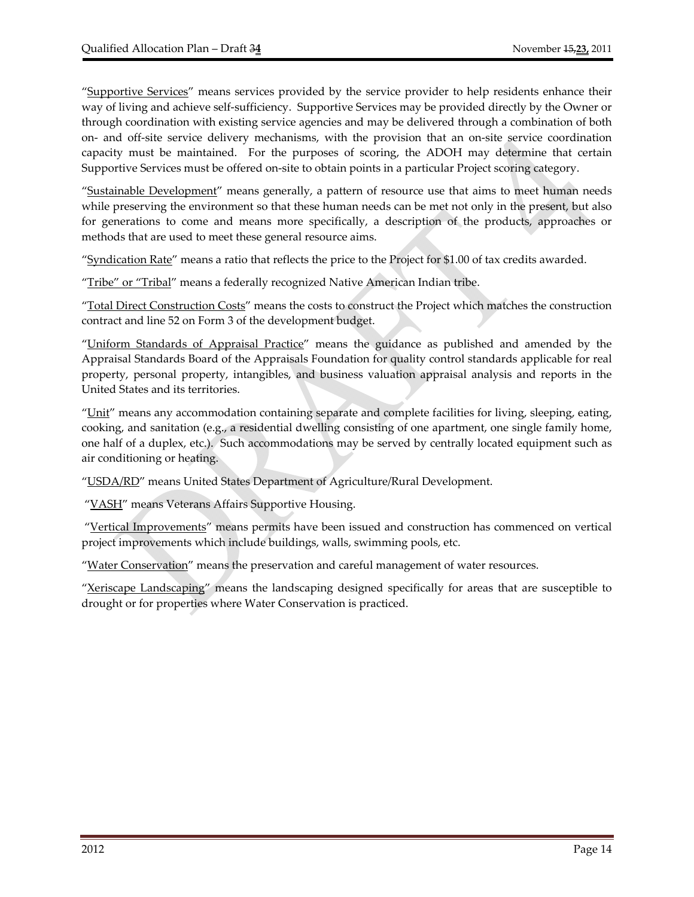"Supportive Services" means services provided by the service provider to help residents enhance their way of living and achieve self-sufficiency. Supportive Services may be provided directly by the Owner or through coordination with existing service agencies and may be delivered through a combination of both on- and off-site service delivery mechanisms, with the provision that an on-site service coordination capacity must be maintained. For the purposes of scoring, the ADOH may determine that certain Supportive Services must be offered on-site to obtain points in a particular Project scoring category.

"Sustainable Development" means generally, a pattern of resource use that aims to meet human needs while preserving the environment so that these human needs can be met not only in the present, but also for generations to come and means more specifically, a description of the products, approaches or methods that are used to meet these general resource aims.

"Syndication Rate" means a ratio that reflects the price to the Project for $1.00 of tax credits awarded.

"Tribe" or "Tribal" means a federally recognized Native American Indian tribe.

"Total Direct Construction Costs" means the costs to construct the Project which matches the construction contract and line 52 on Form 3 of the development budget.

"Uniform Standards of Appraisal Practice" means the guidance as published and amended by the Appraisal Standards Board of the Appraisals Foundation for quality control standards applicable for real property, personal property, intangibles, and business valuation appraisal analysis and reports in the United States and its territories.

"Unit" means any accommodation containing separate and complete facilities for living, sleeping, eating, cooking, and sanitation (e.g., a residential dwelling consisting of one apartment, one single family home, one half of a duplex, etc.). Such accommodations may be served by centrally located equipment such as air conditioning or heating.

"USDA/RD" means United States Department of Agriculture/Rural Development.

"VASH" means Veterans Affairs Supportive Housing.

"Vertical Improvements" means permits have been issued and construction has commenced on vertical project improvements which include buildings, walls, swimming pools, etc.

"Water Conservation" means the preservation and careful management of water resources.

"Xeriscape Landscaping" means the landscaping designed specifically for areas that are susceptible to drought or for properties where Water Conservation is practiced.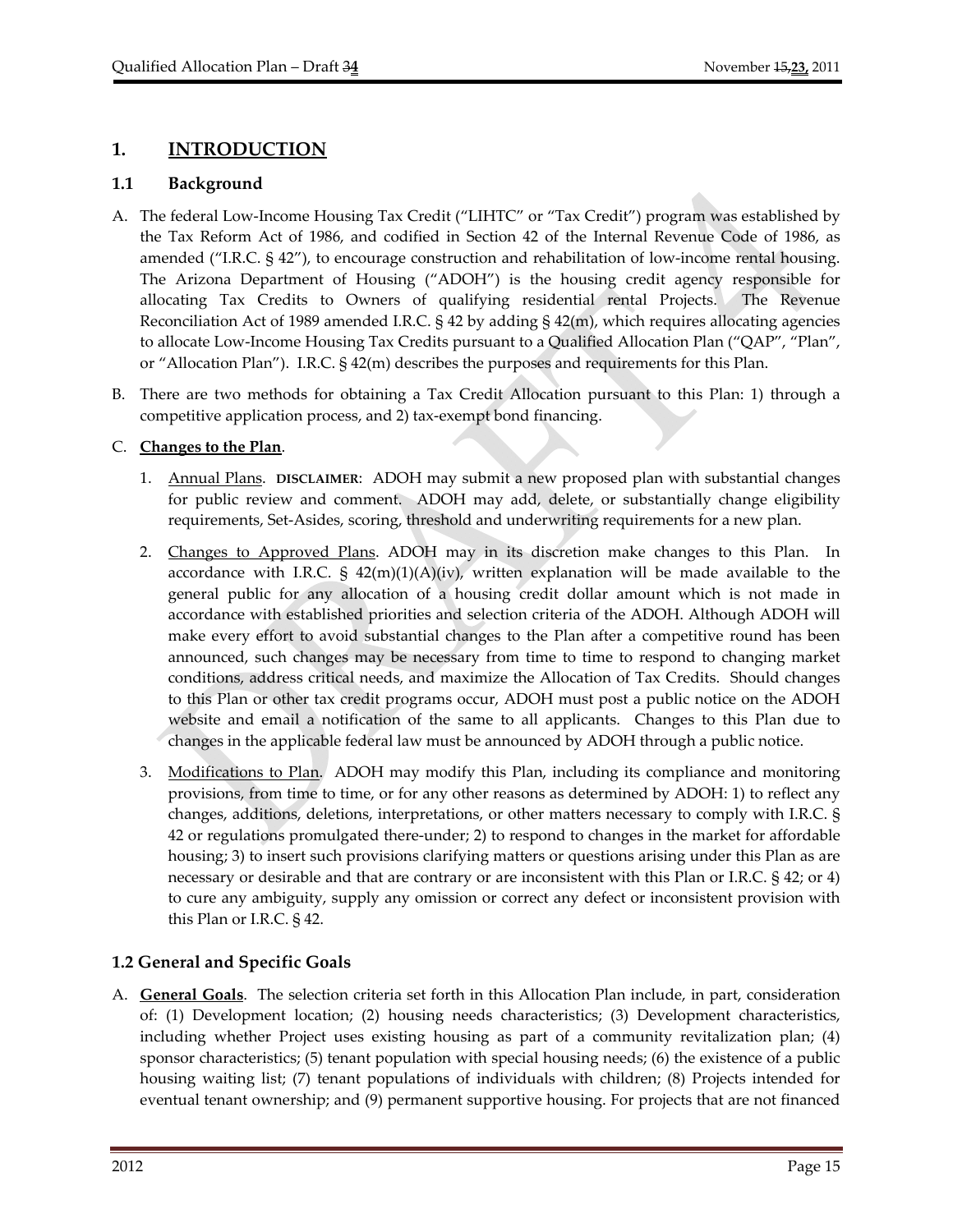## 1. INTRODUCTION

### 1.1 Background

A. The federal Low-Income Housing Tax Credit ("LIHTC" or "Tax Credit") program was established by the Tax Reform Act of 1986, and codified in Section 42 of the Internal Revenue Code of 1986, as amended ("I.R.C. § 42"), to encourage construction and rehabilitation of low-income rental housing. The Arizona Department of Housing ("ADOH") is the housing credit agency responsible for allocating Tax Credits to Owners of qualifying residential rental Projects. The Revenue Reconciliation Act of 1989 amended I.R.C. § 42 by adding § 42(m), which requires allocating agencies to allocate Low-Income Housing Tax Credits pursuant to a Qualified Allocation Plan ("QAP", "Plan", or "Allocation Plan"). I.R.C. § 42(m) describes the purposes and requirements for this Plan.

B. There are two methods for obtaining a Tax Credit Allocation pursuant to this Plan: 1) through a competitive application process, and 2) tax-exempt bond financing.

C. **Changes to the Plan**.

1. Annual Plans. **DISCLAIMER**: ADOH may submit a new proposed plan with substantial changes for public review and comment. ADOH may add, delete, or substantially change eligibility requirements, Set-Asides, scoring, threshold and underwriting requirements for a new plan.

2. Changes to Approved Plans. ADOH may in its discretion make changes to this Plan. In accordance with I.R.C. § 42(m)(1)(A)(iv), written explanation will be made available to the general public for any allocation of a housing credit dollar amount which is not made in accordance with established priorities and selection criteria of the ADOH. Although ADOH will make every effort to avoid substantial changes to the Plan after a competitive round has been announced, such changes may be necessary from time to time to respond to changing market conditions, address critical needs, and maximize the Allocation of Tax Credits. Should changes to this Plan or other tax credit programs occur, ADOH must post a public notice on the ADOH website and email a notification of the same to all applicants. Changes to this Plan due to changes in the applicable federal law must be announced by ADOH through a public notice.

3. Modifications to Plan. ADOH may modify this Plan, including its compliance and monitoring provisions, from time to time, or for any other reasons as determined by ADOH: 1) to reflect any changes, additions, deletions, interpretations, or other matters necessary to comply with I.R.C. § 42 or regulations promulgated there-under; 2) to respond to changes in the market for affordable housing; 3) to insert such provisions clarifying matters or questions arising under this Plan as are necessary or desirable and that are contrary or are inconsistent with this Plan or I.R.C. § 42; or 4) to cure any ambiguity, supply any omission or correct any defect or inconsistent provision with this Plan or I.R.C. § 42.

### 1.2 General and Specific Goals

A. **General Goals**. The selection criteria set forth in this Allocation Plan include, in part, consideration of: (1) Development location; (2) housing needs characteristics; (3) Development characteristics, including whether Project uses existing housing as part of a community revitalization plan; (4) sponsor characteristics; (5) tenant population with special housing needs; (6) the existence of a public housing waiting list; (7) tenant populations of individuals with children; (8) Projects intended for eventual tenant ownership; and (9) permanent supportive housing. For projects that are not financed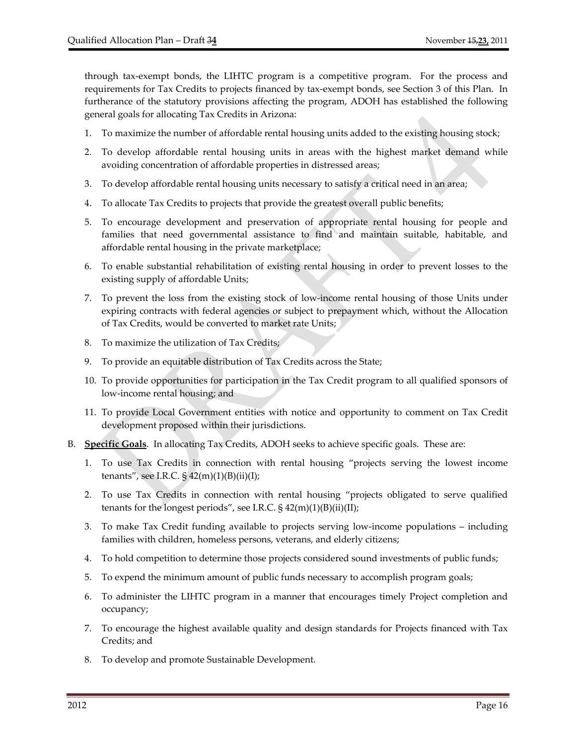through tax-exempt bonds, the LIHTC program is a competitive program. For the process and requirements for Tax Credits to projects financed by tax-exempt bonds, see Section 3 of this Plan. In furtherance of the statutory provisions affecting the program, ADOH has established the following general goals for allocating Tax Credits in Arizona:

1. To maximize the number of affordable rental housing units added to the existing housing stock;
2. To develop affordable rental housing units in areas with the highest market demand while avoiding concentration of affordable properties in distressed areas;
3. To develop affordable rental housing units necessary to satisfy a critical need in an area;
4. To allocate Tax Credits to projects that provide the greatest overall public benefits;
5. To encourage development and preservation of appropriate rental housing for people and families that need governmental assistance to find and maintain suitable, habitable, and affordable rental housing in the private marketplace;
6. To enable substantial rehabilitation of existing rental housing in order to prevent losses to the existing supply of affordable Units;
7. To prevent the loss from the existing stock of low-income rental housing of those Units under expiring contracts with federal agencies or subject to prepayment which, without the Allocation of Tax Credits, would be converted to market rate Units;
8. To maximize the utilization of Tax Credits;
9. To provide an equitable distribution of Tax Credits across the State;
10. To provide opportunities for participation in the Tax Credit program to all qualified sponsors of low-income rental housing; and
11. To provide Local Government entities with notice and opportunity to comment on Tax Credit development proposed within their jurisdictions.

B. **Specific Goals**. In allocating Tax Credits, ADOH seeks to achieve specific goals. These are:

1. To use Tax Credits in connection with rental housing "projects serving the lowest income tenants", see I.R.C. § 42(m)(1)(B)(ii)(I);
2. To use Tax Credits in connection with rental housing "projects obligated to serve qualified tenants for the longest periods", see I.R.C. § 42(m)(1)(B)(ii)(II);
3. To make Tax Credit funding available to projects serving low-income populations – including families with children, homeless persons, veterans, and elderly citizens;
4. To hold competition to determine those projects considered sound investments of public funds;
5. To expend the minimum amount of public funds necessary to accomplish program goals;
6. To administer the LIHTC program in a manner that encourages timely Project completion and occupancy;
7. To encourage the highest available quality and design standards for Projects financed with Tax Credits; and
8. To develop and promote Sustainable Development.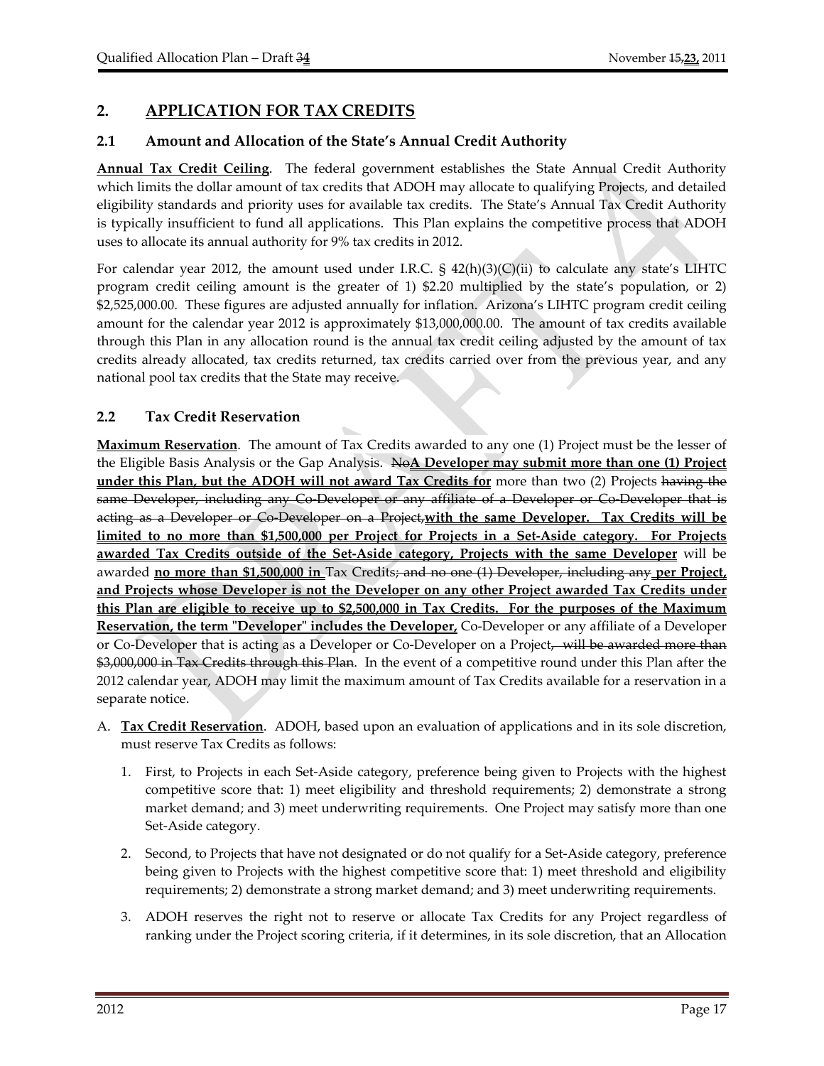## 2. APPLICATION FOR TAX CREDITS

### 2.1 Amount and Allocation of the State's Annual Credit Authority

**Annual Tax Credit Ceiling**. The federal government establishes the State Annual Credit Authority which limits the dollar amount of tax credits that ADOH may allocate to qualifying Projects, and detailed eligibility standards and priority uses for available tax credits. The State's Annual Tax Credit Authority is typically insufficient to fund all applications. This Plan explains the competitive process that ADOH uses to allocate its annual authority for 9% tax credits in 2012.

For calendar year 2012, the amount used under I.R.C. § 42(h)(3)(C)(ii) to calculate any state's LIHTC program credit ceiling amount is the greater of 1) $2.20 multiplied by the state's population, or 2) $2,525,000.00. These figures are adjusted annually for inflation. Arizona's LIHTC program credit ceiling amount for the calendar year 2012 is approximately $13,000,000.00. The amount of tax credits available through this Plan in any allocation round is the annual tax credit ceiling adjusted by the amount of tax credits already allocated, tax credits returned, tax credits carried over from the previous year, and any national pool tax credits that the State may receive.

### 2.2 Tax Credit Reservation

**Maximum Reservation**. The amount of Tax Credits awarded to any one (1) Project must be the lesser of the Eligible Basis Analysis or the Gap Analysis. ~~No~~**A Developer may submit more than one (1) Project under this Plan, but the ADOH will not award Tax Credits for** more than two (2) Projects ~~having the same Developer, including any Co-Developer or any affiliate of a Developer or Co-Developer that is acting as a Developer or Co-Developer on a Project,~~**with the same Developer. Tax Credits will be limited to no more than $1,500,000 per Project for Projects in a Set-Aside category. For Projects awarded Tax Credits outside of the Set-Aside category, Projects with the same Developer** will be awarded **no more than $1,500,000 in** Tax Credits~~; and no one (1) Developer, including any~~ **per Project, and Projects whose Developer is not the Developer on any other Project awarded Tax Credits under this Plan are eligible to receive up to $2,500,000 in Tax Credits. For the purposes of the Maximum Reservation, the term "Developer" includes the Developer,** Co-Developer or any affiliate of a Developer or Co-Developer that is acting as a Developer or Co-Developer on a Project~~, will be awarded more than $3,000,000 in Tax Credits through this Plan~~. In the event of a competitive round under this Plan after the 2012 calendar year, ADOH may limit the maximum amount of Tax Credits available for a reservation in a separate notice.

A. **Tax Credit Reservation**. ADOH, based upon an evaluation of applications and in its sole discretion, must reserve Tax Credits as follows:

   1. First, to Projects in each Set-Aside category, preference being given to Projects with the highest competitive score that: 1) meet eligibility and threshold requirements; 2) demonstrate a strong market demand; and 3) meet underwriting requirements. One Project may satisfy more than one Set-Aside category.

   2. Second, to Projects that have not designated or do not qualify for a Set-Aside category, preference being given to Projects with the highest competitive score that: 1) meet threshold and eligibility requirements; 2) demonstrate a strong market demand; and 3) meet underwriting requirements.

   3. ADOH reserves the right not to reserve or allocate Tax Credits for any Project regardless of ranking under the Project scoring criteria, if it determines, in its sole discretion, that an Allocation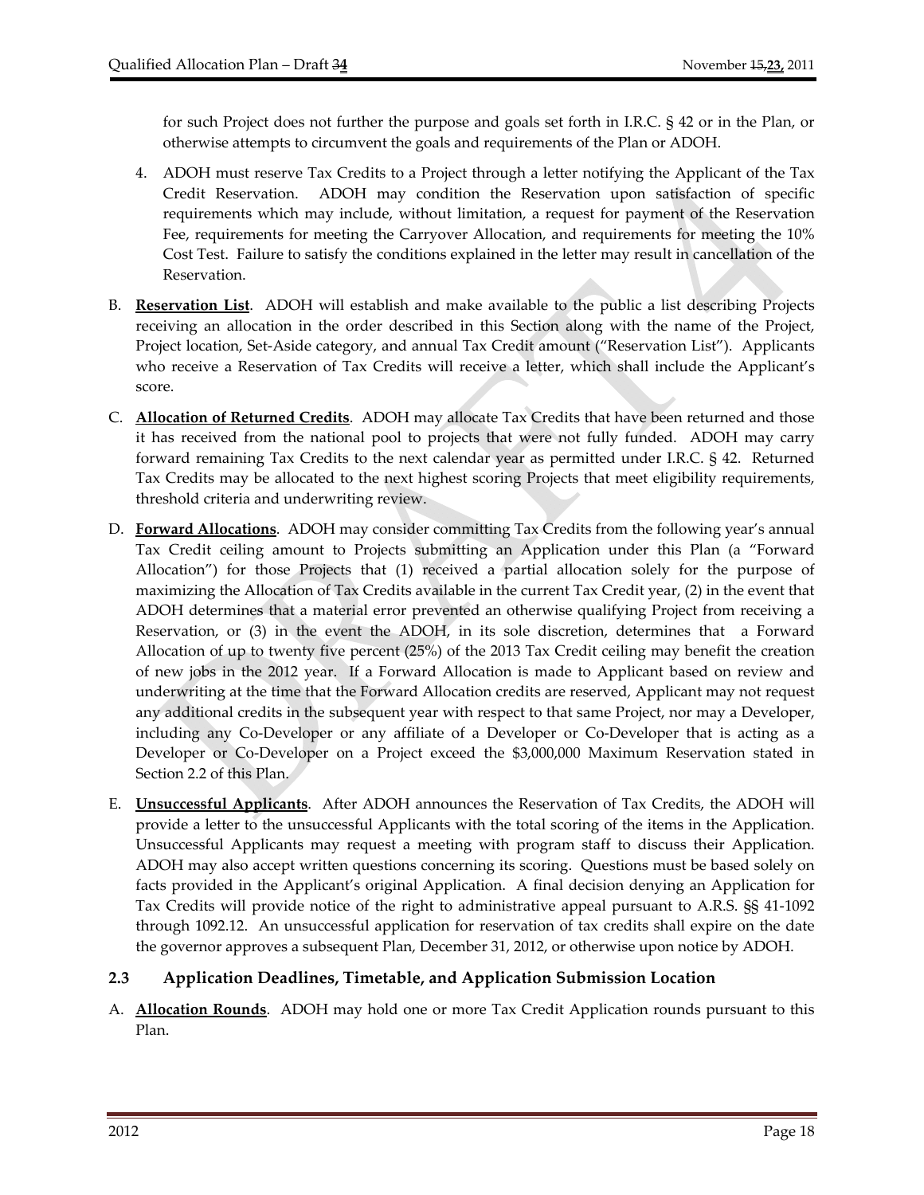for such Project does not further the purpose and goals set forth in I.R.C. § 42 or in the Plan, or otherwise attempts to circumvent the goals and requirements of the Plan or ADOH.

4. ADOH must reserve Tax Credits to a Project through a letter notifying the Applicant of the Tax Credit Reservation. ADOH may condition the Reservation upon satisfaction of specific requirements which may include, without limitation, a request for payment of the Reservation Fee, requirements for meeting the Carryover Allocation, and requirements for meeting the 10% Cost Test. Failure to satisfy the conditions explained in the letter may result in cancellation of the Reservation.

B. **Reservation List**. ADOH will establish and make available to the public a list describing Projects receiving an allocation in the order described in this Section along with the name of the Project, Project location, Set-Aside category, and annual Tax Credit amount ("Reservation List"). Applicants who receive a Reservation of Tax Credits will receive a letter, which shall include the Applicant's score.

C. **Allocation of Returned Credits**. ADOH may allocate Tax Credits that have been returned and those it has received from the national pool to projects that were not fully funded. ADOH may carry forward remaining Tax Credits to the next calendar year as permitted under I.R.C. § 42. Returned Tax Credits may be allocated to the next highest scoring Projects that meet eligibility requirements, threshold criteria and underwriting review.

D. **Forward Allocations**. ADOH may consider committing Tax Credits from the following year's annual Tax Credit ceiling amount to Projects submitting an Application under this Plan (a "Forward Allocation") for those Projects that (1) received a partial allocation solely for the purpose of maximizing the Allocation of Tax Credits available in the current Tax Credit year, (2) in the event that ADOH determines that a material error prevented an otherwise qualifying Project from receiving a Reservation, or (3) in the event the ADOH, in its sole discretion, determines that a Forward Allocation of up to twenty five percent (25%) of the 2013 Tax Credit ceiling may benefit the creation of new jobs in the 2012 year. If a Forward Allocation is made to Applicant based on review and underwriting at the time that the Forward Allocation credits are reserved, Applicant may not request any additional credits in the subsequent year with respect to that same Project, nor may a Developer, including any Co-Developer or any affiliate of a Developer or Co-Developer that is acting as a Developer or Co-Developer on a Project exceed the $3,000,000 Maximum Reservation stated in Section 2.2 of this Plan.

E. **Unsuccessful Applicants**. After ADOH announces the Reservation of Tax Credits, the ADOH will provide a letter to the unsuccessful Applicants with the total scoring of the items in the Application. Unsuccessful Applicants may request a meeting with program staff to discuss their Application. ADOH may also accept written questions concerning its scoring. Questions must be based solely on facts provided in the Applicant's original Application. A final decision denying an Application for Tax Credits will provide notice of the right to administrative appeal pursuant to A.R.S. §§ 41-1092 through 1092.12. An unsuccessful application for reservation of tax credits shall expire on the date the governor approves a subsequent Plan, December 31, 2012, or otherwise upon notice by ADOH.

### 2.3 Application Deadlines, Timetable, and Application Submission Location

A. **Allocation Rounds**. ADOH may hold one or more Tax Credit Application rounds pursuant to this Plan.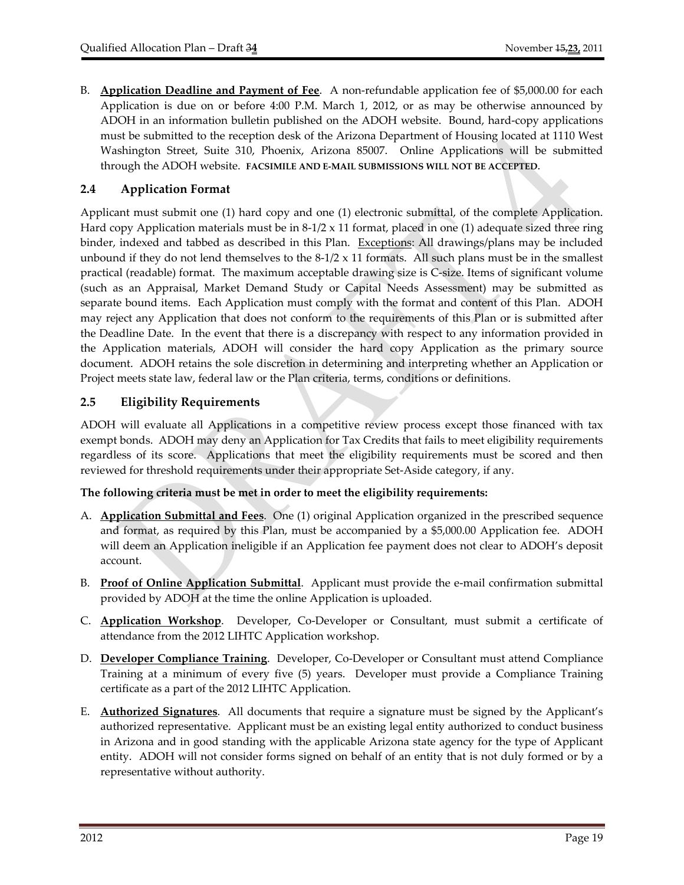B. **Application Deadline and Payment of Fee**. A non-refundable application fee of $5,000.00 for each Application is due on or before 4:00 P.M. March 1, 2012, or as may be otherwise announced by ADOH in an information bulletin published on the ADOH website. Bound, hard-copy applications must be submitted to the reception desk of the Arizona Department of Housing located at 1110 West Washington Street, Suite 310, Phoenix, Arizona 85007. Online Applications will be submitted through the ADOH website. **FACSIMILE AND E-MAIL SUBMISSIONS WILL NOT BE ACCEPTED**.

## 2.4 Application Format

Applicant must submit one (1) hard copy and one (1) electronic submittal, of the complete Application. Hard copy Application materials must be in 8-1/2 x 11 format, placed in one (1) adequate sized three ring binder, indexed and tabbed as described in this Plan. Exceptions: All drawings/plans may be included unbound if they do not lend themselves to the 8-1/2 x 11 formats. All such plans must be in the smallest practical (readable) format. The maximum acceptable drawing size is C-size. Items of significant volume (such as an Appraisal, Market Demand Study or Capital Needs Assessment) may be submitted as separate bound items. Each Application must comply with the format and content of this Plan. ADOH may reject any Application that does not conform to the requirements of this Plan or is submitted after the Deadline Date. In the event that there is a discrepancy with respect to any information provided in the Application materials, ADOH will consider the hard copy Application as the primary source document. ADOH retains the sole discretion in determining and interpreting whether an Application or Project meets state law, federal law or the Plan criteria, terms, conditions or definitions.

## 2.5 Eligibility Requirements

ADOH will evaluate all Applications in a competitive review process except those financed with tax exempt bonds. ADOH may deny an Application for Tax Credits that fails to meet eligibility requirements regardless of its score. Applications that meet the eligibility requirements must be scored and then reviewed for threshold requirements under their appropriate Set-Aside category, if any.

**The following criteria must be met in order to meet the eligibility requirements:**

A. **Application Submittal and Fees**. One (1) original Application organized in the prescribed sequence and format, as required by this Plan, must be accompanied by a $5,000.00 Application fee. ADOH will deem an Application ineligible if an Application fee payment does not clear to ADOH's deposit account.

B. **Proof of Online Application Submittal**. Applicant must provide the e-mail confirmation submittal provided by ADOH at the time the online Application is uploaded.

C. **Application Workshop**. Developer, Co-Developer or Consultant, must submit a certificate of attendance from the 2012 LIHTC Application workshop.

D. **Developer Compliance Training**. Developer, Co-Developer or Consultant must attend Compliance Training at a minimum of every five (5) years. Developer must provide a Compliance Training certificate as a part of the 2012 LIHTC Application.

E. **Authorized Signatures**. All documents that require a signature must be signed by the Applicant's authorized representative. Applicant must be an existing legal entity authorized to conduct business in Arizona and in good standing with the applicable Arizona state agency for the type of Applicant entity. ADOH will not consider forms signed on behalf of an entity that is not duly formed or by a representative without authority.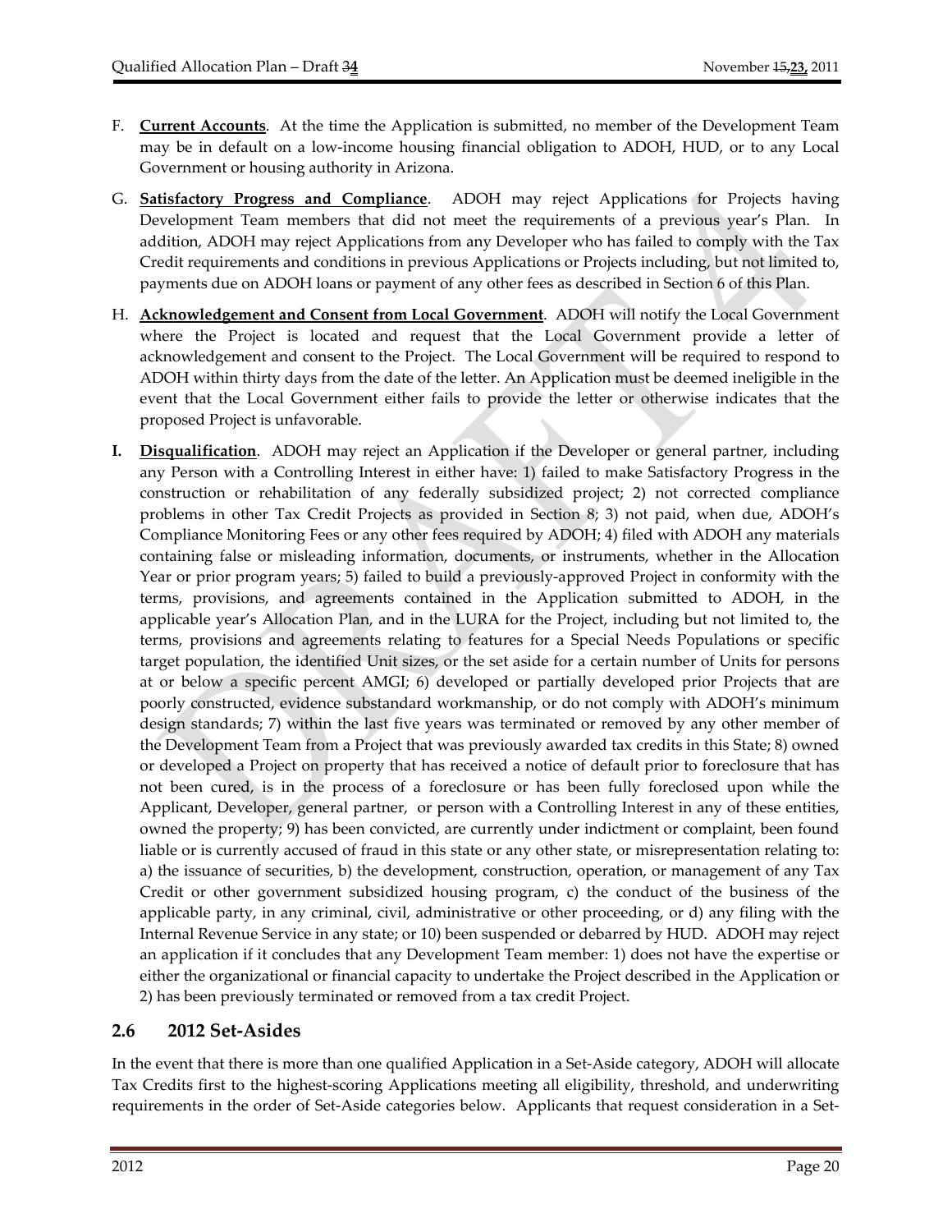F. **Current Accounts**. At the time the Application is submitted, no member of the Development Team may be in default on a low-income housing financial obligation to ADOH, HUD, or to any Local Government or housing authority in Arizona.

G. **Satisfactory Progress and Compliance**. ADOH may reject Applications for Projects having Development Team members that did not meet the requirements of a previous year's Plan. In addition, ADOH may reject Applications from any Developer who has failed to comply with the Tax Credit requirements and conditions in previous Applications or Projects including, but not limited to, payments due on ADOH loans or payment of any other fees as described in Section 6 of this Plan.

H. **Acknowledgement and Consent from Local Government**. ADOH will notify the Local Government where the Project is located and request that the Local Government provide a letter of acknowledgement and consent to the Project. The Local Government will be required to respond to ADOH within thirty days from the date of the letter. An Application must be deemed ineligible in the event that the Local Government either fails to provide the letter or otherwise indicates that the proposed Project is unfavorable.

**I.** **Disqualification**. ADOH may reject an Application if the Developer or general partner, including any Person with a Controlling Interest in either have: 1) failed to make Satisfactory Progress in the construction or rehabilitation of any federally subsidized project; 2) not corrected compliance problems in other Tax Credit Projects as provided in Section 8; 3) not paid, when due, ADOH's Compliance Monitoring Fees or any other fees required by ADOH; 4) filed with ADOH any materials containing false or misleading information, documents, or instruments, whether in the Allocation Year or prior program years; 5) failed to build a previously-approved Project in conformity with the terms, provisions, and agreements contained in the Application submitted to ADOH, in the applicable year's Allocation Plan, and in the LURA for the Project, including but not limited to, the terms, provisions and agreements relating to features for a Special Needs Populations or specific target population, the identified Unit sizes, or the set aside for a certain number of Units for persons at or below a specific percent AMGI; 6) developed or partially developed prior Projects that are poorly constructed, evidence substandard workmanship, or do not comply with ADOH's minimum design standards; 7) within the last five years was terminated or removed by any other member of the Development Team from a Project that was previously awarded tax credits in this State; 8) owned or developed a Project on property that has received a notice of default prior to foreclosure that has not been cured, is in the process of a foreclosure or has been fully foreclosed upon while the Applicant, Developer, general partner, or person with a Controlling Interest in any of these entities, owned the property; 9) has been convicted, are currently under indictment or complaint, been found liable or is currently accused of fraud in this state or any other state, or misrepresentation relating to: a) the issuance of securities, b) the development, construction, operation, or management of any Tax Credit or other government subsidized housing program, c) the conduct of the business of the applicable party, in any criminal, civil, administrative or other proceeding, or d) any filing with the Internal Revenue Service in any state; or 10) been suspended or debarred by HUD. ADOH may reject an application if it concludes that any Development Team member: 1) does not have the expertise or either the organizational or financial capacity to undertake the Project described in the Application or 2) has been previously terminated or removed from a tax credit Project.

## 2.6 2012 Set-Asides

In the event that there is more than one qualified Application in a Set-Aside category, ADOH will allocate Tax Credits first to the highest-scoring Applications meeting all eligibility, threshold, and underwriting requirements in the order of Set-Aside categories below. Applicants that request consideration in a Set-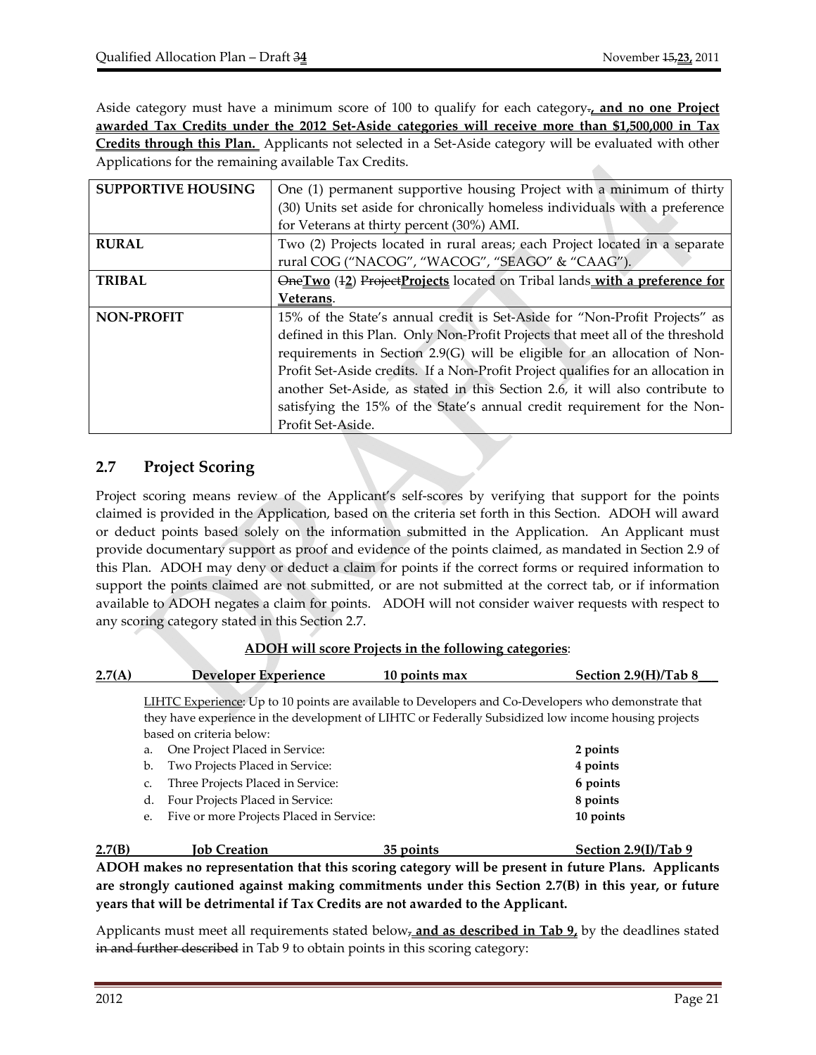Aside category must have a minimum score of 100 to qualify for each category~~.~~**, and no one Project awarded Tax Credits under the 2012 Set-Aside categories will receive more than $1,500,000 in Tax Credits through this Plan.** Applicants not selected in a Set-Aside category will be evaluated with other Applications for the remaining available Tax Credits.

| | |
|---|---|
| **SUPPORTIVE HOUSING** | One (1) permanent supportive housing Project with a minimum of thirty (30) Units set aside for chronically homeless individuals with a preference for Veterans at thirty percent (30%) AMI. |
| **RURAL** | Two (2) Projects located in rural areas; each Project located in a separate rural COG ("NACOG", "WACOG", "SEAGO" & "CAAG"). |
| **TRIBAL** | ~~One~~**Two** (~~1~~**2**) ~~Project~~**Projects** located on Tribal lands **with a preference for Veterans**. |
| **NON-PROFIT** | 15% of the State's annual credit is Set-Aside for "Non-Profit Projects" as defined in this Plan. Only Non-Profit Projects that meet all of the threshold requirements in Section 2.9(G) will be eligible for an allocation of Non-Profit Set-Aside credits. If a Non-Profit Project qualifies for an allocation in another Set-Aside, as stated in this Section 2.6, it will also contribute to satisfying the 15% of the State's annual credit requirement for the Non-Profit Set-Aside. |

## 2.7 Project Scoring

Project scoring means review of the Applicant's self-scores by verifying that support for the points claimed is provided in the Application, based on the criteria set forth in this Section. ADOH will award or deduct points based solely on the information submitted in the Application. An Applicant must provide documentary support as proof and evidence of the points claimed, as mandated in Section 2.9 of this Plan. ADOH may deny or deduct a claim for points if the correct forms or required information to support the points claimed are not submitted, or are not submitted at the correct tab, or if information available to ADOH negates a claim for points. ADOH will not consider waiver requests with respect to any scoring category stated in this Section 2.7.

**ADOH will score Projects in the following categories**:

**2.7(A) Developer Experience — 10 points max — Section 2.9(H)/Tab 8**

LIHTC Experience: Up to 10 points are available to Developers and Co-Developers who demonstrate that they have experience in the development of LIHTC or Federally Subsidized low income housing projects based on criteria below:

| | | |
|---|---|---|
| a. | One Project Placed in Service: | **2 points** |
| b. | Two Projects Placed in Service: | **4 points** |
| c. | Three Projects Placed in Service: | **6 points** |
| d. | Four Projects Placed in Service: | **8 points** |
| e. | Five or more Projects Placed in Service: | **10 points** |

**2.7(B) Job Creation — 35 points — Section 2.9(I)/Tab 9**

**ADOH makes no representation that this scoring category will be present in future Plans. Applicants are strongly cautioned against making commitments under this Section 2.7(B) in this year, or future years that will be detrimental if Tax Credits are not awarded to the Applicant.**

Applicants must meet all requirements stated below~~,~~ **, and as described in Tab 9,** by the deadlines stated ~~in and further described~~ in Tab 9 to obtain points in this scoring category: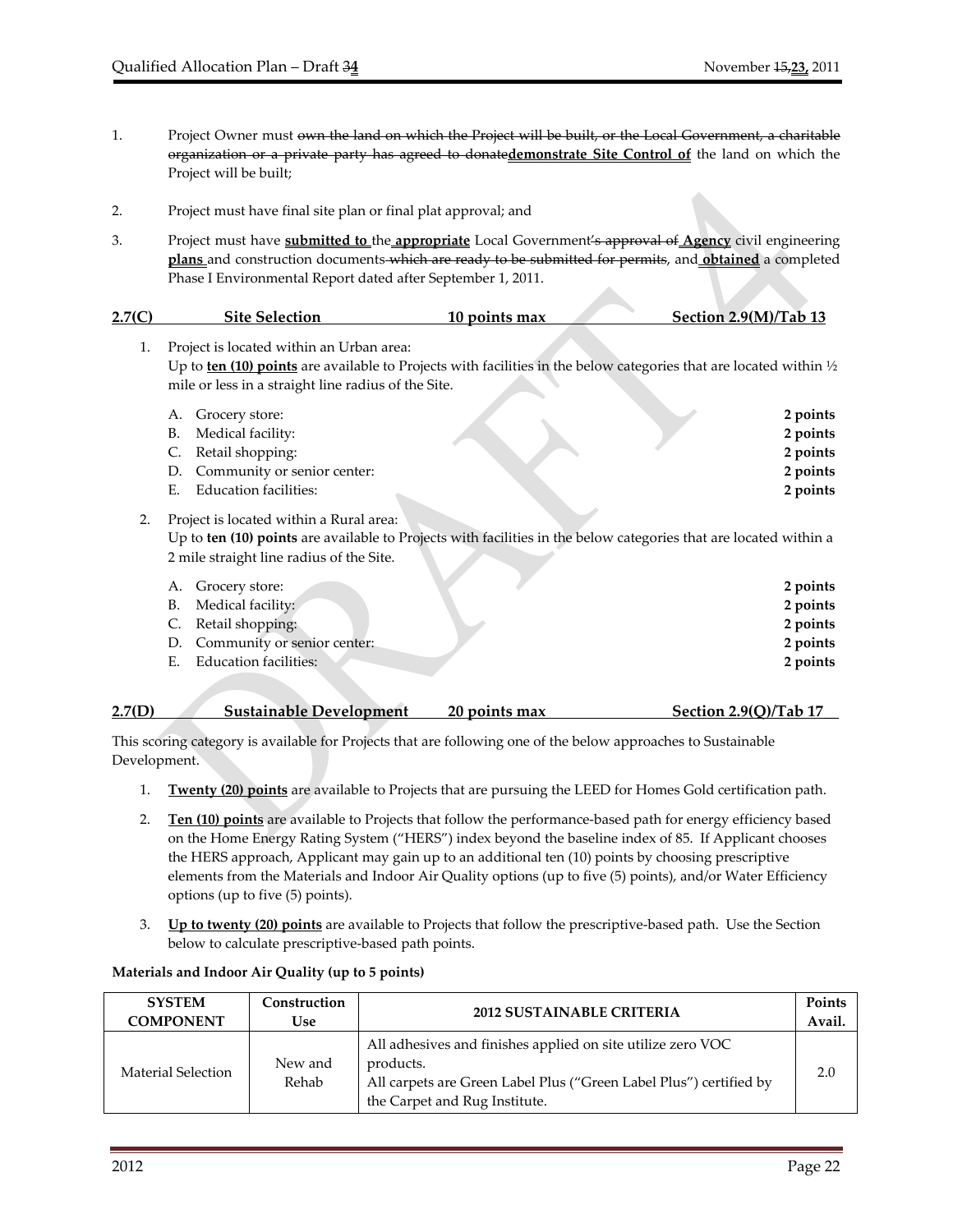1. Project Owner must ~~own the land on which the Project will be built, or the Local Government, a charitable organization or a private party has agreed to donate~~**demonstrate Site Control of** the land on which the Project will be built;

2. Project must have final site plan or final plat approval; and

3. Project must have **submitted to** the **appropriate** Local Government~~'s approval of~~ **Agency** civil engineering **plans** and construction documents ~~which are ready to be submitted for permits~~, and **obtained** a completed Phase I Environmental Report dated after September 1, 2011.

| **2.7(C)** | **Site Selection** | **10 points max** | **Section 2.9(M)/Tab 13** |
|---|---|---|---|

1. Project is located within an Urban area:
   Up to **ten (10) points** are available to Projects with facilities in the below categories that are located within ½ mile or less in a straight line radius of the Site.

   A. Grocery store: **2 points**
   B. Medical facility: **2 points**
   C. Retail shopping: **2 points**
   D. Community or senior center: **2 points**
   E. Education facilities: **2 points**

2. Project is located within a Rural area:
   Up to **ten (10) points** are available to Projects with facilities in the below categories that are located within a 2 mile straight line radius of the Site.

   A. Grocery store: **2 points**
   B. Medical facility: **2 points**
   C. Retail shopping: **2 points**
   D. Community or senior center: **2 points**
   E. Education facilities: **2 points**

| **2.7(D)** | **Sustainable Development** | **20 points max** | **Section 2.9(Q)/Tab 17** |
|---|---|---|---|

This scoring category is available for Projects that are following one of the below approaches to Sustainable Development.

1. **Twenty (20) points** are available to Projects that are pursuing the LEED for Homes Gold certification path.

2. **Ten (10) points** are available to Projects that follow the performance-based path for energy efficiency based on the Home Energy Rating System ("HERS") index beyond the baseline index of 85. If Applicant chooses the HERS approach, Applicant may gain up to an additional ten (10) points by choosing prescriptive elements from the Materials and Indoor Air Quality options (up to five (5) points), and/or Water Efficiency options (up to five (5) points).

3. **Up to twenty (20) points** are available to Projects that follow the prescriptive-based path. Use the Section below to calculate prescriptive-based path points.

**Materials and Indoor Air Quality (up to 5 points)**

| SYSTEM COMPONENT | Construction Use | 2012 SUSTAINABLE CRITERIA | Points Avail. |
|---|---|---|---|
| Material Selection | New and Rehab | All adhesives and finishes applied on site utilize zero VOC products. All carpets are Green Label Plus ("Green Label Plus") certified by the Carpet and Rug Institute. | 2.0 |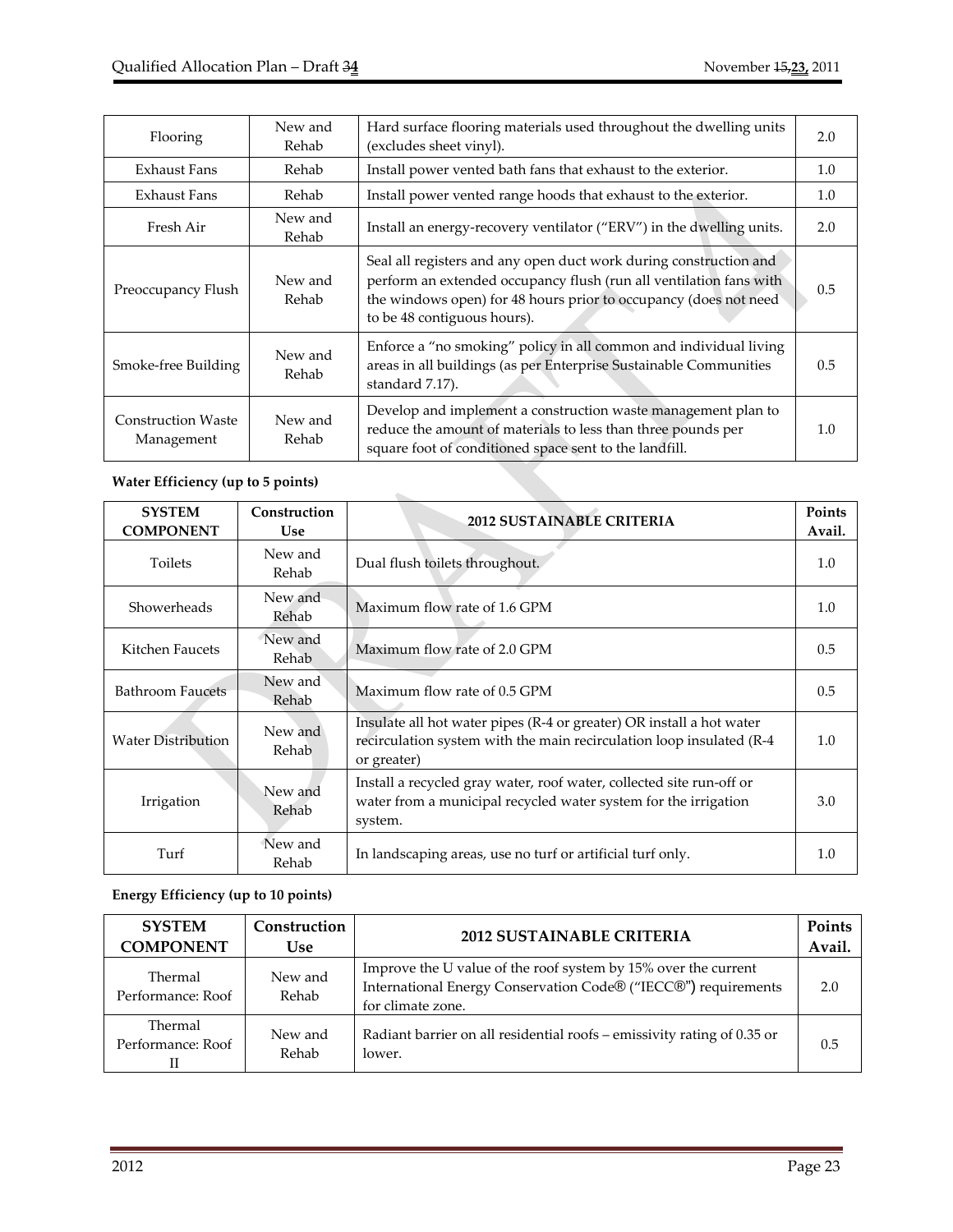| Flooring | New and Rehab | Hard surface flooring materials used throughout the dwelling units (excludes sheet vinyl). | 2.0 |
|---|---|---|---|
| Exhaust Fans | Rehab | Install power vented bath fans that exhaust to the exterior. | 1.0 |
| Exhaust Fans | Rehab | Install power vented range hoods that exhaust to the exterior. | 1.0 |
| Fresh Air | New and Rehab | Install an energy-recovery ventilator ("ERV") in the dwelling units. | 2.0 |
| Preoccupancy Flush | New and Rehab | Seal all registers and any open duct work during construction and perform an extended occupancy flush (run all ventilation fans with the windows open) for 48 hours prior to occupancy (does not need to be 48 contiguous hours). | 0.5 |
| Smoke-free Building | New and Rehab | Enforce a "no smoking" policy in all common and individual living areas in all buildings (as per Enterprise Sustainable Communities standard 7.17). | 0.5 |
| Construction Waste Management | New and Rehab | Develop and implement a construction waste management plan to reduce the amount of materials to less than three pounds per square foot of conditioned space sent to the landfill. | 1.0 |

**Water Efficiency (up to 5 points)**

| SYSTEM COMPONENT | Construction Use | 2012 SUSTAINABLE CRITERIA | Points Avail. |
|---|---|---|---|
| Toilets | New and Rehab | Dual flush toilets throughout. | 1.0 |
| Showerheads | New and Rehab | Maximum flow rate of 1.6 GPM | 1.0 |
| Kitchen Faucets | New and Rehab | Maximum flow rate of 2.0 GPM | 0.5 |
| Bathroom Faucets | New and Rehab | Maximum flow rate of 0.5 GPM | 0.5 |
| Water Distribution | New and Rehab | Insulate all hot water pipes (R-4 or greater) OR install a hot water recirculation system with the main recirculation loop insulated (R-4 or greater) | 1.0 |
| Irrigation | New and Rehab | Install a recycled gray water, roof water, collected site run-off or water from a municipal recycled water system for the irrigation system. | 3.0 |
| Turf | New and Rehab | In landscaping areas, use no turf or artificial turf only. | 1.0 |

**Energy Efficiency (up to 10 points)**

| SYSTEM COMPONENT | Construction Use | 2012 SUSTAINABLE CRITERIA | Points Avail. |
|---|---|---|---|
| Thermal Performance: Roof | New and Rehab | Improve the U value of the roof system by 15% over the current International Energy Conservation Code® ("IECC®") requirements for climate zone. | 2.0 |
| Thermal Performance: Roof II | New and Rehab | Radiant barrier on all residential roofs – emissivity rating of 0.35 or lower. | 0.5 |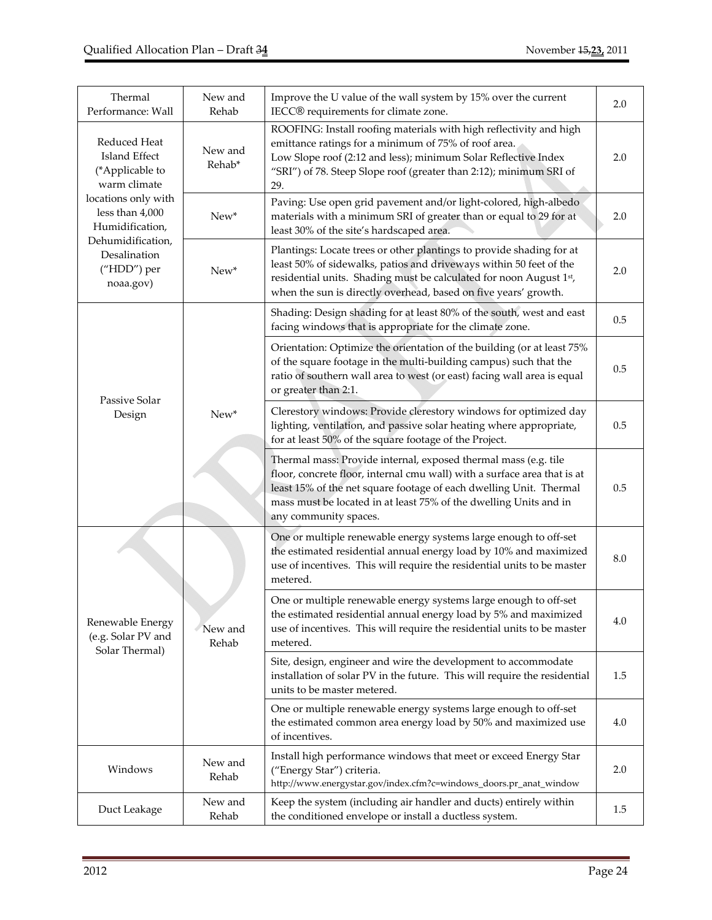| Thermal Performance: Wall | New and Rehab | Improve the U value of the wall system by 15% over the current IECC® requirements for climate zone. | 2.0 |
|---|---|---|---|
| Reduced Heat Island Effect (*Applicable to warm climate locations only with less than 4,000 Humidification, Dehumidification, Desalination ("HDD") per noaa.gov) | New and Rehab* | ROOFING: Install roofing materials with high reflectivity and high emittance ratings for a minimum of 75% of roof area. Low Slope roof (2:12 and less); minimum Solar Reflective Index "SRI") of 78. Steep Slope roof (greater than 2:12); minimum SRI of 29. | 2.0 |
| | New* | Paving: Use open grid pavement and/or light-colored, high-albedo materials with a minimum SRI of greater than or equal to 29 for at least 30% of the site's hardscaped area. | 2.0 |
| | New* | Plantings: Locate trees or other plantings to provide shading for at least 50% of sidewalks, patios and driveways within 50 feet of the residential units. Shading must be calculated for noon August 1st, when the sun is directly overhead, based on five years' growth. | 2.0 |
| Passive Solar Design | New* | Shading: Design shading for at least 80% of the south, west and east facing windows that is appropriate for the climate zone. | 0.5 |
| | | Orientation: Optimize the orientation of the building (or at least 75% of the square footage in the multi-building campus) such that the ratio of southern wall area to west (or east) facing wall area is equal or greater than 2:1. | 0.5 |
| | | Clerestory windows: Provide clerestory windows for optimized day lighting, ventilation, and passive solar heating where appropriate, for at least 50% of the square footage of the Project. | 0.5 |
| | | Thermal mass: Provide internal, exposed thermal mass (e.g. tile floor, concrete floor, internal cmu wall) with a surface area that is at least 15% of the net square footage of each dwelling Unit. Thermal mass must be located in at least 75% of the dwelling Units and in any community spaces. | 0.5 |
| Renewable Energy (e.g. Solar PV and Solar Thermal) | New and Rehab | One or multiple renewable energy systems large enough to off-set the estimated residential annual energy load by 10% and maximized use of incentives. This will require the residential units to be master metered. | 8.0 |
| | | One or multiple renewable energy systems large enough to off-set the estimated residential annual energy load by 5% and maximized use of incentives. This will require the residential units to be master metered. | 4.0 |
| | | Site, design, engineer and wire the development to accommodate installation of solar PV in the future. This will require the residential units to be master metered. | 1.5 |
| | | One or multiple renewable energy systems large enough to off-set the estimated common area energy load by 50% and maximized use of incentives. | 4.0 |
| Windows | New and Rehab | Install high performance windows that meet or exceed Energy Star ("Energy Star") criteria. http://www.energystar.gov/index.cfm?c=windows_doors.pr_anat_window | 2.0 |
| Duct Leakage | New and Rehab | Keep the system (including air handler and ducts) entirely within the conditioned envelope or install a ductless system. | 1.5 |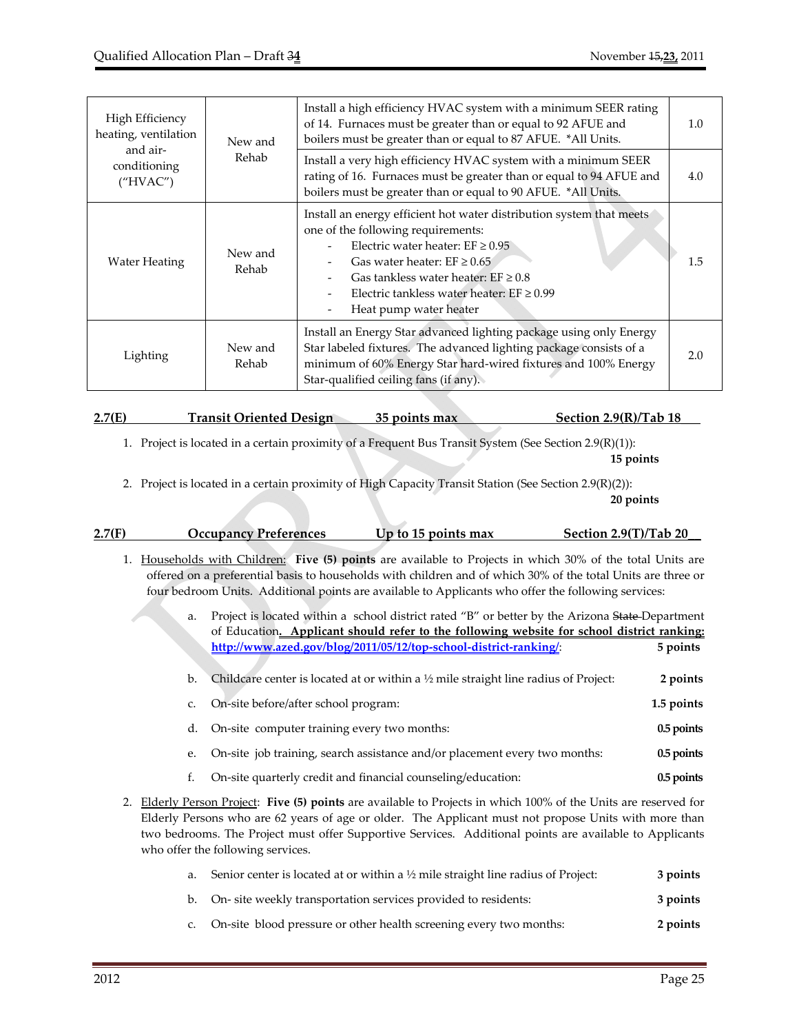| | | | |
|---|---|---|---|
| High Efficiency heating, ventilation and air-conditioning ("HVAC") | New and Rehab | Install a high efficiency HVAC system with a minimum SEER rating of 14. Furnaces must be greater than or equal to 92 AFUE and boilers must be greater than or equal to 87 AFUE. *All Units. | 1.0 |
| | | Install a very high efficiency HVAC system with a minimum SEER rating of 16. Furnaces must be greater than or equal to 94 AFUE and boilers must be greater than or equal to 90 AFUE. *All Units. | 4.0 |
| Water Heating | New and Rehab | Install an energy efficient hot water distribution system that meets one of the following requirements:<br>- Electric water heater: EF ≥ 0.95<br>- Gas water heater: EF ≥ 0.65<br>- Gas tankless water heater: EF ≥ 0.8<br>- Electric tankless water heater: EF ≥ 0.99<br>- Heat pump water heater | 1.5 |
| Lighting | New and Rehab | Install an Energy Star advanced lighting package using only Energy Star labeled fixtures. The advanced lighting package consists of a minimum of 60% Energy Star hard-wired fixtures and 100% Energy Star-qualified ceiling fans (if any). | 2.0 |

**2.7(E) Transit Oriented Design 35 points max Section 2.9(R)/Tab 18**

1. Project is located in a certain proximity of a Frequent Bus Transit System (See Section 2.9(R)(1)): **15 points**

2. Project is located in a certain proximity of High Capacity Transit Station (See Section 2.9(R)(2)): **20 points**

**2.7(F) Occupancy Preferences Up to 15 points max Section 2.9(T)/Tab 20**

1. Households with Children: **Five (5) points** are available to Projects in which 30% of the total Units are offered on a preferential basis to households with children and of which 30% of the total Units are three or four bedroom Units. Additional points are available to Applicants who offer the following services:

   a. Project is located within a school district rated "B" or better by the Arizona ~~State~~ Department of Education**. Applicant should refer to the following website for school district ranking: http://www.azed.gov/blog/2011/05/12/top-school-district-ranking/**: **5 points**

   b. Childcare center is located at or within a ½ mile straight line radius of Project: **2 points**

   c. On-site before/after school program: **1.5 points**

   d. On-site computer training every two months: **0.5 points**

   e. On-site job training, search assistance and/or placement every two months: **0.5 points**

   f. On-site quarterly credit and financial counseling/education: **0.5 points**

2. Elderly Person Project: **Five (5) points** are available to Projects in which 100% of the Units are reserved for Elderly Persons who are 62 years of age or older. The Applicant must not propose Units with more than two bedrooms. The Project must offer Supportive Services. Additional points are available to Applicants who offer the following services.

   a. Senior center is located at or within a ½ mile straight line radius of Project: **3 points**

   b. On- site weekly transportation services provided to residents: **3 points**

   c. On-site blood pressure or other health screening every two months: **2 points**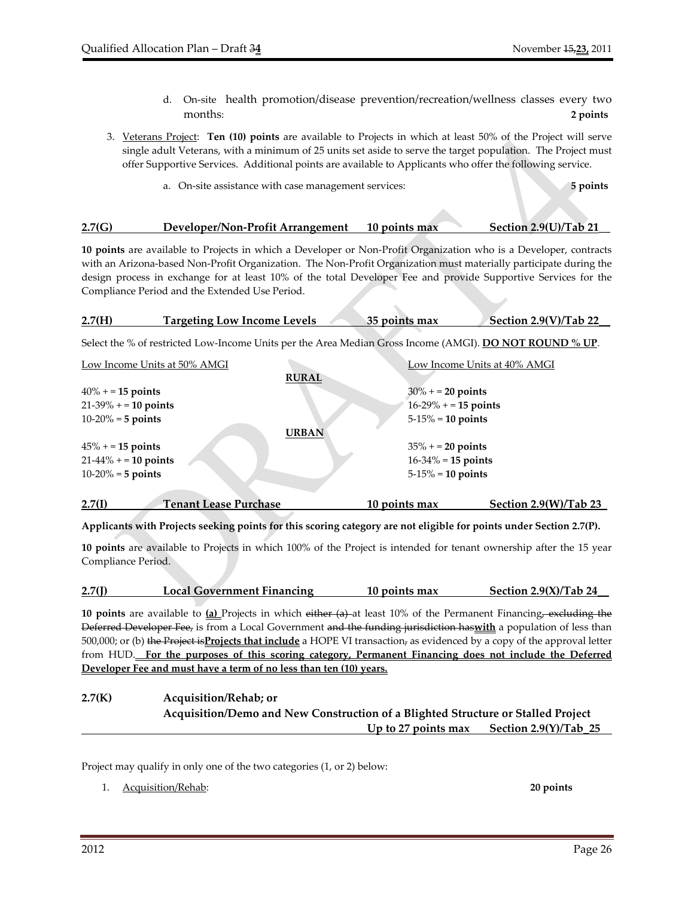d. On-site health promotion/disease prevention/recreation/wellness classes every two months: **2 points**

3. Veterans Project: **Ten (10) points** are available to Projects in which at least 50% of the Project will serve single adult Veterans, with a minimum of 25 units set aside to serve the target population. The Project must offer Supportive Services. Additional points are available to Applicants who offer the following service.

   a. On-site assistance with case management services: **5 points**

## 2.7(G) Developer/Non-Profit Arrangement — 10 points max — Section 2.9(U)/Tab 21

**10 points** are available to Projects in which a Developer or Non-Profit Organization who is a Developer, contracts with an Arizona-based Non-Profit Organization. The Non-Profit Organization must materially participate during the design process in exchange for at least 10% of the total Developer Fee and provide Supportive Services for the Compliance Period and the Extended Use Period.

## 2.7(H) Targeting Low Income Levels — 35 points max — Section 2.9(V)/Tab 22

Select the % of restricted Low-Income Units per the Area Median Gross Income (AMGI). **DO NOT ROUND % UP**.

| Low Income Units at 50% AMGI | Low Income Units at 40% AMGI |
|---|---|
| **RURAL** | |
| 40% + = **15 points** | 30% + = **20 points** |
| 21-39% + = **10 points** | 16-29% + = **15 points** |
| 10-20% = **5 points** | 5-15% = **10 points** |
| **URBAN** | |
| 45% + = **15 points** | 35% + = **20 points** |
| 21-44% + = **10 points** | 16-34% = **15 points** |
| 10-20% = **5 points** | 5-15% = **10 points** |

## 2.7(I) Tenant Lease Purchase — 10 points max — Section 2.9(W)/Tab 23

**Applicants with Projects seeking points for this scoring category are not eligible for points under Section 2.7(P).**

**10 points** are available to Projects in which 100% of the Project is intended for tenant ownership after the 15 year Compliance Period.

## 2.7(J) Local Government Financing — 10 points max — Section 2.9(X)/Tab 24

**10 points** are available to **(a)** Projects in which ~~either (a)~~ at least 10% of the Permanent Financing~~, excluding the Deferred Developer Fee,~~ is from a Local Government ~~and the funding jurisdiction has~~**with** a population of less than 500,000; or (b) ~~the Project is~~**Projects that include** a HOPE VI transaction~~,~~ as evidenced by a copy of the approval letter from HUD. **For the purposes of this scoring category, Permanent Financing does not include the Deferred Developer Fee and must have a term of no less than ten (10) years.**

## 2.7(K) Acquisition/Rehab; or Acquisition/Demo and New Construction of a Blighted Structure or Stalled Project — Up to 27 points max — Section 2.9(Y)/Tab 25

Project may qualify in only one of the two categories (1, or 2) below:

1. Acquisition/Rehab: **20 points**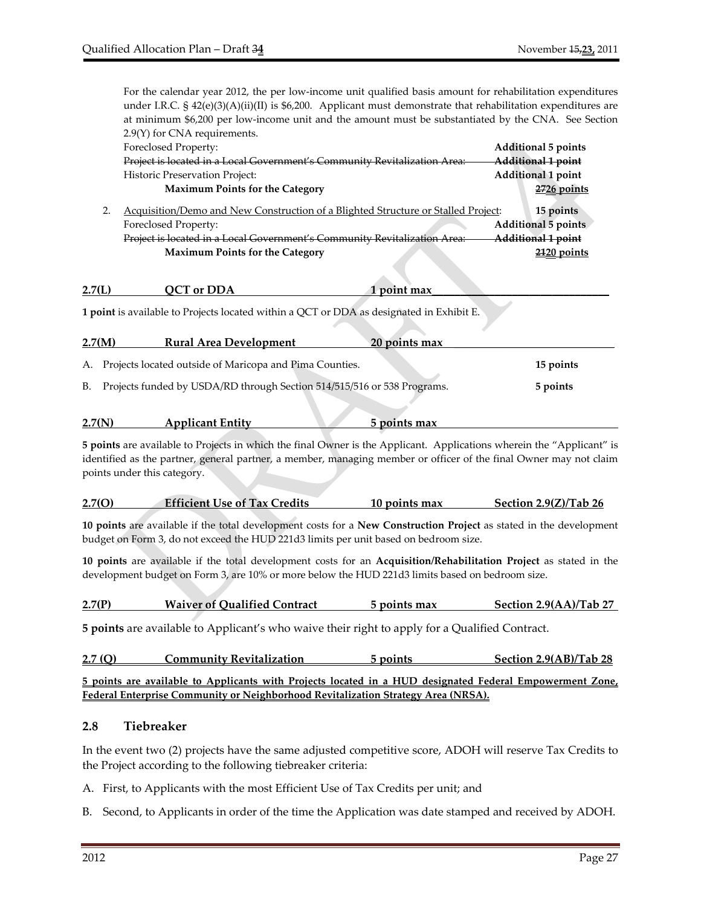For the calendar year 2012, the per low-income unit qualified basis amount for rehabilitation expenditures under I.R.C. § 42(e)(3)(A)(ii)(II) is $6,200. Applicant must demonstrate that rehabilitation expenditures are at minimum $6,200 per low-income unit and the amount must be substantiated by the CNA. See Section 2.9(Y) for CNA requirements.

| | |
|---|---|
| Foreclosed Property: | **Additional 5 points** |
| ~~Project is located in a Local Government's Community Revitalization Area:~~ | ~~**Additional 1 point**~~ |
| Historic Preservation Project: | **Additional 1 point** |
| **Maximum Points for the Category** | **~~27~~26 points** |

2. Acquisition/Demo and New Construction of a Blighted Structure or Stalled Project: **15 points**

| | |
|---|---|
| Foreclosed Property: | **Additional 5 points** |
| ~~Project is located in a Local Government's Community Revitalization Area:~~ | ~~**Additional 1 point**~~ |
| **Maximum Points for the Category** | **~~21~~20 points** |

## 2.7(L) QCT or DDA — 1 point max

**1 point** is available to Projects located within a QCT or DDA as designated in Exhibit E.

## 2.7(M) Rural Area Development — 20 points max

A. Projects located outside of Maricopa and Pima Counties. **15 points**

B. Projects funded by USDA/RD through Section 514/515/516 or 538 Programs. **5 points**

## 2.7(N) Applicant Entity — 5 points max

**5 points** are available to Projects in which the final Owner is the Applicant. Applications wherein the "Applicant" is identified as the partner, general partner, a member, managing member or officer of the final Owner may not claim points under this category.

## 2.7(O) Efficient Use of Tax Credits — 10 points max — Section 2.9(Z)/Tab 26

**10 points** are available if the total development costs for a **New Construction Project** as stated in the development budget on Form 3, do not exceed the HUD 221d3 limits per unit based on bedroom size.

**10 points** are available if the total development costs for an **Acquisition/Rehabilitation Project** as stated in the development budget on Form 3, are 10% or more below the HUD 221d3 limits based on bedroom size.

## 2.7(P) Waiver of Qualified Contract — 5 points max — Section 2.9(AA)/Tab 27

**5 points** are available to Applicant's who waive their right to apply for a Qualified Contract.

## 2.7 (Q) Community Revitalization — 5 points — Section 2.9(AB)/Tab 28

**5 points are available to Applicants with Projects located in a HUD designated Federal Empowerment Zone, Federal Enterprise Community or Neighborhood Revitalization Strategy Area (NRSA).**

## 2.8 Tiebreaker

In the event two (2) projects have the same adjusted competitive score, ADOH will reserve Tax Credits to the Project according to the following tiebreaker criteria:

A. First, to Applicants with the most Efficient Use of Tax Credits per unit; and

B. Second, to Applicants in order of the time the Application was date stamped and received by ADOH.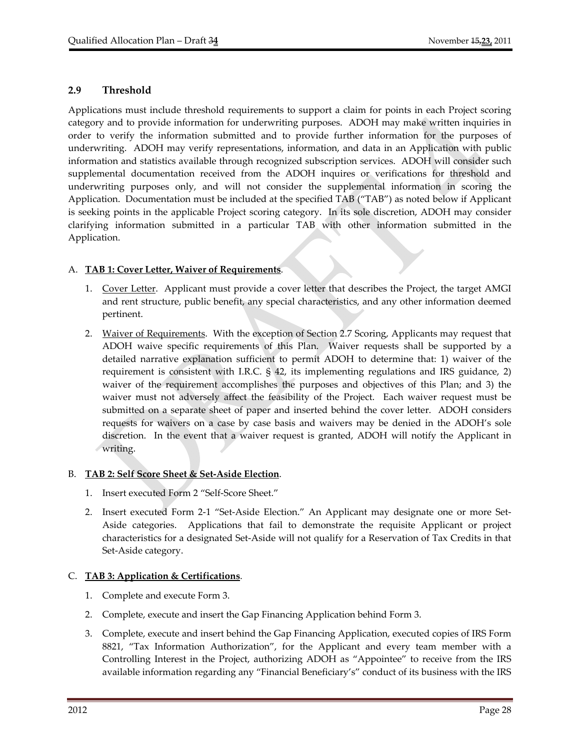## 2.9 Threshold

Applications must include threshold requirements to support a claim for points in each Project scoring category and to provide information for underwriting purposes. ADOH may make written inquiries in order to verify the information submitted and to provide further information for the purposes of underwriting. ADOH may verify representations, information, and data in an Application with public information and statistics available through recognized subscription services. ADOH will consider such supplemental documentation received from the ADOH inquires or verifications for threshold and underwriting purposes only, and will not consider the supplemental information in scoring the Application. Documentation must be included at the specified TAB ("TAB") as noted below if Applicant is seeking points in the applicable Project scoring category. In its sole discretion, ADOH may consider clarifying information submitted in a particular TAB with other information submitted in the Application.

A. **TAB 1: Cover Letter, Waiver of Requirements**.

1. Cover Letter. Applicant must provide a cover letter that describes the Project, the target AMGI and rent structure, public benefit, any special characteristics, and any other information deemed pertinent.
2. Waiver of Requirements. With the exception of Section 2.7 Scoring, Applicants may request that ADOH waive specific requirements of this Plan. Waiver requests shall be supported by a detailed narrative explanation sufficient to permit ADOH to determine that: 1) waiver of the requirement is consistent with I.R.C. § 42, its implementing regulations and IRS guidance, 2) waiver of the requirement accomplishes the purposes and objectives of this Plan; and 3) the waiver must not adversely affect the feasibility of the Project. Each waiver request must be submitted on a separate sheet of paper and inserted behind the cover letter. ADOH considers requests for waivers on a case by case basis and waivers may be denied in the ADOH's sole discretion. In the event that a waiver request is granted, ADOH will notify the Applicant in writing.

B. **TAB 2: Self Score Sheet & Set-Aside Election**.

1. Insert executed Form 2 "Self-Score Sheet."
2. Insert executed Form 2-1 "Set-Aside Election." An Applicant may designate one or more Set-Aside categories. Applications that fail to demonstrate the requisite Applicant or project characteristics for a designated Set-Aside will not qualify for a Reservation of Tax Credits in that Set-Aside category.

C. **TAB 3: Application & Certifications**.

1. Complete and execute Form 3.
2. Complete, execute and insert the Gap Financing Application behind Form 3.
3. Complete, execute and insert behind the Gap Financing Application, executed copies of IRS Form 8821, "Tax Information Authorization", for the Applicant and every team member with a Controlling Interest in the Project, authorizing ADOH as "Appointee" to receive from the IRS available information regarding any "Financial Beneficiary's" conduct of its business with the IRS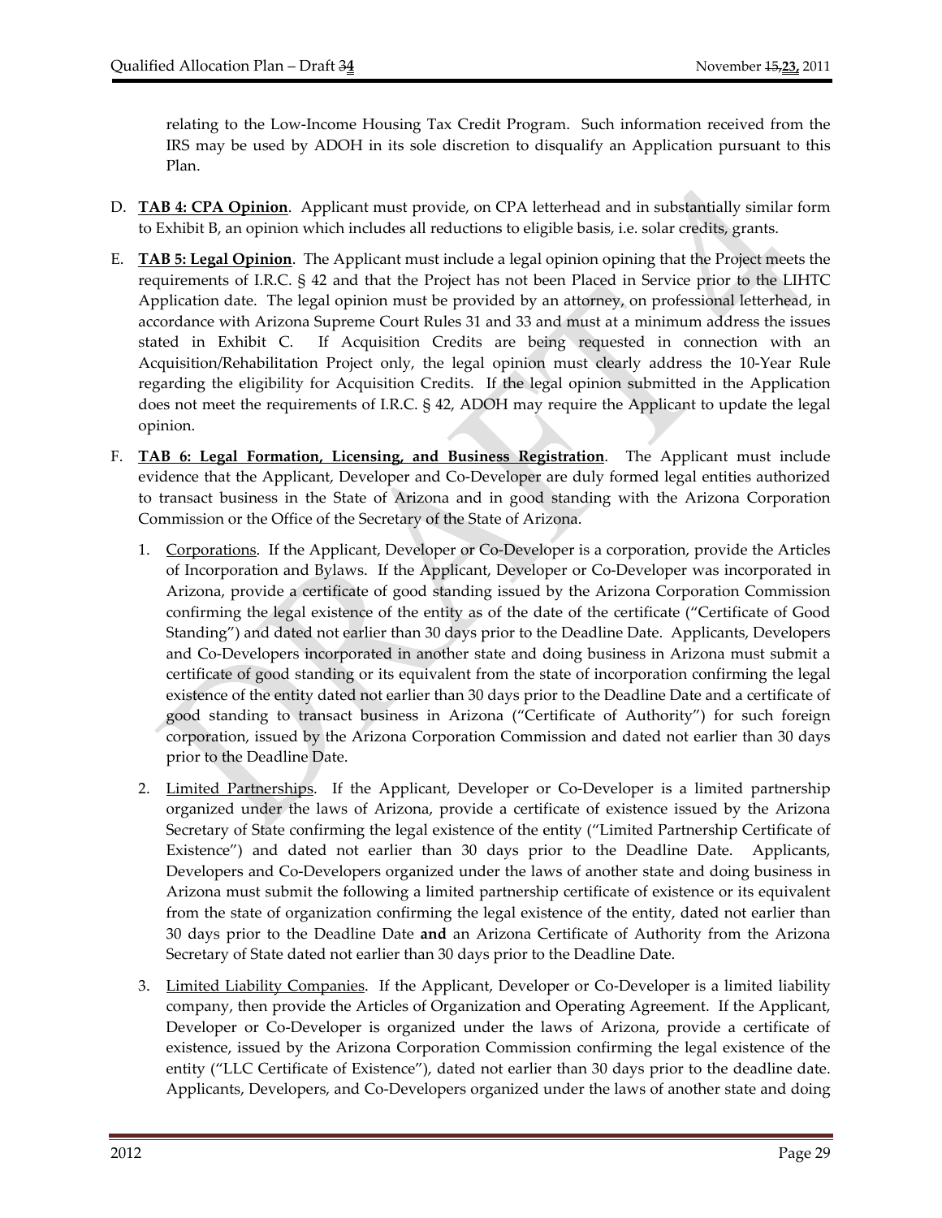relating to the Low-Income Housing Tax Credit Program. Such information received from the IRS may be used by ADOH in its sole discretion to disqualify an Application pursuant to this Plan.

D. **TAB 4: CPA Opinion**. Applicant must provide, on CPA letterhead and in substantially similar form to Exhibit B, an opinion which includes all reductions to eligible basis, i.e. solar credits, grants.

E. **TAB 5: Legal Opinion**. The Applicant must include a legal opinion opining that the Project meets the requirements of I.R.C. § 42 and that the Project has not been Placed in Service prior to the LIHTC Application date. The legal opinion must be provided by an attorney, on professional letterhead, in accordance with Arizona Supreme Court Rules 31 and 33 and must at a minimum address the issues stated in Exhibit C. If Acquisition Credits are being requested in connection with an Acquisition/Rehabilitation Project only, the legal opinion must clearly address the 10-Year Rule regarding the eligibility for Acquisition Credits. If the legal opinion submitted in the Application does not meet the requirements of I.R.C. § 42, ADOH may require the Applicant to update the legal opinion.

F. **TAB 6: Legal Formation, Licensing, and Business Registration**. The Applicant must include evidence that the Applicant, Developer and Co-Developer are duly formed legal entities authorized to transact business in the State of Arizona and in good standing with the Arizona Corporation Commission or the Office of the Secretary of the State of Arizona.

   1. Corporations. If the Applicant, Developer or Co-Developer is a corporation, provide the Articles of Incorporation and Bylaws. If the Applicant, Developer or Co-Developer was incorporated in Arizona, provide a certificate of good standing issued by the Arizona Corporation Commission confirming the legal existence of the entity as of the date of the certificate ("Certificate of Good Standing") and dated not earlier than 30 days prior to the Deadline Date. Applicants, Developers and Co-Developers incorporated in another state and doing business in Arizona must submit a certificate of good standing or its equivalent from the state of incorporation confirming the legal existence of the entity dated not earlier than 30 days prior to the Deadline Date and a certificate of good standing to transact business in Arizona ("Certificate of Authority") for such foreign corporation, issued by the Arizona Corporation Commission and dated not earlier than 30 days prior to the Deadline Date.

   2. Limited Partnerships. If the Applicant, Developer or Co-Developer is a limited partnership organized under the laws of Arizona, provide a certificate of existence issued by the Arizona Secretary of State confirming the legal existence of the entity ("Limited Partnership Certificate of Existence") and dated not earlier than 30 days prior to the Deadline Date. Applicants, Developers and Co-Developers organized under the laws of another state and doing business in Arizona must submit the following a limited partnership certificate of existence or its equivalent from the state of organization confirming the legal existence of the entity, dated not earlier than 30 days prior to the Deadline Date **and** an Arizona Certificate of Authority from the Arizona Secretary of State dated not earlier than 30 days prior to the Deadline Date.

   3. Limited Liability Companies. If the Applicant, Developer or Co-Developer is a limited liability company, then provide the Articles of Organization and Operating Agreement. If the Applicant, Developer or Co-Developer is organized under the laws of Arizona, provide a certificate of existence, issued by the Arizona Corporation Commission confirming the legal existence of the entity ("LLC Certificate of Existence"), dated not earlier than 30 days prior to the deadline date. Applicants, Developers, and Co-Developers organized under the laws of another state and doing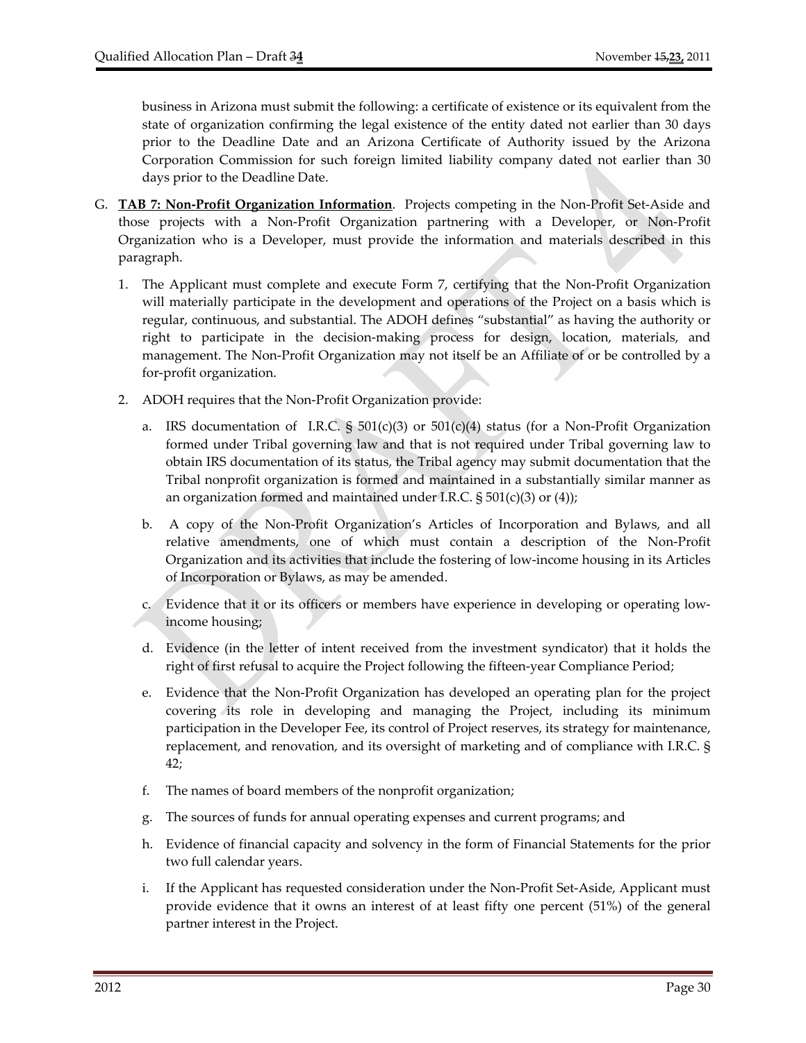business in Arizona must submit the following: a certificate of existence or its equivalent from the state of organization confirming the legal existence of the entity dated not earlier than 30 days prior to the Deadline Date and an Arizona Certificate of Authority issued by the Arizona Corporation Commission for such foreign limited liability company dated not earlier than 30 days prior to the Deadline Date.

G. **TAB 7: Non-Profit Organization Information**. Projects competing in the Non-Profit Set-Aside and those projects with a Non-Profit Organization partnering with a Developer, or Non-Profit Organization who is a Developer, must provide the information and materials described in this paragraph.

1. The Applicant must complete and execute Form 7, certifying that the Non-Profit Organization will materially participate in the development and operations of the Project on a basis which is regular, continuous, and substantial. The ADOH defines "substantial" as having the authority or right to participate in the decision-making process for design, location, materials, and management. The Non-Profit Organization may not itself be an Affiliate of or be controlled by a for-profit organization.

2. ADOH requires that the Non-Profit Organization provide:

   a. IRS documentation of I.R.C. § 501(c)(3) or 501(c)(4) status (for a Non-Profit Organization formed under Tribal governing law and that is not required under Tribal governing law to obtain IRS documentation of its status, the Tribal agency may submit documentation that the Tribal nonprofit organization is formed and maintained in a substantially similar manner as an organization formed and maintained under I.R.C. § 501(c)(3) or (4));

   b. A copy of the Non-Profit Organization's Articles of Incorporation and Bylaws, and all relative amendments, one of which must contain a description of the Non-Profit Organization and its activities that include the fostering of low-income housing in its Articles of Incorporation or Bylaws, as may be amended.

   c. Evidence that it or its officers or members have experience in developing or operating low-income housing;

   d. Evidence (in the letter of intent received from the investment syndicator) that it holds the right of first refusal to acquire the Project following the fifteen-year Compliance Period;

   e. Evidence that the Non-Profit Organization has developed an operating plan for the project covering its role in developing and managing the Project, including its minimum participation in the Developer Fee, its control of Project reserves, its strategy for maintenance, replacement, and renovation, and its oversight of marketing and of compliance with I.R.C. § 42;

   f. The names of board members of the nonprofit organization;

   g. The sources of funds for annual operating expenses and current programs; and

   h. Evidence of financial capacity and solvency in the form of Financial Statements for the prior two full calendar years.

   i. If the Applicant has requested consideration under the Non-Profit Set-Aside, Applicant must provide evidence that it owns an interest of at least fifty one percent (51%) of the general partner interest in the Project.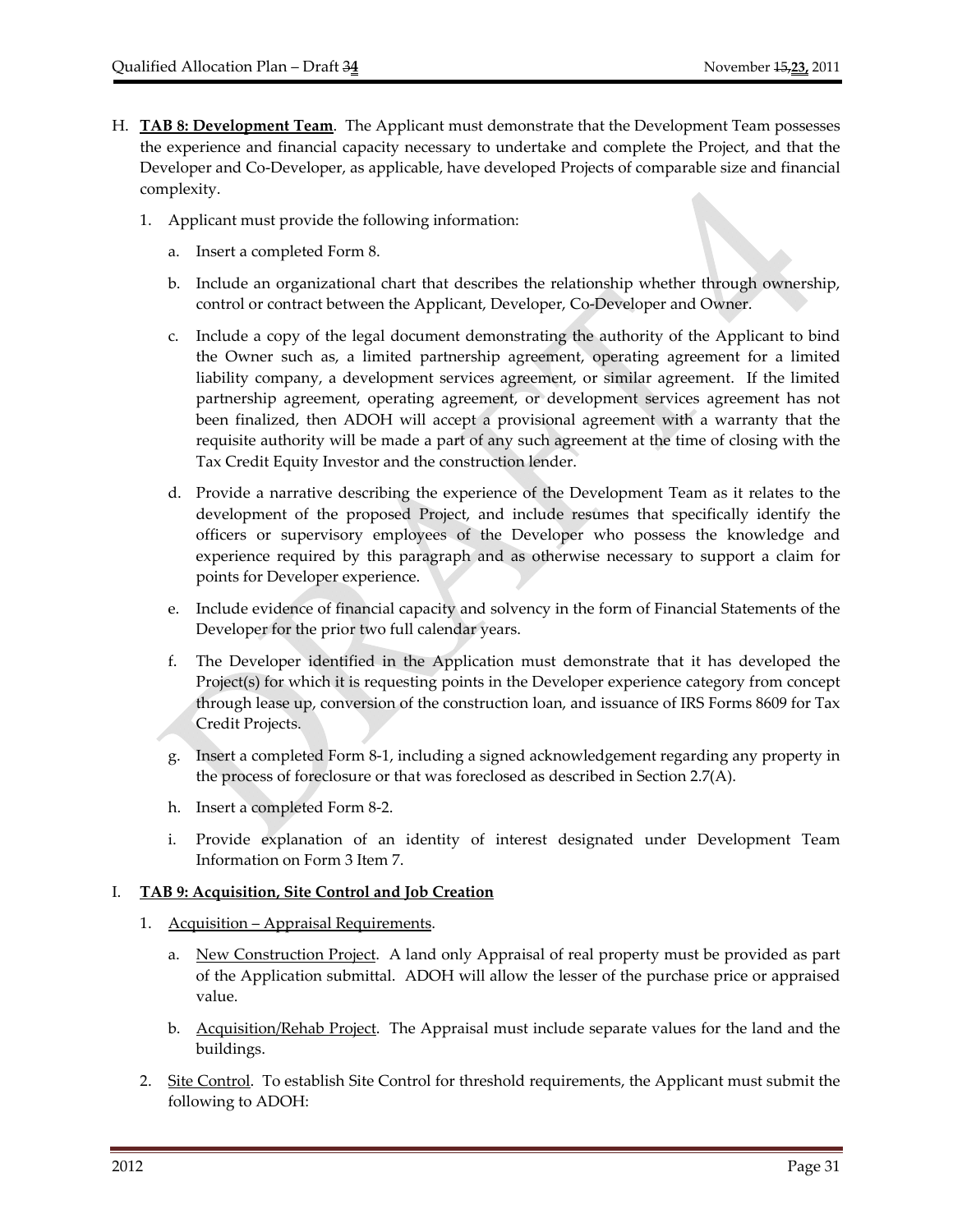H. **TAB 8: Development Team**. The Applicant must demonstrate that the Development Team possesses the experience and financial capacity necessary to undertake and complete the Project, and that the Developer and Co-Developer, as applicable, have developed Projects of comparable size and financial complexity.

1. Applicant must provide the following information:

   a. Insert a completed Form 8.

   b. Include an organizational chart that describes the relationship whether through ownership, control or contract between the Applicant, Developer, Co-Developer and Owner.

   c. Include a copy of the legal document demonstrating the authority of the Applicant to bind the Owner such as, a limited partnership agreement, operating agreement for a limited liability company, a development services agreement, or similar agreement. If the limited partnership agreement, operating agreement, or development services agreement has not been finalized, then ADOH will accept a provisional agreement with a warranty that the requisite authority will be made a part of any such agreement at the time of closing with the Tax Credit Equity Investor and the construction lender.

   d. Provide a narrative describing the experience of the Development Team as it relates to the development of the proposed Project, and include resumes that specifically identify the officers or supervisory employees of the Developer who possess the knowledge and experience required by this paragraph and as otherwise necessary to support a claim for points for Developer experience.

   e. Include evidence of financial capacity and solvency in the form of Financial Statements of the Developer for the prior two full calendar years.

   f. The Developer identified in the Application must demonstrate that it has developed the Project(s) for which it is requesting points in the Developer experience category from concept through lease up, conversion of the construction loan, and issuance of IRS Forms 8609 for Tax Credit Projects.

   g. Insert a completed Form 8-1, including a signed acknowledgement regarding any property in the process of foreclosure or that was foreclosed as described in Section 2.7(A).

   h. Insert a completed Form 8-2.

   i. Provide explanation of an identity of interest designated under Development Team Information on Form 3 Item 7.

I. **TAB 9: Acquisition, Site Control and Job Creation**

1. Acquisition – Appraisal Requirements.

   a. New Construction Project. A land only Appraisal of real property must be provided as part of the Application submittal. ADOH will allow the lesser of the purchase price or appraised value.

   b. Acquisition/Rehab Project. The Appraisal must include separate values for the land and the buildings.

2. Site Control. To establish Site Control for threshold requirements, the Applicant must submit the following to ADOH: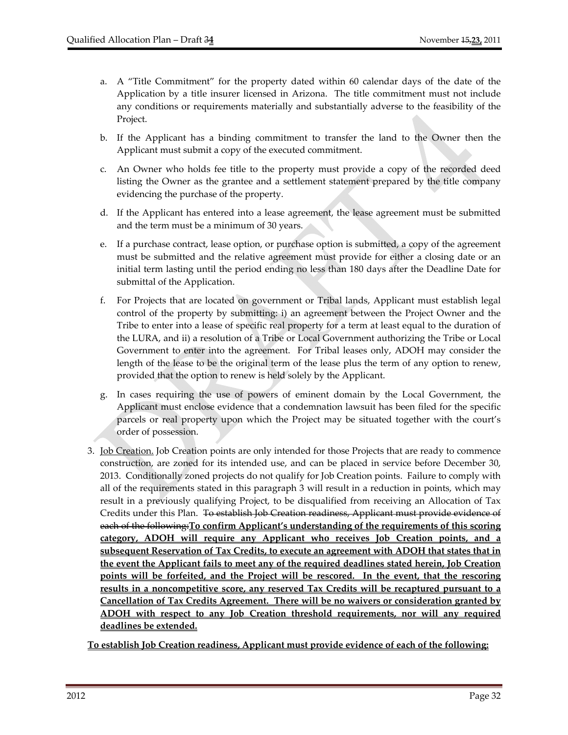a. A "Title Commitment" for the property dated within 60 calendar days of the date of the Application by a title insurer licensed in Arizona. The title commitment must not include any conditions or requirements materially and substantially adverse to the feasibility of the Project.

b. If the Applicant has a binding commitment to transfer the land to the Owner then the Applicant must submit a copy of the executed commitment.

c. An Owner who holds fee title to the property must provide a copy of the recorded deed listing the Owner as the grantee and a settlement statement prepared by the title company evidencing the purchase of the property.

d. If the Applicant has entered into a lease agreement, the lease agreement must be submitted and the term must be a minimum of 30 years.

e. If a purchase contract, lease option, or purchase option is submitted, a copy of the agreement must be submitted and the relative agreement must provide for either a closing date or an initial term lasting until the period ending no less than 180 days after the Deadline Date for submittal of the Application.

f. For Projects that are located on government or Tribal lands, Applicant must establish legal control of the property by submitting: i) an agreement between the Project Owner and the Tribe to enter into a lease of specific real property for a term at least equal to the duration of the LURA, and ii) a resolution of a Tribe or Local Government authorizing the Tribe or Local Government to enter into the agreement. For Tribal leases only, ADOH may consider the length of the lease to be the original term of the lease plus the term of any option to renew, provided that the option to renew is held solely by the Applicant.

g. In cases requiring the use of powers of eminent domain by the Local Government, the Applicant must enclose evidence that a condemnation lawsuit has been filed for the specific parcels or real property upon which the Project may be situated together with the court's order of possession.

3. Job Creation. Job Creation points are only intended for those Projects that are ready to commence construction, are zoned for its intended use, and can be placed in service before December 30, 2013. Conditionally zoned projects do not qualify for Job Creation points. Failure to comply with all of the requirements stated in this paragraph 3 will result in a reduction in points, which may result in a previously qualifying Project, to be disqualified from receiving an Allocation of Tax Credits under this Plan. ~~To establish Job Creation readiness, Applicant must provide evidence of each of the following:~~**To confirm Applicant's understanding of the requirements of this scoring category, ADOH will require any Applicant who receives Job Creation points, and a subsequent Reservation of Tax Credits, to execute an agreement with ADOH that states that in the event the Applicant fails to meet any of the required deadlines stated herein, Job Creation points will be forfeited, and the Project will be rescored. In the event, that the rescoring results in a noncompetitive score, any reserved Tax Credits will be recaptured pursuant to a Cancellation of Tax Credits Agreement. There will be no waivers or consideration granted by ADOH with respect to any Job Creation threshold requirements, nor will any required deadlines be extended.**

**To establish Job Creation readiness, Applicant must provide evidence of each of the following:**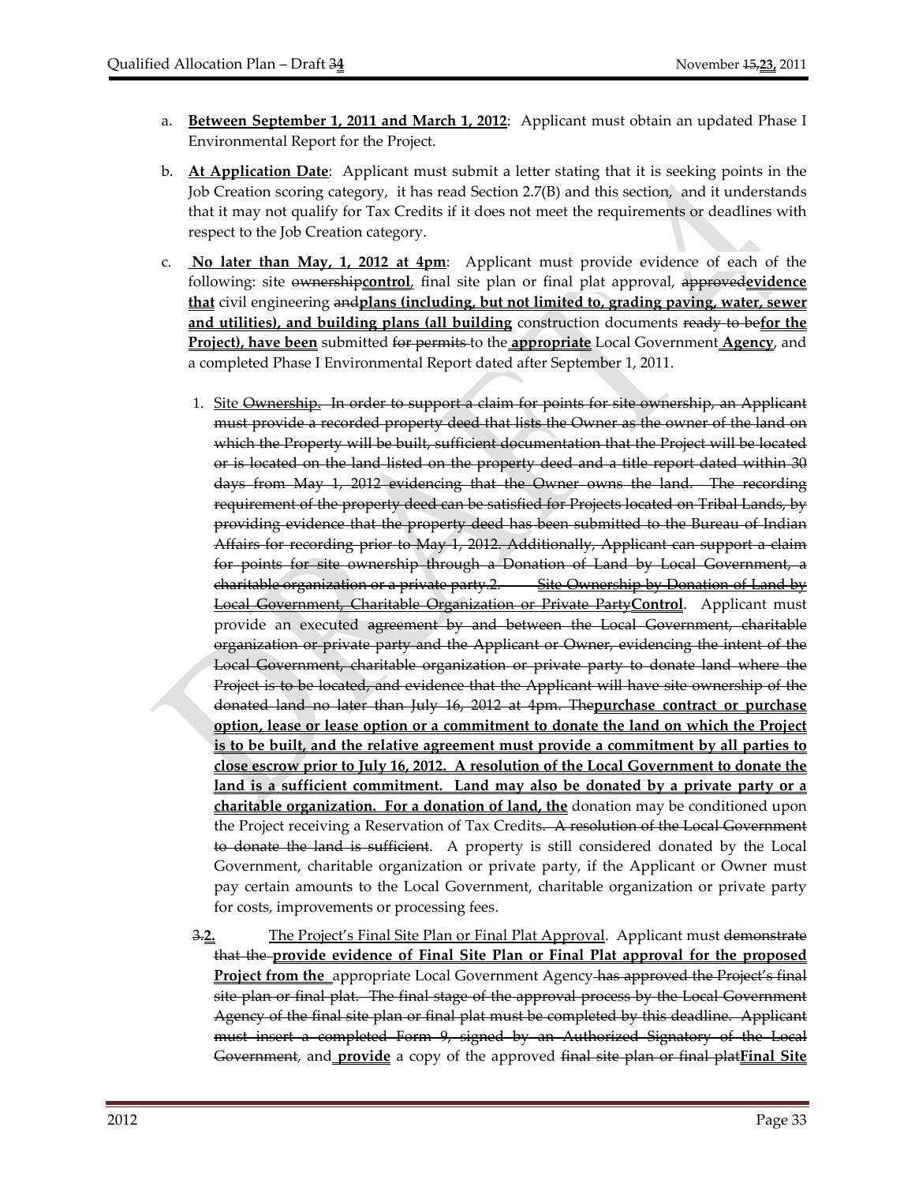a. **Between September 1, 2011 and March 1, 2012**: Applicant must obtain an updated Phase I Environmental Report for the Project.

b. **At Application Date**: Applicant must submit a letter stating that it is seeking points in the Job Creation scoring category, it has read Section 2.7(B) and this section, and it understands that it may not qualify for Tax Credits if it does not meet the requirements or deadlines with respect to the Job Creation category.

c. **No later than May, 1, 2012 at 4pm**: Applicant must provide evidence of each of the following: site ~~ownership~~**control**, final site plan or final plat approval, ~~approved~~**evidence that** civil engineering ~~and~~**plans (including, but not limited to, grading paving, water, sewer and utilities), and building plans (all building** construction documents ~~ready to be~~**for the Project), have been** submitted ~~for permits~~ to the **appropriate** Local Government **Agency**, and a completed Phase I Environmental Report dated after September 1, 2011.

1. Site ~~Ownership. In order to support a claim for points for site ownership, an Applicant must provide a recorded property deed that lists the Owner as the owner of the land on which the Property will be built, sufficient documentation that the Project will be located or is located on the land listed on the property deed and a title report dated within 30 days from May 1, 2012 evidencing that the Owner owns the land. The recording requirement of the property deed can be satisfied for Projects located on Tribal Lands, by providing evidence that the property deed has been submitted to the Bureau of Indian Affairs for recording prior to May 1, 2012. Additionally, Applicant can support a claim for points for site ownership through a Donation of Land by Local Government, a charitable organization or a private party.2. Site Ownership by Donation of Land by Local Government, Charitable Organization or Private Party~~**Control**. Applicant must provide an executed ~~agreement by and between the Local Government, charitable organization or private party and the Applicant or Owner, evidencing the intent of the Local Government, charitable organization or private party to donate land where the Project is to be located, and evidence that the Applicant will have site ownership of the donated land no later than July 16, 2012 at 4pm. The~~**purchase contract or purchase option, lease or lease option or a commitment to donate the land on which the Project is to be built, and the relative agreement must provide a commitment by all parties to close escrow prior to July 16, 2012. A resolution of the Local Government to donate the land is a sufficient commitment. Land may also be donated by a private party or a charitable organization. For a donation of land, the** donation may be conditioned upon the Project receiving a Reservation of Tax Credits. ~~A resolution of the Local Government to donate the land is sufficient~~. A property is still considered donated by the Local Government, charitable organization or private party, if the Applicant or Owner must pay certain amounts to the Local Government, charitable organization or private party for costs, improvements or processing fees.

~~3.~~**2.** The Project's Final Site Plan or Final Plat Approval. Applicant must ~~demonstrate that the~~ **provide evidence of Final Site Plan or Final Plat approval for the proposed Project from the** appropriate Local Government Agency ~~has approved the Project's final site plan or final plat. The final stage of the approval process by the Local Government Agency of the final site plan or final plat must be completed by this deadline. Applicant must insert a completed Form 9, signed by an Authorized Signatory of the Local Government~~, and **provide** a copy of the approved ~~final site plan or final plat~~**Final Site**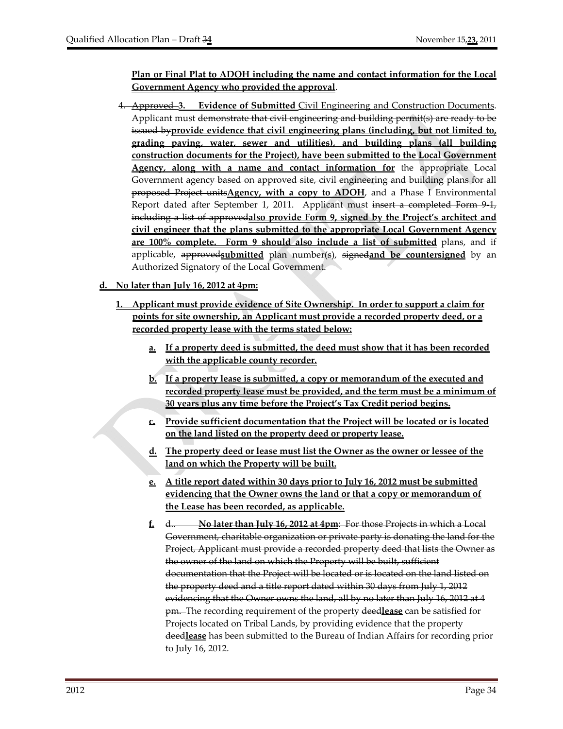**Plan or Final Plat to ADOH including the name and contact information for the Local Government Agency who provided the approval**.

4. ~~Approved~~ **3. Evidence of Submitted** Civil Engineering and Construction Documents. Applicant must ~~demonstrate that civil engineering and building permit(s) are ready to be issued by~~**provide evidence that civil engineering plans (including, but not limited to, grading paving, water, sewer and utilities), and building plans (all building construction documents for the Project), have been submitted to the Local Government Agency, along with a name and contact information for** the appropriate Local Government ~~agency based on approved site, civil engineering and building plans for all proposed Project units~~**Agency, with a copy to ADOH**, and a Phase I Environmental Report dated after September 1, 2011. Applicant must ~~insert a completed Form 9-1, including a list of approved~~**also provide Form 9, signed by the Project's architect and civil engineer that the plans submitted to the appropriate Local Government Agency are 100% complete. Form 9 should also include a list of submitted** plans, and if applicable, ~~approved~~**submitted** plan number(s), ~~signed~~**and be countersigned** by an Authorized Signatory of the Local Government.

**d. No later than July 16, 2012 at 4pm:**

1. **Applicant must provide evidence of Site Ownership. In order to support a claim for points for site ownership, an Applicant must provide a recorded property deed, or a recorded property lease with the terms stated below:**

   a. **If a property deed is submitted, the deed must show that it has been recorded with the applicable county recorder.**

   b. **If a property lease is submitted, a copy or memorandum of the executed and recorded property lease must be provided, and the term must be a minimum of 30 years plus any time before the Project's Tax Credit period begins.**

   c. **Provide sufficient documentation that the Project will be located or is located on the land listed on the property deed or property lease.**

   d. **The property deed or lease must list the Owner as the owner or lessee of the land on which the Property will be built.**

   e. **A title report dated within 30 days prior to July 16, 2012 must be submitted evidencing that the Owner owns the land or that a copy or memorandum of the Lease has been recorded, as applicable.**

   f. ~~d.. **No later than July 16, 2012 at 4pm**: For those Projects in which a Local Government, charitable organization or private party is donating the land for the Project, Applicant must provide a recorded property deed that lists the Owner as the owner of the land on which the Property will be built, sufficient documentation that the Project will be located or is located on the land listed on the property deed and a title report dated within 30 days from July 1, 2012 evidencing that the Owner owns the land, all by no later than July 16, 2012 at 4 pm.~~ The recording requirement of the property ~~deed~~**lease** can be satisfied for Projects located on Tribal Lands, by providing evidence that the property ~~deed~~**lease** has been submitted to the Bureau of Indian Affairs for recording prior to July 16, 2012.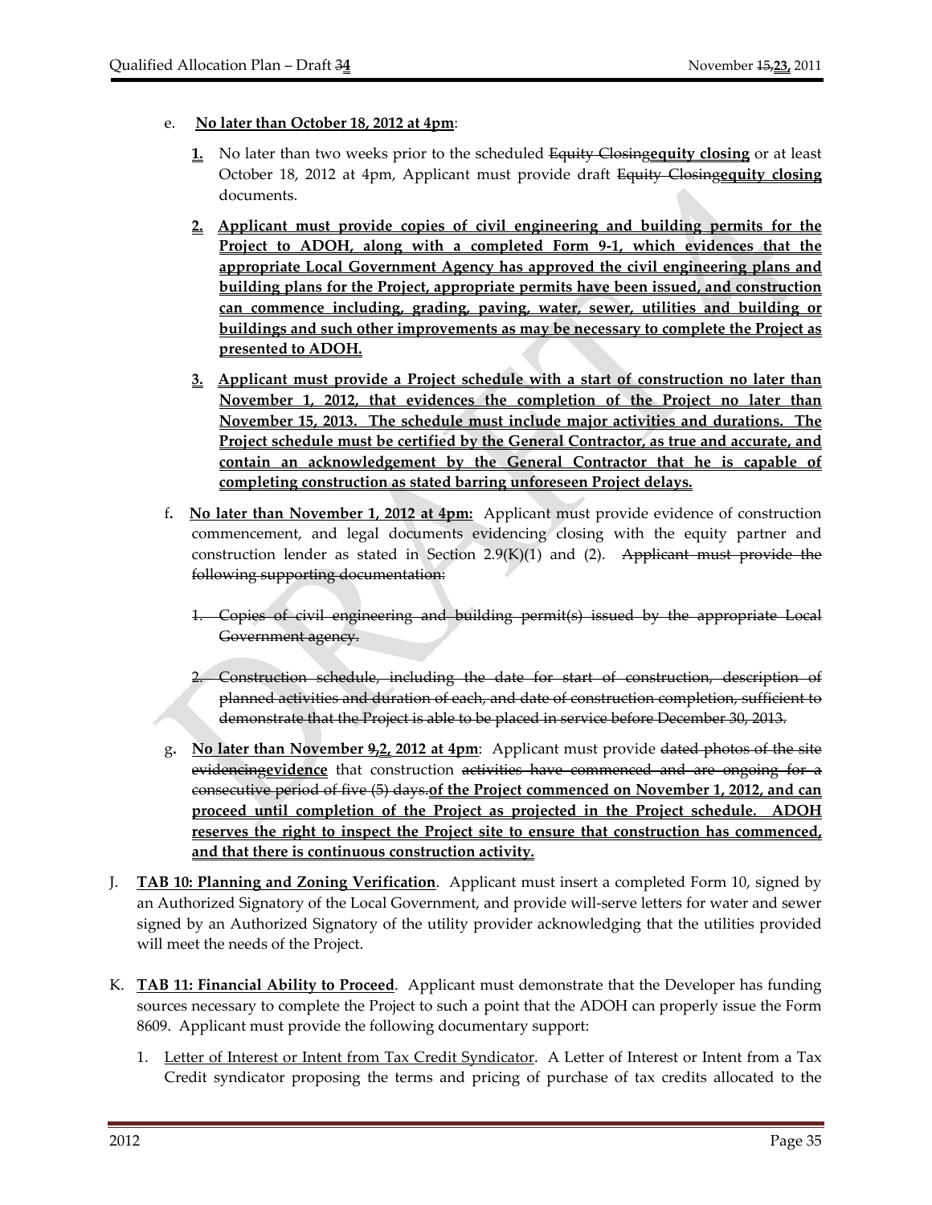e. **No later than October 18, 2012 at 4pm**:

   **1.** No later than two weeks prior to the scheduled ~~Equity Closing~~**equity closing** or at least October 18, 2012 at 4pm, Applicant must provide draft ~~Equity Closing~~**equity closing** documents.

   **2. Applicant must provide copies of civil engineering and building permits for the Project to ADOH, along with a completed Form 9-1, which evidences that the appropriate Local Government Agency has approved the civil engineering plans and building plans for the Project, appropriate permits have been issued, and construction can commence including, grading, paving, water, sewer, utilities and building or buildings and such other improvements as may be necessary to complete the Project as presented to ADOH.**

   **3. Applicant must provide a Project schedule with a start of construction no later than November 1, 2012, that evidences the completion of the Project no later than November 15, 2013. The schedule must include major activities and durations. The Project schedule must be certified by the General Contractor, as true and accurate, and contain an acknowledgement by the General Contractor that he is capable of completing construction as stated barring unforeseen Project delays.**

f. **No later than November 1, 2012 at 4pm:** Applicant must provide evidence of construction commencement, and legal documents evidencing closing with the equity partner and construction lender as stated in Section 2.9(K)(1) and (2). ~~Applicant must provide the following supporting documentation:~~

   ~~1. Copies of civil engineering and building permit(s) issued by the appropriate Local Government agency.~~

   ~~2. Construction schedule, including the date for start of construction, description of planned activities and duration of each, and date of construction completion, sufficient to demonstrate that the Project is able to be placed in service before December 30, 2013.~~

g. **No later than November ~~9~~,2, 2012 at 4pm**: Applicant must provide ~~dated photos of the site evidencing~~**evidence** that construction ~~activities have commenced and are ongoing for a consecutive period of five (5) days.~~**of the Project commenced on November 1, 2012, and can proceed until completion of the Project as projected in the Project schedule. ADOH reserves the right to inspect the Project site to ensure that construction has commenced, and that there is continuous construction activity.**

J. **TAB 10: Planning and Zoning Verification**. Applicant must insert a completed Form 10, signed by an Authorized Signatory of the Local Government, and provide will-serve letters for water and sewer signed by an Authorized Signatory of the utility provider acknowledging that the utilities provided will meet the needs of the Project.

K. **TAB 11: Financial Ability to Proceed**. Applicant must demonstrate that the Developer has funding sources necessary to complete the Project to such a point that the ADOH can properly issue the Form 8609. Applicant must provide the following documentary support:

   1. Letter of Interest or Intent from Tax Credit Syndicator. A Letter of Interest or Intent from a Tax Credit syndicator proposing the terms and pricing of purchase of tax credits allocated to the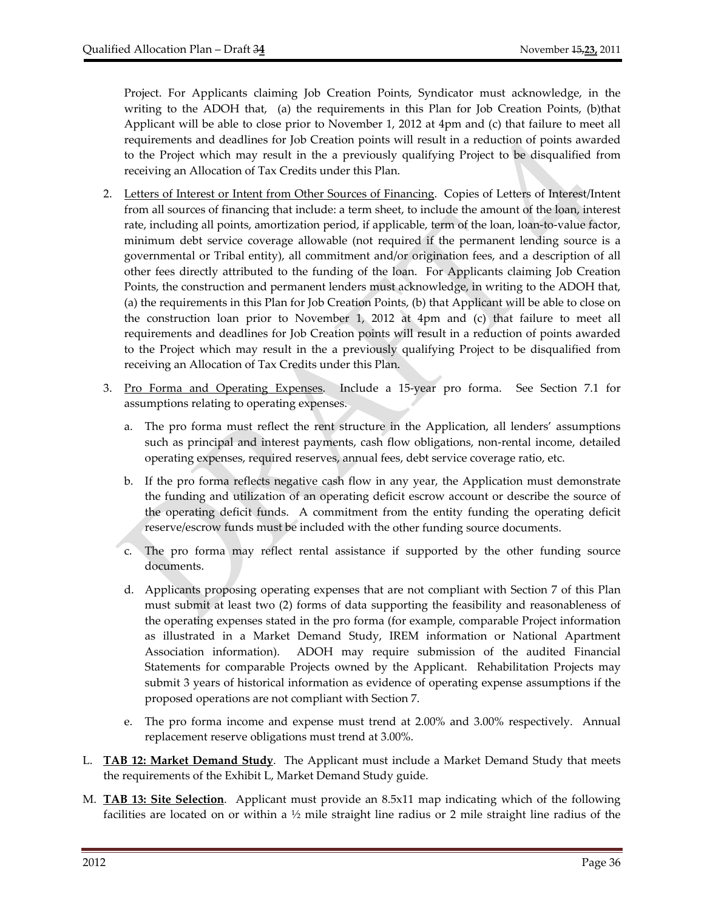Project. For Applicants claiming Job Creation Points, Syndicator must acknowledge, in the writing to the ADOH that, (a) the requirements in this Plan for Job Creation Points, (b)that Applicant will be able to close prior to November 1, 2012 at 4pm and (c) that failure to meet all requirements and deadlines for Job Creation points will result in a reduction of points awarded to the Project which may result in the a previously qualifying Project to be disqualified from receiving an Allocation of Tax Credits under this Plan.

2. Letters of Interest or Intent from Other Sources of Financing. Copies of Letters of Interest/Intent from all sources of financing that include: a term sheet, to include the amount of the loan, interest rate, including all points, amortization period, if applicable, term of the loan, loan-to-value factor, minimum debt service coverage allowable (not required if the permanent lending source is a governmental or Tribal entity), all commitment and/or origination fees, and a description of all other fees directly attributed to the funding of the loan. For Applicants claiming Job Creation Points, the construction and permanent lenders must acknowledge, in writing to the ADOH that, (a) the requirements in this Plan for Job Creation Points, (b) that Applicant will be able to close on the construction loan prior to November 1, 2012 at 4pm and (c) that failure to meet all requirements and deadlines for Job Creation points will result in a reduction of points awarded to the Project which may result in the a previously qualifying Project to be disqualified from receiving an Allocation of Tax Credits under this Plan.

3. Pro Forma and Operating Expenses. Include a 15-year pro forma. See Section 7.1 for assumptions relating to operating expenses.

   a. The pro forma must reflect the rent structure in the Application, all lenders' assumptions such as principal and interest payments, cash flow obligations, non-rental income, detailed operating expenses, required reserves, annual fees, debt service coverage ratio, etc.

   b. If the pro forma reflects negative cash flow in any year, the Application must demonstrate the funding and utilization of an operating deficit escrow account or describe the source of the operating deficit funds. A commitment from the entity funding the operating deficit reserve/escrow funds must be included with the other funding source documents.

   c. The pro forma may reflect rental assistance if supported by the other funding source documents.

   d. Applicants proposing operating expenses that are not compliant with Section 7 of this Plan must submit at least two (2) forms of data supporting the feasibility and reasonableness of the operating expenses stated in the pro forma (for example, comparable Project information as illustrated in a Market Demand Study, IREM information or National Apartment Association information). ADOH may require submission of the audited Financial Statements for comparable Projects owned by the Applicant. Rehabilitation Projects may submit 3 years of historical information as evidence of operating expense assumptions if the proposed operations are not compliant with Section 7.

   e. The pro forma income and expense must trend at 2.00% and 3.00% respectively. Annual replacement reserve obligations must trend at 3.00%.

L. **TAB 12: Market Demand Study**. The Applicant must include a Market Demand Study that meets the requirements of the Exhibit L, Market Demand Study guide.

M. **TAB 13: Site Selection**. Applicant must provide an 8.5x11 map indicating which of the following facilities are located on or within a ½ mile straight line radius or 2 mile straight line radius of the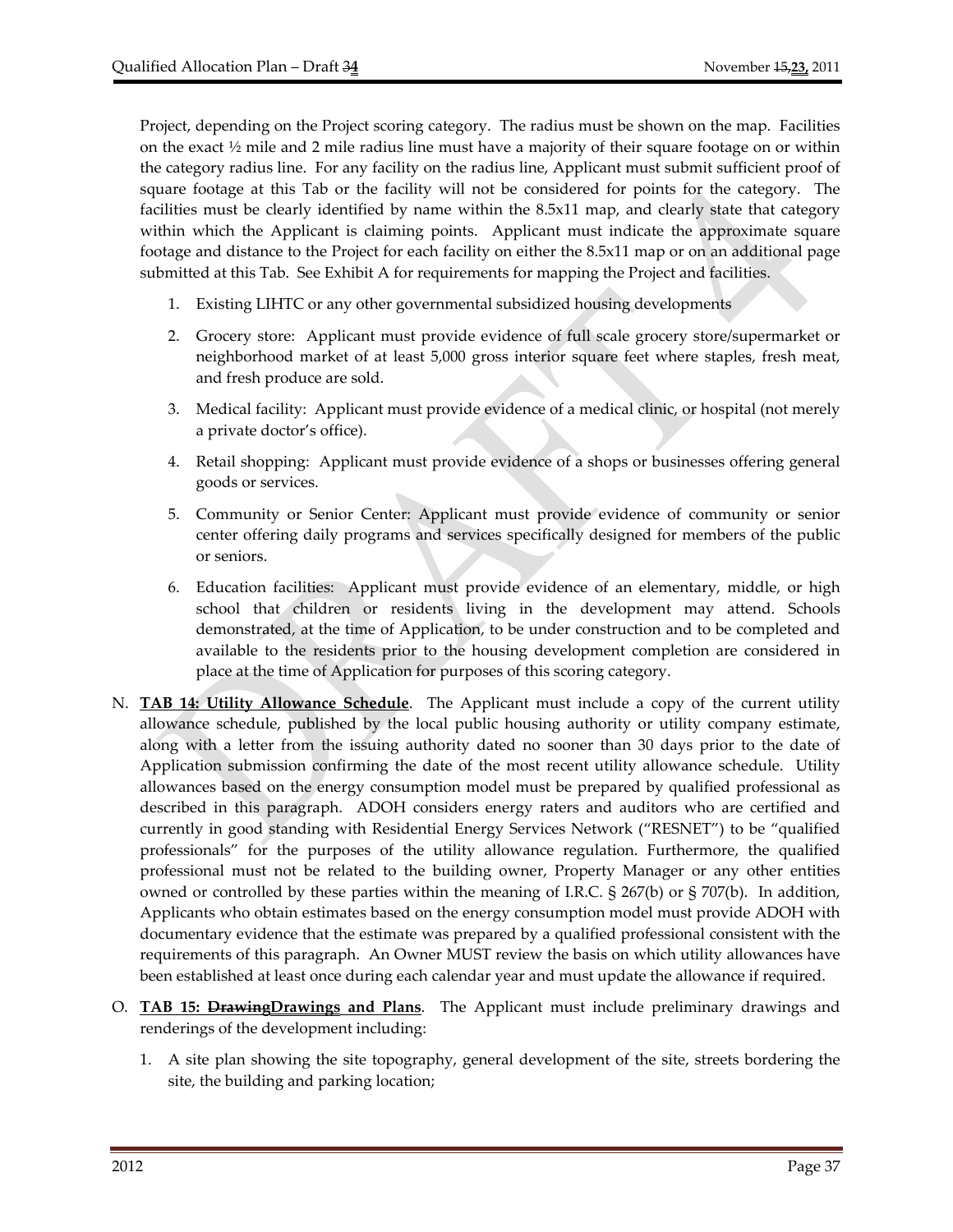Project, depending on the Project scoring category. The radius must be shown on the map. Facilities on the exact ½ mile and 2 mile radius line must have a majority of their square footage on or within the category radius line. For any facility on the radius line, Applicant must submit sufficient proof of square footage at this Tab or the facility will not be considered for points for the category. The facilities must be clearly identified by name within the 8.5x11 map, and clearly state that category within which the Applicant is claiming points. Applicant must indicate the approximate square footage and distance to the Project for each facility on either the 8.5x11 map or on an additional page submitted at this Tab. See Exhibit A for requirements for mapping the Project and facilities.

1. Existing LIHTC or any other governmental subsidized housing developments
2. Grocery store: Applicant must provide evidence of full scale grocery store/supermarket or neighborhood market of at least 5,000 gross interior square feet where staples, fresh meat, and fresh produce are sold.
3. Medical facility: Applicant must provide evidence of a medical clinic, or hospital (not merely a private doctor's office).
4. Retail shopping: Applicant must provide evidence of a shops or businesses offering general goods or services.
5. Community or Senior Center: Applicant must provide evidence of community or senior center offering daily programs and services specifically designed for members of the public or seniors.
6. Education facilities: Applicant must provide evidence of an elementary, middle, or high school that children or residents living in the development may attend. Schools demonstrated, at the time of Application, to be under construction and to be completed and available to the residents prior to the housing development completion are considered in place at the time of Application for purposes of this scoring category.

N. **TAB 14: Utility Allowance Schedule**. The Applicant must include a copy of the current utility allowance schedule, published by the local public housing authority or utility company estimate, along with a letter from the issuing authority dated no sooner than 30 days prior to the date of Application submission confirming the date of the most recent utility allowance schedule. Utility allowances based on the energy consumption model must be prepared by qualified professional as described in this paragraph. ADOH considers energy raters and auditors who are certified and currently in good standing with Residential Energy Services Network ("RESNET") to be "qualified professionals" for the purposes of the utility allowance regulation. Furthermore, the qualified professional must not be related to the building owner, Property Manager or any other entities owned or controlled by these parties within the meaning of I.R.C. § 267(b) or § 707(b). In addition, Applicants who obtain estimates based on the energy consumption model must provide ADOH with documentary evidence that the estimate was prepared by a qualified professional consistent with the requirements of this paragraph. An Owner MUST review the basis on which utility allowances have been established at least once during each calendar year and must update the allowance if required.

O. **TAB 15: ~~Drawing~~Drawings and Plans**. The Applicant must include preliminary drawings and renderings of the development including:

1. A site plan showing the site topography, general development of the site, streets bordering the site, the building and parking location;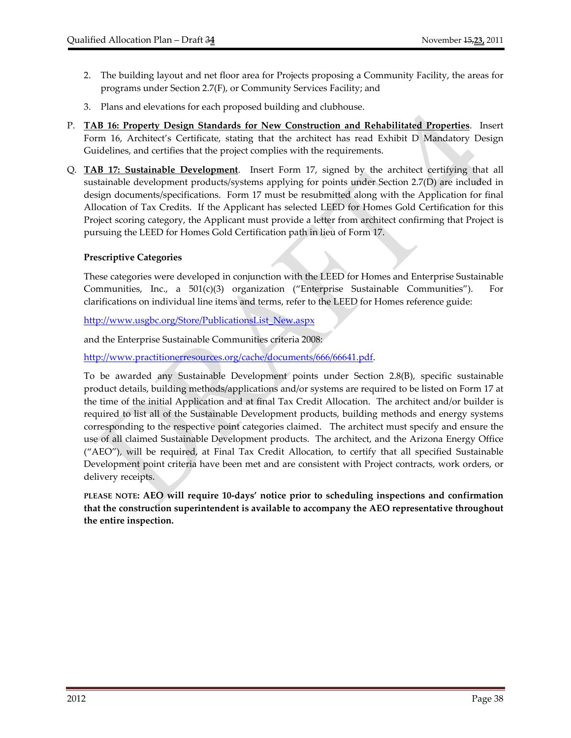2. The building layout and net floor area for Projects proposing a Community Facility, the areas for programs under Section 2.7(F), or Community Services Facility; and

3. Plans and elevations for each proposed building and clubhouse.

P. **TAB 16: Property Design Standards for New Construction and Rehabilitated Properties**. Insert Form 16, Architect's Certificate, stating that the architect has read Exhibit D Mandatory Design Guidelines, and certifies that the project complies with the requirements.

Q. **TAB 17: Sustainable Development**. Insert Form 17, signed by the architect certifying that all sustainable development products/systems applying for points under Section 2.7(D) are included in design documents/specifications. Form 17 must be resubmitted along with the Application for final Allocation of Tax Credits. If the Applicant has selected LEED for Homes Gold Certification for this Project scoring category, the Applicant must provide a letter from architect confirming that Project is pursuing the LEED for Homes Gold Certification path in lieu of Form 17.

**Prescriptive Categories**

These categories were developed in conjunction with the LEED for Homes and Enterprise Sustainable Communities, Inc., a 501(c)(3) organization ("Enterprise Sustainable Communities"). For clarifications on individual line items and terms, refer to the LEED for Homes reference guide:

http://www.usgbc.org/Store/PublicationsList_New.aspx

and the Enterprise Sustainable Communities criteria 2008:

http://www.practitionerresources.org/cache/documents/666/66641.pdf.

To be awarded any Sustainable Development points under Section 2.8(B), specific sustainable product details, building methods/applications and/or systems are required to be listed on Form 17 at the time of the initial Application and at final Tax Credit Allocation. The architect and/or builder is required to list all of the Sustainable Development products, building methods and energy systems corresponding to the respective point categories claimed. The architect must specify and ensure the use of all claimed Sustainable Development products. The architect, and the Arizona Energy Office ("AEO"), will be required, at Final Tax Credit Allocation, to certify that all specified Sustainable Development point criteria have been met and are consistent with Project contracts, work orders, or delivery receipts.

**PLEASE NOTE: AEO will require 10-days' notice prior to scheduling inspections and confirmation that the construction superintendent is available to accompany the AEO representative throughout the entire inspection.**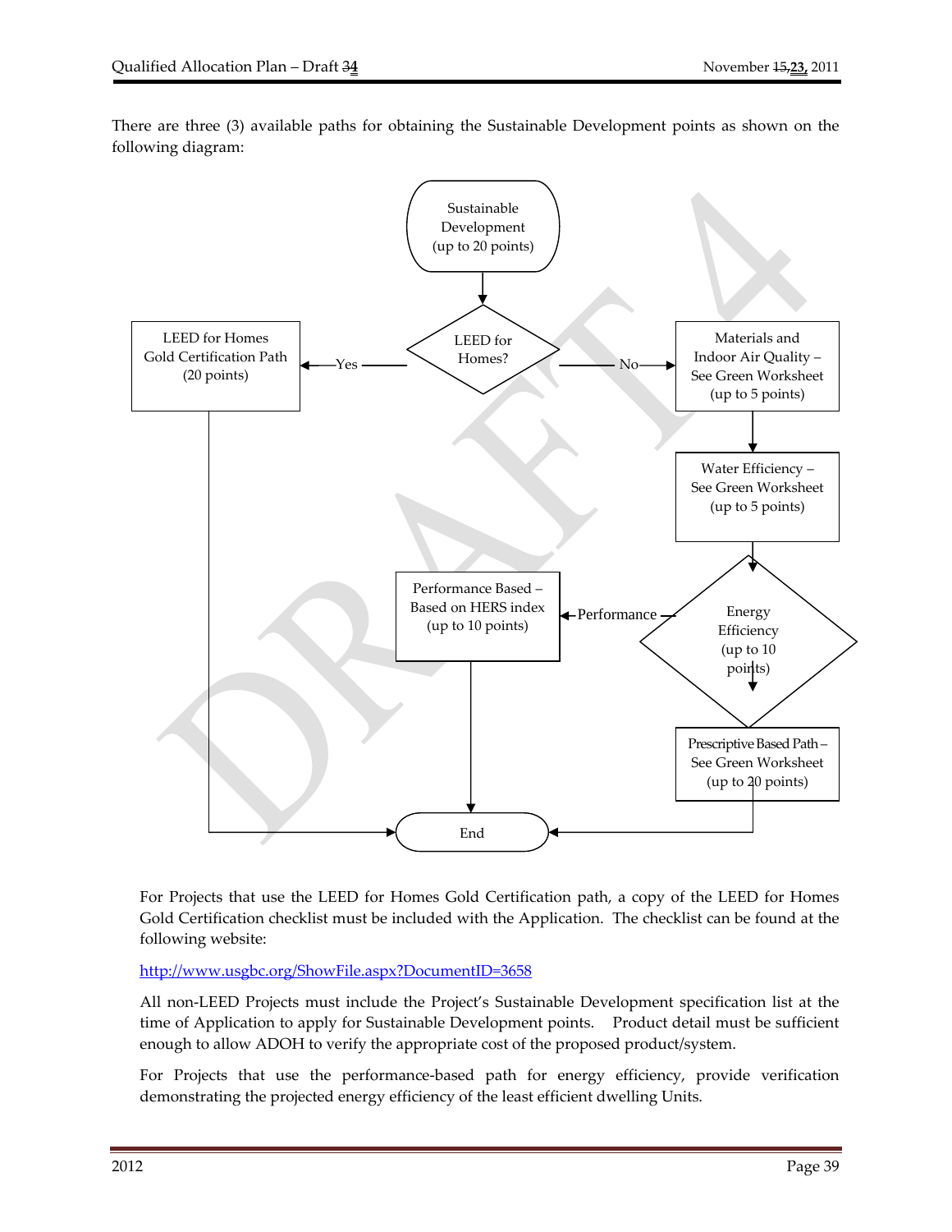There are three (3) available paths for obtaining the Sustainable Development points as shown on the following diagram:

Sustainable Development (up to 20 points)

LEED for Homes?

Yes → LEED for Homes Gold Certification Path (20 points)

No → Materials and Indoor Air Quality – See Green Worksheet (up to 5 points)

Water Efficiency – See Green Worksheet (up to 5 points)

Energy Efficiency (up to 10 points)

Performance → Performance Based – Based on HERS index (up to 10 points)

Prescriptive Based Path – See Green Worksheet (up to 20 points)

End

For Projects that use the LEED for Homes Gold Certification path, a copy of the LEED for Homes Gold Certification checklist must be included with the Application. The checklist can be found at the following website:

http://www.usgbc.org/ShowFile.aspx?DocumentID=3658

All non-LEED Projects must include the Project's Sustainable Development specification list at the time of Application to apply for Sustainable Development points. Product detail must be sufficient enough to allow ADOH to verify the appropriate cost of the proposed product/system.

For Projects that use the performance-based path for energy efficiency, provide verification demonstrating the projected energy efficiency of the least efficient dwelling Units.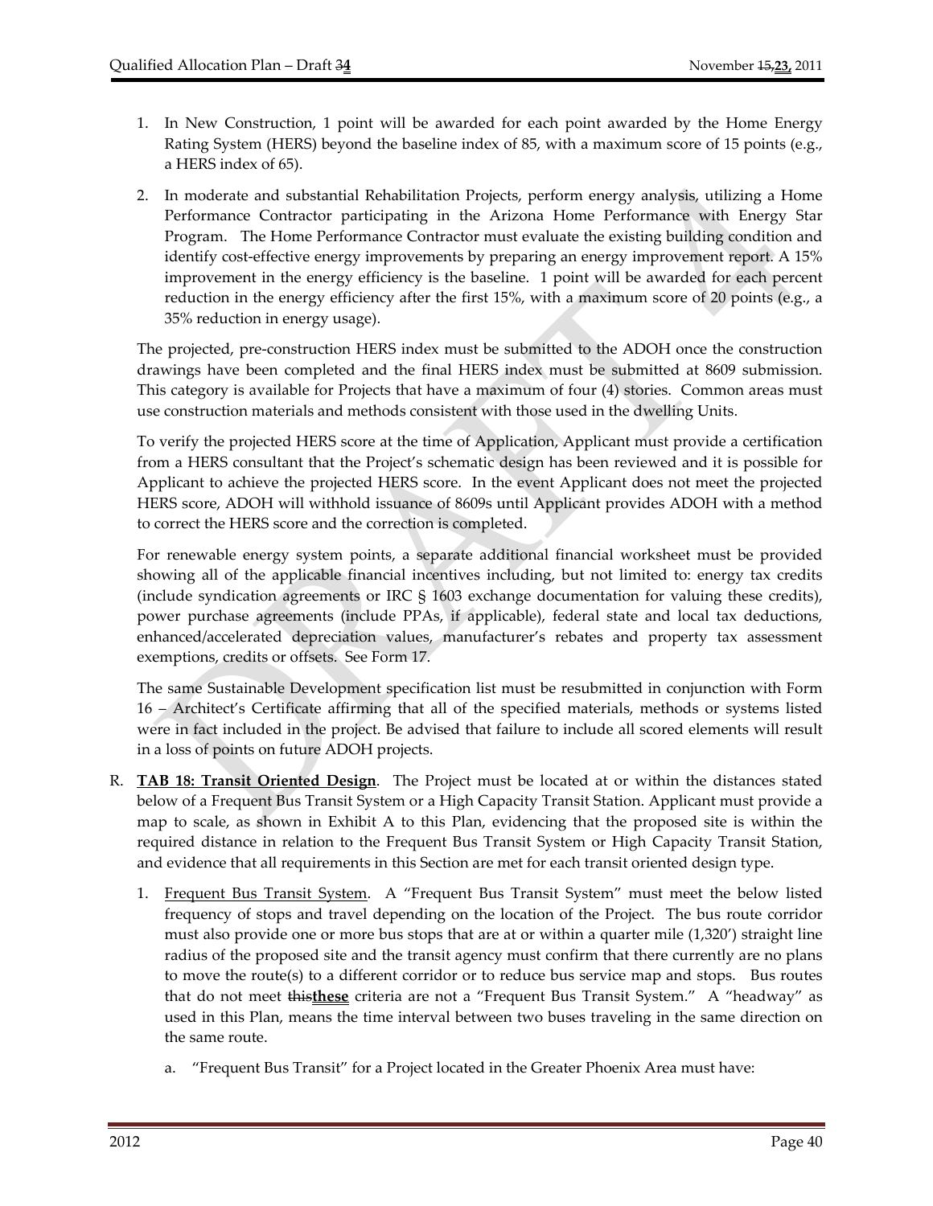1. In New Construction, 1 point will be awarded for each point awarded by the Home Energy Rating System (HERS) beyond the baseline index of 85, with a maximum score of 15 points (e.g., a HERS index of 65).

2. In moderate and substantial Rehabilitation Projects, perform energy analysis, utilizing a Home Performance Contractor participating in the Arizona Home Performance with Energy Star Program. The Home Performance Contractor must evaluate the existing building condition and identify cost-effective energy improvements by preparing an energy improvement report. A 15% improvement in the energy efficiency is the baseline. 1 point will be awarded for each percent reduction in the energy efficiency after the first 15%, with a maximum score of 20 points (e.g., a 35% reduction in energy usage).

The projected, pre-construction HERS index must be submitted to the ADOH once the construction drawings have been completed and the final HERS index must be submitted at 8609 submission. This category is available for Projects that have a maximum of four (4) stories. Common areas must use construction materials and methods consistent with those used in the dwelling Units.

To verify the projected HERS score at the time of Application, Applicant must provide a certification from a HERS consultant that the Project's schematic design has been reviewed and it is possible for Applicant to achieve the projected HERS score. In the event Applicant does not meet the projected HERS score, ADOH will withhold issuance of 8609s until Applicant provides ADOH with a method to correct the HERS score and the correction is completed.

For renewable energy system points, a separate additional financial worksheet must be provided showing all of the applicable financial incentives including, but not limited to: energy tax credits (include syndication agreements or IRC § 1603 exchange documentation for valuing these credits), power purchase agreements (include PPAs, if applicable), federal state and local tax deductions, enhanced/accelerated depreciation values, manufacturer's rebates and property tax assessment exemptions, credits or offsets. See Form 17.

The same Sustainable Development specification list must be resubmitted in conjunction with Form 16 – Architect's Certificate affirming that all of the specified materials, methods or systems listed were in fact included in the project. Be advised that failure to include all scored elements will result in a loss of points on future ADOH projects.

R. **TAB 18: Transit Oriented Design**. The Project must be located at or within the distances stated below of a Frequent Bus Transit System or a High Capacity Transit Station. Applicant must provide a map to scale, as shown in Exhibit A to this Plan, evidencing that the proposed site is within the required distance in relation to the Frequent Bus Transit System or High Capacity Transit Station, and evidence that all requirements in this Section are met for each transit oriented design type.

   1. Frequent Bus Transit System. A "Frequent Bus Transit System" must meet the below listed frequency of stops and travel depending on the location of the Project. The bus route corridor must also provide one or more bus stops that are at or within a quarter mile (1,320') straight line radius of the proposed site and the transit agency must confirm that there currently are no plans to move the route(s) to a different corridor or to reduce bus service map and stops. Bus routes that do not meet ~~this~~**these** criteria are not a "Frequent Bus Transit System." A "headway" as used in this Plan, means the time interval between two buses traveling in the same direction on the same route.

      a. "Frequent Bus Transit" for a Project located in the Greater Phoenix Area must have: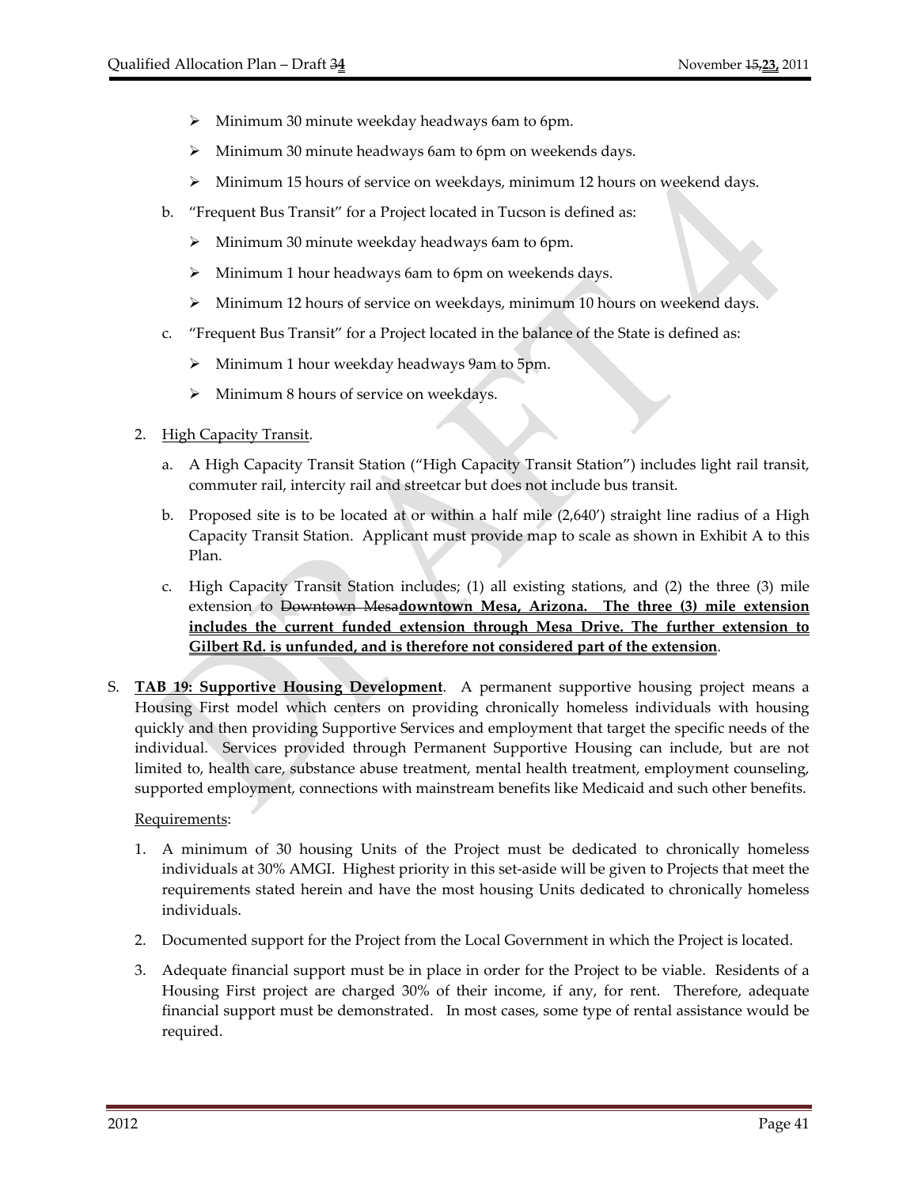- Minimum 30 minute weekday headways 6am to 6pm.
- Minimum 30 minute headways 6am to 6pm on weekends days.
- Minimum 15 hours of service on weekdays, minimum 12 hours on weekend days.

b. "Frequent Bus Transit" for a Project located in Tucson is defined as:

- Minimum 30 minute weekday headways 6am to 6pm.
- Minimum 1 hour headways 6am to 6pm on weekends days.
- Minimum 12 hours of service on weekdays, minimum 10 hours on weekend days.

c. "Frequent Bus Transit" for a Project located in the balance of the State is defined as:

- Minimum 1 hour weekday headways 9am to 5pm.
- Minimum 8 hours of service on weekdays.

2. High Capacity Transit.

a. A High Capacity Transit Station ("High Capacity Transit Station") includes light rail transit, commuter rail, intercity rail and streetcar but does not include bus transit.

b. Proposed site is to be located at or within a half mile (2,640') straight line radius of a High Capacity Transit Station. Applicant must provide map to scale as shown in Exhibit A to this Plan.

c. High Capacity Transit Station includes; (1) all existing stations, and (2) the three (3) mile extension to ~~Downtown Mesa~~**downtown Mesa, Arizona. The three (3) mile extension includes the current funded extension through Mesa Drive. The further extension to Gilbert Rd. is unfunded, and is therefore not considered part of the extension**.

S. **TAB 19: Supportive Housing Development**. A permanent supportive housing project means a Housing First model which centers on providing chronically homeless individuals with housing quickly and then providing Supportive Services and employment that target the specific needs of the individual. Services provided through Permanent Supportive Housing can include, but are not limited to, health care, substance abuse treatment, mental health treatment, employment counseling, supported employment, connections with mainstream benefits like Medicaid and such other benefits.

Requirements:

1. A minimum of 30 housing Units of the Project must be dedicated to chronically homeless individuals at 30% AMGI. Highest priority in this set-aside will be given to Projects that meet the requirements stated herein and have the most housing Units dedicated to chronically homeless individuals.

2. Documented support for the Project from the Local Government in which the Project is located.

3. Adequate financial support must be in place in order for the Project to be viable. Residents of a Housing First project are charged 30% of their income, if any, for rent. Therefore, adequate financial support must be demonstrated. In most cases, some type of rental assistance would be required.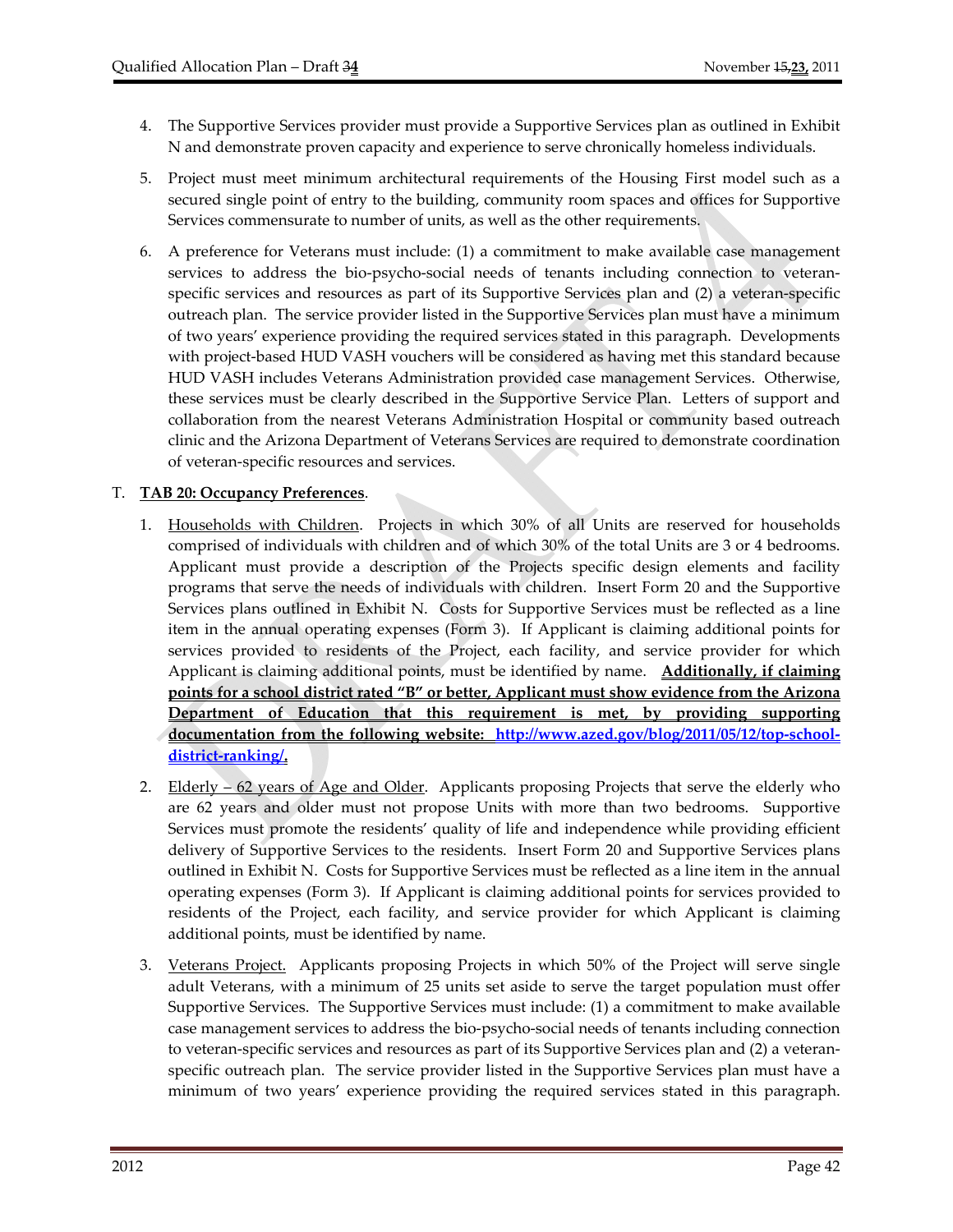4. The Supportive Services provider must provide a Supportive Services plan as outlined in Exhibit N and demonstrate proven capacity and experience to serve chronically homeless individuals.

5. Project must meet minimum architectural requirements of the Housing First model such as a secured single point of entry to the building, community room spaces and offices for Supportive Services commensurate to number of units, as well as the other requirements.

6. A preference for Veterans must include: (1) a commitment to make available case management services to address the bio-psycho-social needs of tenants including connection to veteran-specific services and resources as part of its Supportive Services plan and (2) a veteran-specific outreach plan. The service provider listed in the Supportive Services plan must have a minimum of two years' experience providing the required services stated in this paragraph. Developments with project-based HUD VASH vouchers will be considered as having met this standard because HUD VASH includes Veterans Administration provided case management Services. Otherwise, these services must be clearly described in the Supportive Service Plan. Letters of support and collaboration from the nearest Veterans Administration Hospital or community based outreach clinic and the Arizona Department of Veterans Services are required to demonstrate coordination of veteran-specific resources and services.

T. **TAB 20: Occupancy Preferences**.

1. Households with Children. Projects in which 30% of all Units are reserved for households comprised of individuals with children and of which 30% of the total Units are 3 or 4 bedrooms. Applicant must provide a description of the Projects specific design elements and facility programs that serve the needs of individuals with children. Insert Form 20 and the Supportive Services plans outlined in Exhibit N. Costs for Supportive Services must be reflected as a line item in the annual operating expenses (Form 3). If Applicant is claiming additional points for services provided to residents of the Project, each facility, and service provider for which Applicant is claiming additional points, must be identified by name. **Additionally, if claiming points for a school district rated "B" or better, Applicant must show evidence from the Arizona Department of Education that this requirement is met, by providing supporting documentation from the following website: http://www.azed.gov/blog/2011/05/12/top-school-district-ranking/.**

2. Elderly – 62 years of Age and Older. Applicants proposing Projects that serve the elderly who are 62 years and older must not propose Units with more than two bedrooms. Supportive Services must promote the residents' quality of life and independence while providing efficient delivery of Supportive Services to the residents. Insert Form 20 and Supportive Services plans outlined in Exhibit N. Costs for Supportive Services must be reflected as a line item in the annual operating expenses (Form 3). If Applicant is claiming additional points for services provided to residents of the Project, each facility, and service provider for which Applicant is claiming additional points, must be identified by name.

3. Veterans Project. Applicants proposing Projects in which 50% of the Project will serve single adult Veterans, with a minimum of 25 units set aside to serve the target population must offer Supportive Services. The Supportive Services must include: (1) a commitment to make available case management services to address the bio-psycho-social needs of tenants including connection to veteran-specific services and resources as part of its Supportive Services plan and (2) a veteran-specific outreach plan. The service provider listed in the Supportive Services plan must have a minimum of two years' experience providing the required services stated in this paragraph.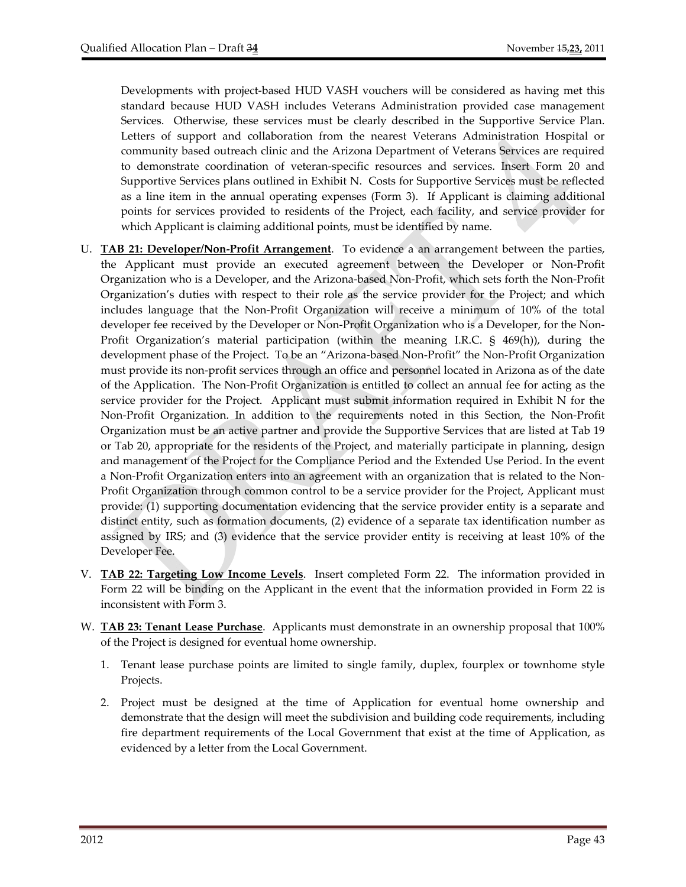Developments with project-based HUD VASH vouchers will be considered as having met this standard because HUD VASH includes Veterans Administration provided case management Services. Otherwise, these services must be clearly described in the Supportive Service Plan. Letters of support and collaboration from the nearest Veterans Administration Hospital or community based outreach clinic and the Arizona Department of Veterans Services are required to demonstrate coordination of veteran-specific resources and services. Insert Form 20 and Supportive Services plans outlined in Exhibit N. Costs for Supportive Services must be reflected as a line item in the annual operating expenses (Form 3). If Applicant is claiming additional points for services provided to residents of the Project, each facility, and service provider for which Applicant is claiming additional points, must be identified by name.

U. **TAB 21: Developer/Non-Profit Arrangement**. To evidence a an arrangement between the parties, the Applicant must provide an executed agreement between the Developer or Non-Profit Organization who is a Developer, and the Arizona-based Non-Profit, which sets forth the Non-Profit Organization's duties with respect to their role as the service provider for the Project; and which includes language that the Non-Profit Organization will receive a minimum of 10% of the total developer fee received by the Developer or Non-Profit Organization who is a Developer, for the Non-Profit Organization's material participation (within the meaning I.R.C. § 469(h)), during the development phase of the Project. To be an "Arizona-based Non-Profit" the Non-Profit Organization must provide its non-profit services through an office and personnel located in Arizona as of the date of the Application. The Non-Profit Organization is entitled to collect an annual fee for acting as the service provider for the Project. Applicant must submit information required in Exhibit N for the Non-Profit Organization. In addition to the requirements noted in this Section, the Non-Profit Organization must be an active partner and provide the Supportive Services that are listed at Tab 19 or Tab 20, appropriate for the residents of the Project, and materially participate in planning, design and management of the Project for the Compliance Period and the Extended Use Period. In the event a Non-Profit Organization enters into an agreement with an organization that is related to the Non-Profit Organization through common control to be a service provider for the Project, Applicant must provide: (1) supporting documentation evidencing that the service provider entity is a separate and distinct entity, such as formation documents, (2) evidence of a separate tax identification number as assigned by IRS; and (3) evidence that the service provider entity is receiving at least 10% of the Developer Fee.

V. **TAB 22: Targeting Low Income Levels**. Insert completed Form 22. The information provided in Form 22 will be binding on the Applicant in the event that the information provided in Form 22 is inconsistent with Form 3.

W. **TAB 23: Tenant Lease Purchase**. Applicants must demonstrate in an ownership proposal that 100% of the Project is designed for eventual home ownership.

   1. Tenant lease purchase points are limited to single family, duplex, fourplex or townhome style Projects.

   2. Project must be designed at the time of Application for eventual home ownership and demonstrate that the design will meet the subdivision and building code requirements, including fire department requirements of the Local Government that exist at the time of Application, as evidenced by a letter from the Local Government.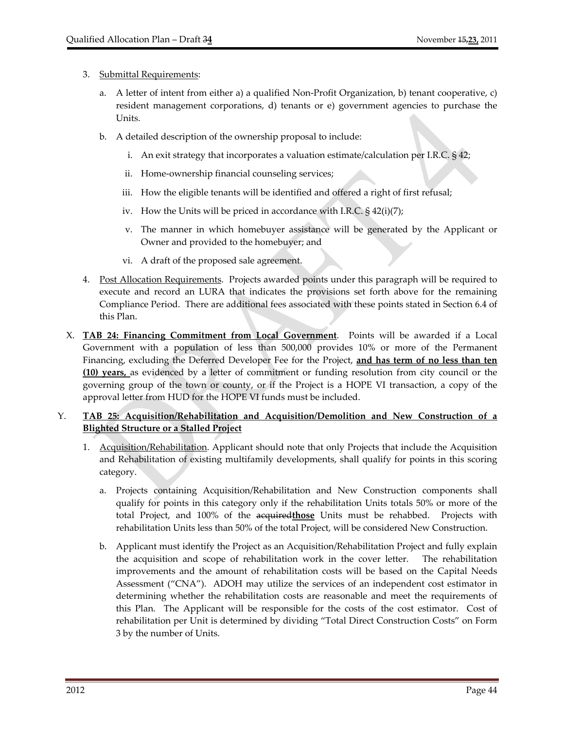3. Submittal Requirements:

   a. A letter of intent from either a) a qualified Non-Profit Organization, b) tenant cooperative, c) resident management corporations, d) tenants or e) government agencies to purchase the Units.

   b. A detailed description of the ownership proposal to include:

      i. An exit strategy that incorporates a valuation estimate/calculation per I.R.C. § 42;

      ii. Home-ownership financial counseling services;

      iii. How the eligible tenants will be identified and offered a right of first refusal;

      iv. How the Units will be priced in accordance with I.R.C. § 42(i)(7);

      v. The manner in which homebuyer assistance will be generated by the Applicant or Owner and provided to the homebuyer; and

      vi. A draft of the proposed sale agreement.

4. Post Allocation Requirements. Projects awarded points under this paragraph will be required to execute and record an LURA that indicates the provisions set forth above for the remaining Compliance Period. There are additional fees associated with these points stated in Section 6.4 of this Plan.

X. **TAB 24: Financing Commitment from Local Government**. Points will be awarded if a Local Government with a population of less than 500,000 provides 10% or more of the Permanent Financing, excluding the Deferred Developer Fee for the Project, **and has term of no less than ten (10) years,** as evidenced by a letter of commitment or funding resolution from city council or the governing group of the town or county, or if the Project is a HOPE VI transaction, a copy of the approval letter from HUD for the HOPE VI funds must be included.

Y. **TAB 25: Acquisition/Rehabilitation and Acquisition/Demolition and New Construction of a Blighted Structure or a Stalled Project**

1. Acquisition/Rehabilitation. Applicant should note that only Projects that include the Acquisition and Rehabilitation of existing multifamily developments, shall qualify for points in this scoring category.

   a. Projects containing Acquisition/Rehabilitation and New Construction components shall qualify for points in this category only if the rehabilitation Units totals 50% or more of the total Project, and 100% of the ~~acquired~~**those** Units must be rehabbed. Projects with rehabilitation Units less than 50% of the total Project, will be considered New Construction.

   b. Applicant must identify the Project as an Acquisition/Rehabilitation Project and fully explain the acquisition and scope of rehabilitation work in the cover letter. The rehabilitation improvements and the amount of rehabilitation costs will be based on the Capital Needs Assessment ("CNA"). ADOH may utilize the services of an independent cost estimator in determining whether the rehabilitation costs are reasonable and meet the requirements of this Plan. The Applicant will be responsible for the costs of the cost estimator. Cost of rehabilitation per Unit is determined by dividing "Total Direct Construction Costs" on Form 3 by the number of Units.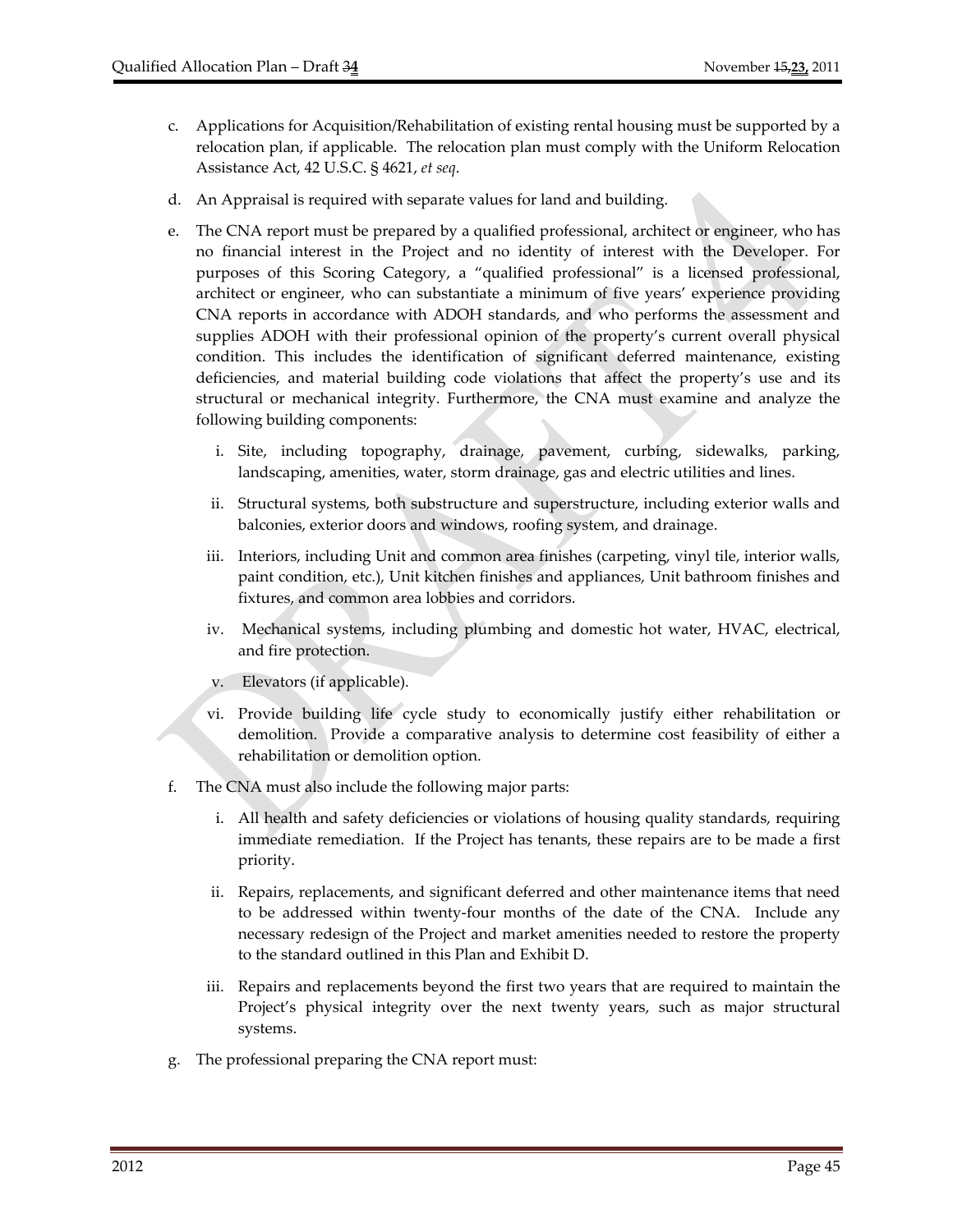c. Applications for Acquisition/Rehabilitation of existing rental housing must be supported by a relocation plan, if applicable. The relocation plan must comply with the Uniform Relocation Assistance Act, 42 U.S.C. § 4621, *et seq*.

d. An Appraisal is required with separate values for land and building.

e. The CNA report must be prepared by a qualified professional, architect or engineer, who has no financial interest in the Project and no identity of interest with the Developer. For purposes of this Scoring Category, a "qualified professional" is a licensed professional, architect or engineer, who can substantiate a minimum of five years' experience providing CNA reports in accordance with ADOH standards, and who performs the assessment and supplies ADOH with their professional opinion of the property's current overall physical condition. This includes the identification of significant deferred maintenance, existing deficiencies, and material building code violations that affect the property's use and its structural or mechanical integrity. Furthermore, the CNA must examine and analyze the following building components:

   i. Site, including topography, drainage, pavement, curbing, sidewalks, parking, landscaping, amenities, water, storm drainage, gas and electric utilities and lines.

   ii. Structural systems, both substructure and superstructure, including exterior walls and balconies, exterior doors and windows, roofing system, and drainage.

   iii. Interiors, including Unit and common area finishes (carpeting, vinyl tile, interior walls, paint condition, etc.), Unit kitchen finishes and appliances, Unit bathroom finishes and fixtures, and common area lobbies and corridors.

   iv. Mechanical systems, including plumbing and domestic hot water, HVAC, electrical, and fire protection.

   v. Elevators (if applicable).

   vi. Provide building life cycle study to economically justify either rehabilitation or demolition. Provide a comparative analysis to determine cost feasibility of either a rehabilitation or demolition option.

f. The CNA must also include the following major parts:

   i. All health and safety deficiencies or violations of housing quality standards, requiring immediate remediation. If the Project has tenants, these repairs are to be made a first priority.

   ii. Repairs, replacements, and significant deferred and other maintenance items that need to be addressed within twenty-four months of the date of the CNA. Include any necessary redesign of the Project and market amenities needed to restore the property to the standard outlined in this Plan and Exhibit D.

   iii. Repairs and replacements beyond the first two years that are required to maintain the Project's physical integrity over the next twenty years, such as major structural systems.

g. The professional preparing the CNA report must: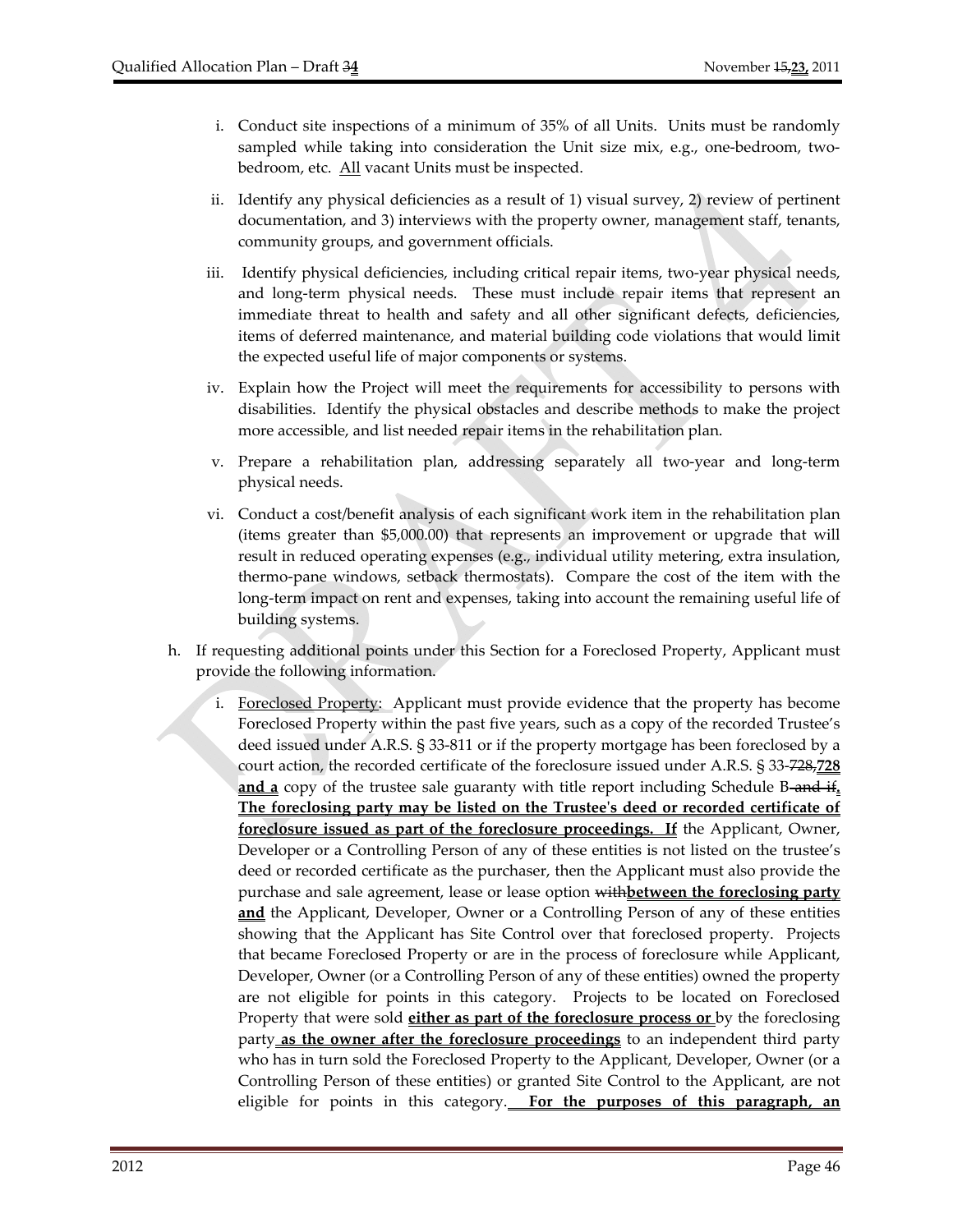i. Conduct site inspections of a minimum of 35% of all Units. Units must be randomly sampled while taking into consideration the Unit size mix, e.g., one-bedroom, two-bedroom, etc. All vacant Units must be inspected.

ii. Identify any physical deficiencies as a result of 1) visual survey, 2) review of pertinent documentation, and 3) interviews with the property owner, management staff, tenants, community groups, and government officials.

iii. Identify physical deficiencies, including critical repair items, two-year physical needs, and long-term physical needs. These must include repair items that represent an immediate threat to health and safety and all other significant defects, deficiencies, items of deferred maintenance, and material building code violations that would limit the expected useful life of major components or systems.

iv. Explain how the Project will meet the requirements for accessibility to persons with disabilities. Identify the physical obstacles and describe methods to make the project more accessible, and list needed repair items in the rehabilitation plan.

v. Prepare a rehabilitation plan, addressing separately all two-year and long-term physical needs.

vi. Conduct a cost/benefit analysis of each significant work item in the rehabilitation plan (items greater than $5,000.00) that represents an improvement or upgrade that will result in reduced operating expenses (e.g., individual utility metering, extra insulation, thermo-pane windows, setback thermostats). Compare the cost of the item with the long-term impact on rent and expenses, taking into account the remaining useful life of building systems.

h. If requesting additional points under this Section for a Foreclosed Property, Applicant must provide the following information.

i. Foreclosed Property: Applicant must provide evidence that the property has become Foreclosed Property within the past five years, such as a copy of the recorded Trustee's deed issued under A.R.S. § 33-811 or if the property mortgage has been foreclosed by a court action, the recorded certificate of the foreclosure issued under A.R.S. § 33-~~728,~~**728 and a** copy of the trustee sale guaranty with title report including Schedule B~~ and if~~**. The foreclosing party may be listed on the Trustee's deed or recorded certificate of foreclosure issued as part of the foreclosure proceedings. If** the Applicant, Owner, Developer or a Controlling Person of any of these entities is not listed on the trustee's deed or recorded certificate as the purchaser, then the Applicant must also provide the purchase and sale agreement, lease or lease option ~~with~~**between the foreclosing party and** the Applicant, Developer, Owner or a Controlling Person of any of these entities showing that the Applicant has Site Control over that foreclosed property. Projects that became Foreclosed Property or are in the process of foreclosure while Applicant, Developer, Owner (or a Controlling Person of any of these entities) owned the property are not eligible for points in this category. Projects to be located on Foreclosed Property that were sold **either as part of the foreclosure process or** by the foreclosing party **as the owner after the foreclosure proceedings** to an independent third party who has in turn sold the Foreclosed Property to the Applicant, Developer, Owner (or a Controlling Person of these entities) or granted Site Control to the Applicant, are not eligible for points in this category. **For the purposes of this paragraph, an**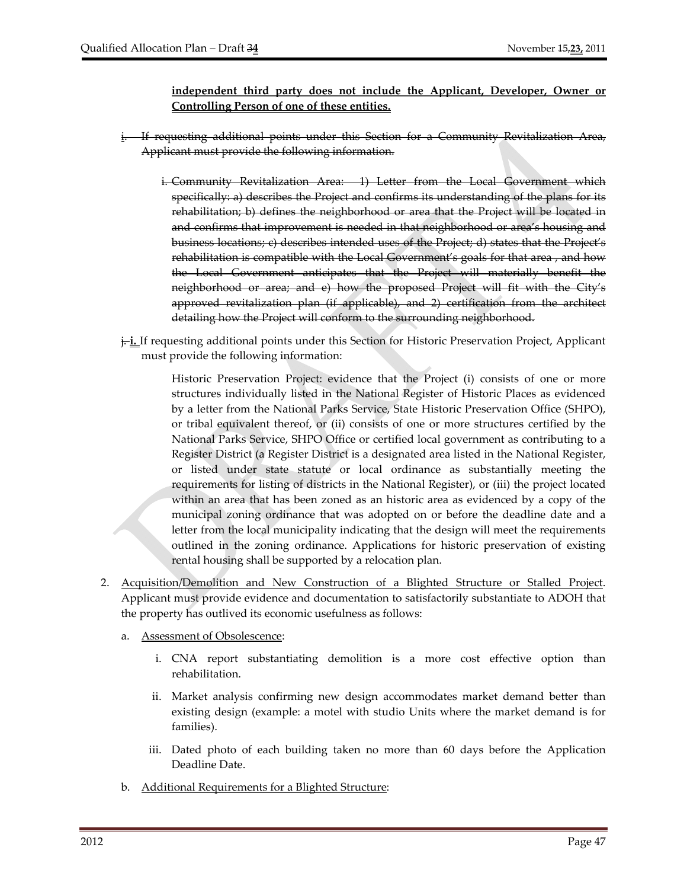**<u>independent third party does not include the Applicant, Developer, Owner or Controlling Person of one of these entities.</u>**

~~i. If requesting additional points under this Section for a Community Revitalization Area, Applicant must provide the following information.~~

~~i. Community Revitalization Area: 1) Letter from the Local Government which specifically: a) describes the Project and confirms its understanding of the plans for its rehabilitation; b) defines the neighborhood or area that the Project will be located in and confirms that improvement is needed in that neighborhood or area's housing and business locations; c) describes intended uses of the Project; d) states that the Project's rehabilitation is compatible with the Local Government's goals for that area , and how the Local Government anticipates that the Project will materially benefit the neighborhood or area; and e) how the proposed Project will fit with the City's approved revitalization plan (if applicable), and 2) certification from the architect detailing how the Project will conform to the surrounding neighborhood.~~

~~j.~~ **<u>i.</u>** If requesting additional points under this Section for Historic Preservation Project, Applicant must provide the following information:

Historic Preservation Project: evidence that the Project (i) consists of one or more structures individually listed in the National Register of Historic Places as evidenced by a letter from the National Parks Service, State Historic Preservation Office (SHPO), or tribal equivalent thereof, or (ii) consists of one or more structures certified by the National Parks Service, SHPO Office or certified local government as contributing to a Register District (a Register District is a designated area listed in the National Register, or listed under state statute or local ordinance as substantially meeting the requirements for listing of districts in the National Register), or (iii) the project located within an area that has been zoned as an historic area as evidenced by a copy of the municipal zoning ordinance that was adopted on or before the deadline date and a letter from the local municipality indicating that the design will meet the requirements outlined in the zoning ordinance. Applications for historic preservation of existing rental housing shall be supported by a relocation plan.

2. <u>Acquisition/Demolition and New Construction of a Blighted Structure or Stalled Project</u>. Applicant must provide evidence and documentation to satisfactorily substantiate to ADOH that the property has outlived its economic usefulness as follows:

   a. <u>Assessment of Obsolescence</u>:

      i. CNA report substantiating demolition is a more cost effective option than rehabilitation.

      ii. Market analysis confirming new design accommodates market demand better than existing design (example: a motel with studio Units where the market demand is for families).

      iii. Dated photo of each building taken no more than 60 days before the Application Deadline Date.

   b. <u>Additional Requirements for a Blighted Structure</u>: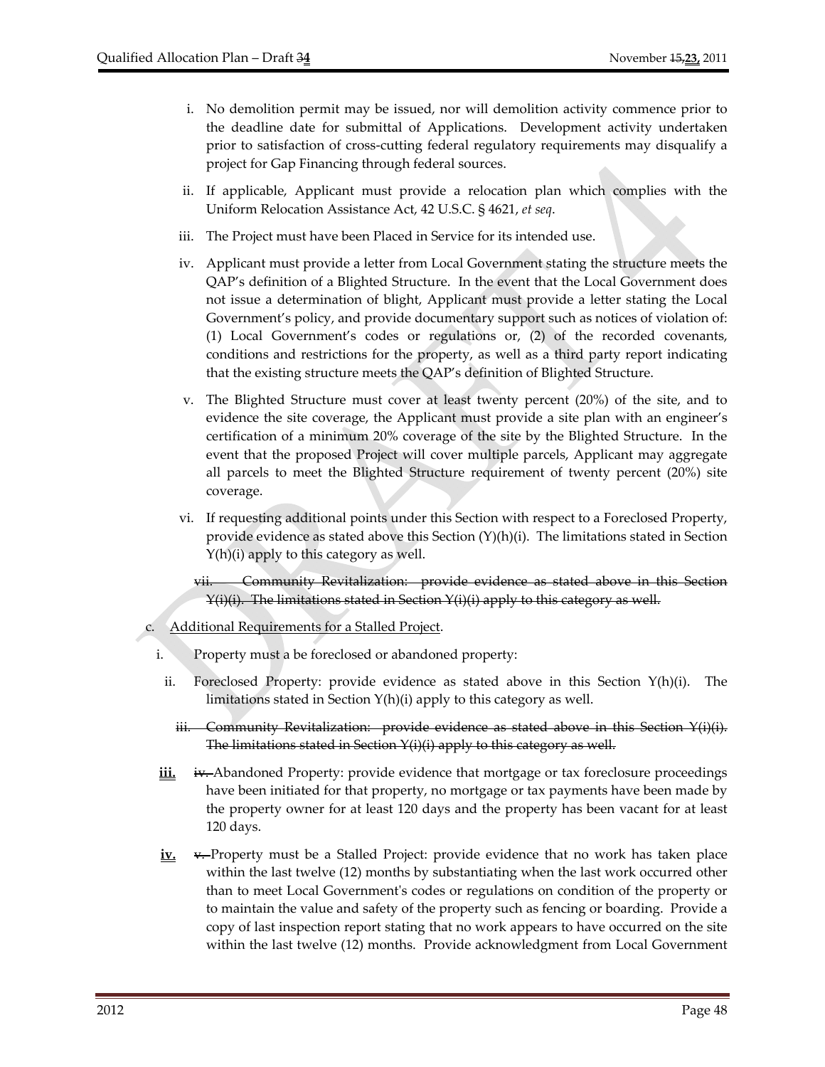i. No demolition permit may be issued, nor will demolition activity commence prior to the deadline date for submittal of Applications. Development activity undertaken prior to satisfaction of cross-cutting federal regulatory requirements may disqualify a project for Gap Financing through federal sources.

ii. If applicable, Applicant must provide a relocation plan which complies with the Uniform Relocation Assistance Act, 42 U.S.C. § 4621, *et seq.*

iii. The Project must have been Placed in Service for its intended use.

iv. Applicant must provide a letter from Local Government stating the structure meets the QAP's definition of a Blighted Structure. In the event that the Local Government does not issue a determination of blight, Applicant must provide a letter stating the Local Government's policy, and provide documentary support such as notices of violation of: (1) Local Government's codes or regulations or, (2) of the recorded covenants, conditions and restrictions for the property, as well as a third party report indicating that the existing structure meets the QAP's definition of Blighted Structure.

v. The Blighted Structure must cover at least twenty percent (20%) of the site, and to evidence the site coverage, the Applicant must provide a site plan with an engineer's certification of a minimum 20% coverage of the site by the Blighted Structure. In the event that the proposed Project will cover multiple parcels, Applicant may aggregate all parcels to meet the Blighted Structure requirement of twenty percent (20%) site coverage.

vi. If requesting additional points under this Section with respect to a Foreclosed Property, provide evidence as stated above this Section (Y)(h)(i). The limitations stated in Section Y(h)(i) apply to this category as well.

~~vii. Community Revitalization: provide evidence as stated above in this Section Y(i)(i). The limitations stated in Section Y(i)(i) apply to this category as well.~~

c. Additional Requirements for a Stalled Project.

i. Property must a be foreclosed or abandoned property:

ii. Foreclosed Property: provide evidence as stated above in this Section Y(h)(i). The limitations stated in Section Y(h)(i) apply to this category as well.

~~iii. Community Revitalization: provide evidence as stated above in this Section Y(i)(i). The limitations stated in Section Y(i)(i) apply to this category as well.~~

**iii.** ~~iv.~~ Abandoned Property: provide evidence that mortgage or tax foreclosure proceedings have been initiated for that property, no mortgage or tax payments have been made by the property owner for at least 120 days and the property has been vacant for at least 120 days.

**iv.** ~~v.~~ Property must be a Stalled Project: provide evidence that no work has taken place within the last twelve (12) months by substantiating when the last work occurred other than to meet Local Government's codes or regulations on condition of the property or to maintain the value and safety of the property such as fencing or boarding. Provide a copy of last inspection report stating that no work appears to have occurred on the site within the last twelve (12) months. Provide acknowledgment from Local Government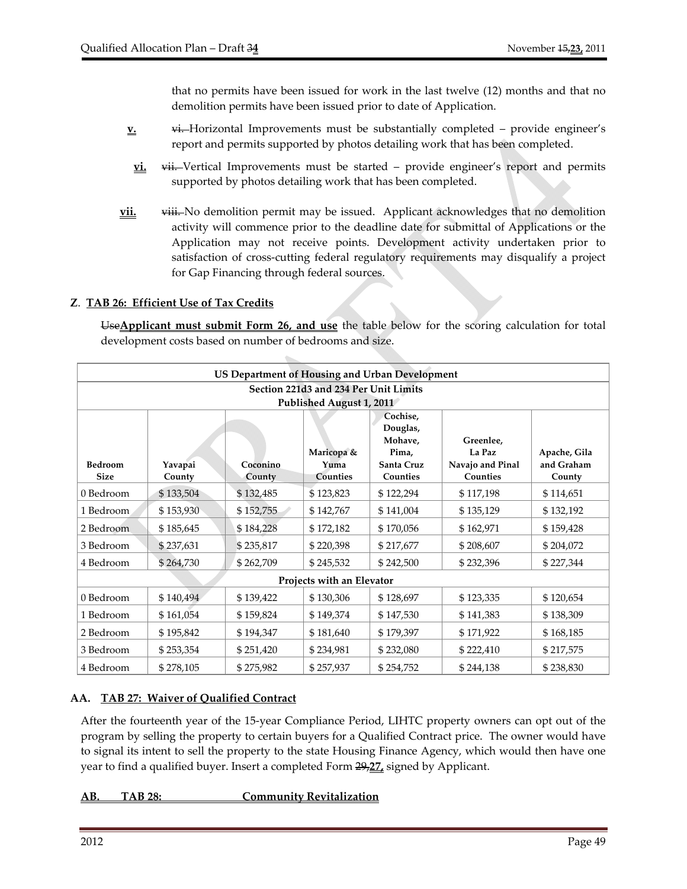that no permits have been issued for work in the last twelve (12) months and that no demolition permits have been issued prior to date of Application.

**v.** ~~vi.~~ Horizontal Improvements must be substantially completed – provide engineer's report and permits supported by photos detailing work that has been completed.

**vi.** ~~vii.~~ Vertical Improvements must be started – provide engineer's report and permits supported by photos detailing work that has been completed.

**vii.** ~~viii.~~ No demolition permit may be issued. Applicant acknowledges that no demolition activity will commence prior to the deadline date for submittal of Applications or the Application may not receive points. Development activity undertaken prior to satisfaction of cross-cutting federal regulatory requirements may disqualify a project for Gap Financing through federal sources.

**Z. TAB 26: Efficient Use of Tax Credits**

~~Use~~**Applicant must submit Form 26, and use** the table below for the scoring calculation for total development costs based on number of bedrooms and size.

| US Department of Housing and Urban Development<br>Section 221d3 and 234 Per Unit Limits<br>Published August 1, 2011 | | | | | | |
|---|---|---|---|---|---|---|
| **Bedroom Size** | **Yavapai County** | **Coconino County** | **Maricopa & Yuma Counties** | **Cochise, Douglas, Mohave, Pima, Santa Cruz Counties** | **Greenlee, La Paz Navajo and Pinal Counties** | **Apache, Gila and Graham County** |
| 0 Bedroom | $ 133,504 | $ 132,485 | $ 123,823 | $ 122,294 | $ 117,198 | $ 114,651 |
| 1 Bedroom | $ 153,930 | $ 152,755 | $ 142,767 | $ 141,004 | $ 135,129 | $ 132,192 |
| 2 Bedroom | $ 185,645 | $ 184,228 | $ 172,182 | $ 170,056 | $ 162,971 | $ 159,428 |
| 3 Bedroom | $ 237,631 | $ 235,817 | $ 220,398 | $ 217,677 | $ 208,607 | $ 204,072 |
| 4 Bedroom | $ 264,730 | $ 262,709 | $ 245,532 | $ 242,500 | $ 232,396 | $ 227,344 |
| **Projects with an Elevator** | | | | | | |
| 0 Bedroom | $ 140,494 | $ 139,422 | $ 130,306 | $ 128,697 | $ 123,335 | $ 120,654 |
| 1 Bedroom | $ 161,054 | $ 159,824 | $ 149,374 | $ 147,530 | $ 141,383 | $ 138,309 |
| 2 Bedroom | $ 195,842 | $ 194,347 | $ 181,640 | $ 179,397 | $ 171,922 | $ 168,185 |
| 3 Bedroom | $ 253,354 | $ 251,420 | $ 234,981 | $ 232,080 | $ 222,410 | $ 217,575 |
| 4 Bedroom | $ 278,105 | $ 275,982 | $ 257,937 | $ 254,752 | $ 244,138 | $ 238,830 |

**AA. TAB 27: Waiver of Qualified Contract**

After the fourteenth year of the 15-year Compliance Period, LIHTC property owners can opt out of the program by selling the property to certain buyers for a Qualified Contract price. The owner would have to signal its intent to sell the property to the state Housing Finance Agency, which would then have one year to find a qualified buyer. Insert a completed Form ~~29,~~**27,** signed by Applicant.

**AB. TAB 28: Community Revitalization**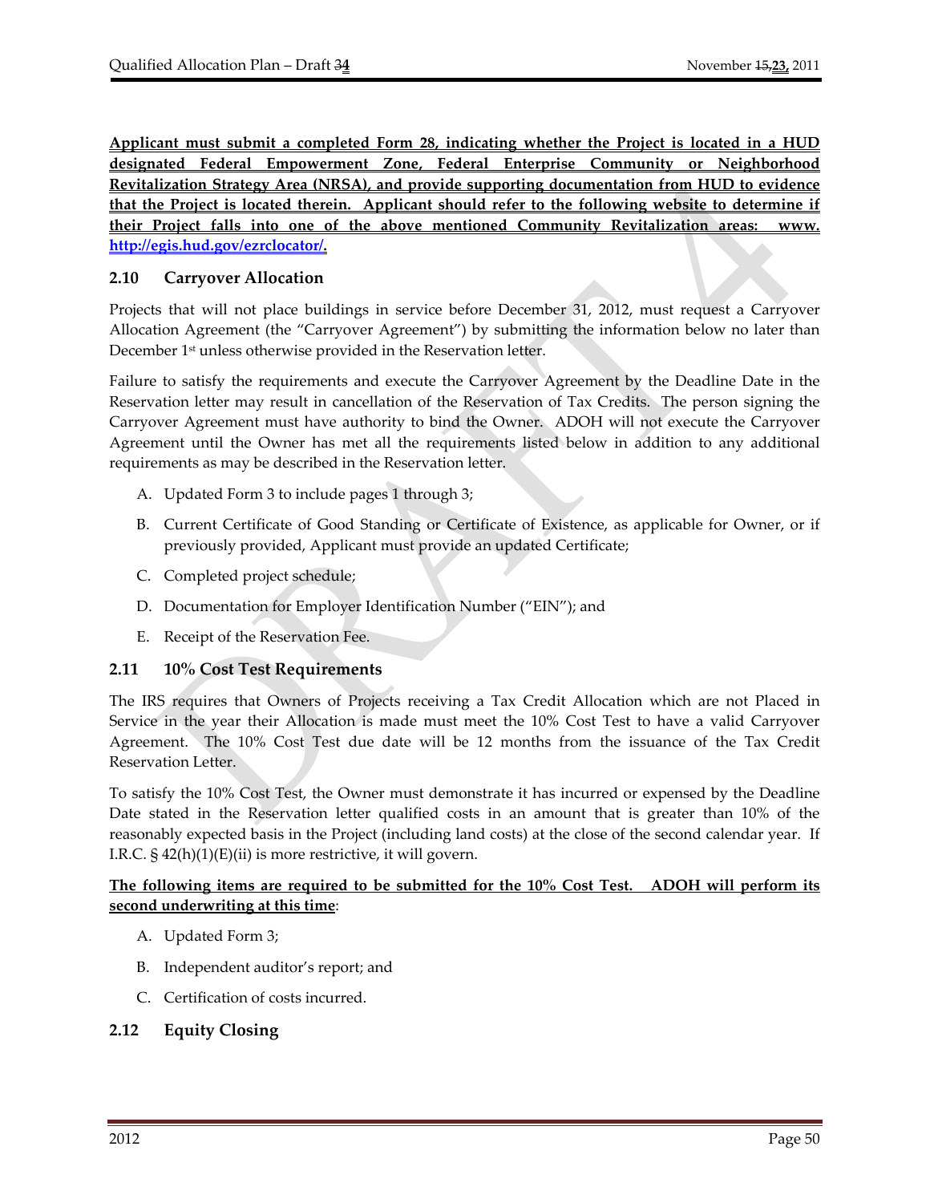**Applicant must submit a completed Form 28, indicating whether the Project is located in a HUD designated Federal Empowerment Zone, Federal Enterprise Community or Neighborhood Revitalization Strategy Area (NRSA), and provide supporting documentation from HUD to evidence that the Project is located therein. Applicant should refer to the following website to determine if their Project falls into one of the above mentioned Community Revitalization areas: www. http://egis.hud.gov/ezrclocator/.**

## 2.10 Carryover Allocation

Projects that will not place buildings in service before December 31, 2012, must request a Carryover Allocation Agreement (the "Carryover Agreement") by submitting the information below no later than December 1st unless otherwise provided in the Reservation letter.

Failure to satisfy the requirements and execute the Carryover Agreement by the Deadline Date in the Reservation letter may result in cancellation of the Reservation of Tax Credits. The person signing the Carryover Agreement must have authority to bind the Owner. ADOH will not execute the Carryover Agreement until the Owner has met all the requirements listed below in addition to any additional requirements as may be described in the Reservation letter.

A. Updated Form 3 to include pages 1 through 3;

B. Current Certificate of Good Standing or Certificate of Existence, as applicable for Owner, or if previously provided, Applicant must provide an updated Certificate;

C. Completed project schedule;

D. Documentation for Employer Identification Number ("EIN"); and

E. Receipt of the Reservation Fee.

## 2.11 10% Cost Test Requirements

The IRS requires that Owners of Projects receiving a Tax Credit Allocation which are not Placed in Service in the year their Allocation is made must meet the 10% Cost Test to have a valid Carryover Agreement. The 10% Cost Test due date will be 12 months from the issuance of the Tax Credit Reservation Letter.

To satisfy the 10% Cost Test, the Owner must demonstrate it has incurred or expensed by the Deadline Date stated in the Reservation letter qualified costs in an amount that is greater than 10% of the reasonably expected basis in the Project (including land costs) at the close of the second calendar year. If I.R.C. § 42(h)(1)(E)(ii) is more restrictive, it will govern.

**The following items are required to be submitted for the 10% Cost Test. ADOH will perform its second underwriting at this time**:

A. Updated Form 3;

B. Independent auditor's report; and

C. Certification of costs incurred.

## 2.12 Equity Closing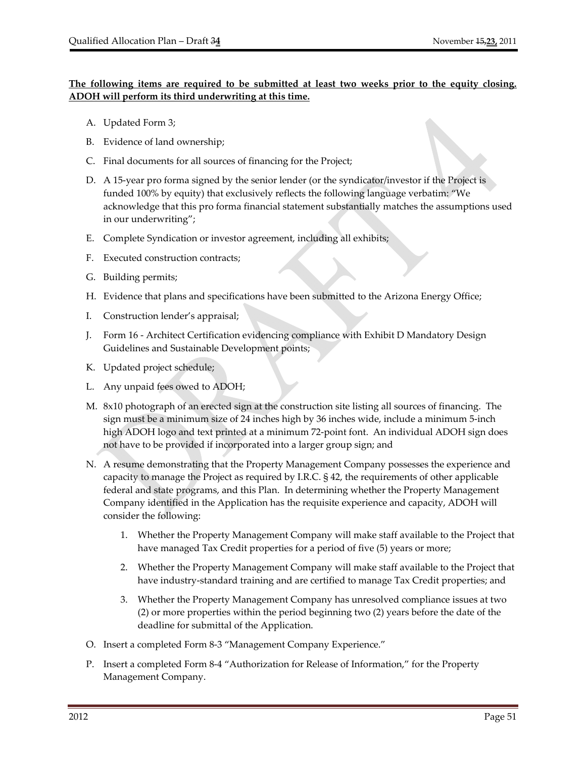**The following items are required to be submitted at least two weeks prior to the equity closing. ADOH will perform its third underwriting at this time.**

A. Updated Form 3;

B. Evidence of land ownership;

C. Final documents for all sources of financing for the Project;

D. A 15-year pro forma signed by the senior lender (or the syndicator/investor if the Project is funded 100% by equity) that exclusively reflects the following language verbatim: "We acknowledge that this pro forma financial statement substantially matches the assumptions used in our underwriting";

E. Complete Syndication or investor agreement, including all exhibits;

F. Executed construction contracts;

G. Building permits;

H. Evidence that plans and specifications have been submitted to the Arizona Energy Office;

I. Construction lender's appraisal;

J. Form 16 - Architect Certification evidencing compliance with Exhibit D Mandatory Design Guidelines and Sustainable Development points;

K. Updated project schedule;

L. Any unpaid fees owed to ADOH;

M. 8x10 photograph of an erected sign at the construction site listing all sources of financing. The sign must be a minimum size of 24 inches high by 36 inches wide, include a minimum 5-inch high ADOH logo and text printed at a minimum 72-point font. An individual ADOH sign does not have to be provided if incorporated into a larger group sign; and

N. A resume demonstrating that the Property Management Company possesses the experience and capacity to manage the Project as required by I.R.C. § 42, the requirements of other applicable federal and state programs, and this Plan. In determining whether the Property Management Company identified in the Application has the requisite experience and capacity, ADOH will consider the following:

   1. Whether the Property Management Company will make staff available to the Project that have managed Tax Credit properties for a period of five (5) years or more;

   2. Whether the Property Management Company will make staff available to the Project that have industry-standard training and are certified to manage Tax Credit properties; and

   3. Whether the Property Management Company has unresolved compliance issues at two (2) or more properties within the period beginning two (2) years before the date of the deadline for submittal of the Application.

O. Insert a completed Form 8-3 "Management Company Experience."

P. Insert a completed Form 8-4 "Authorization for Release of Information," for the Property Management Company.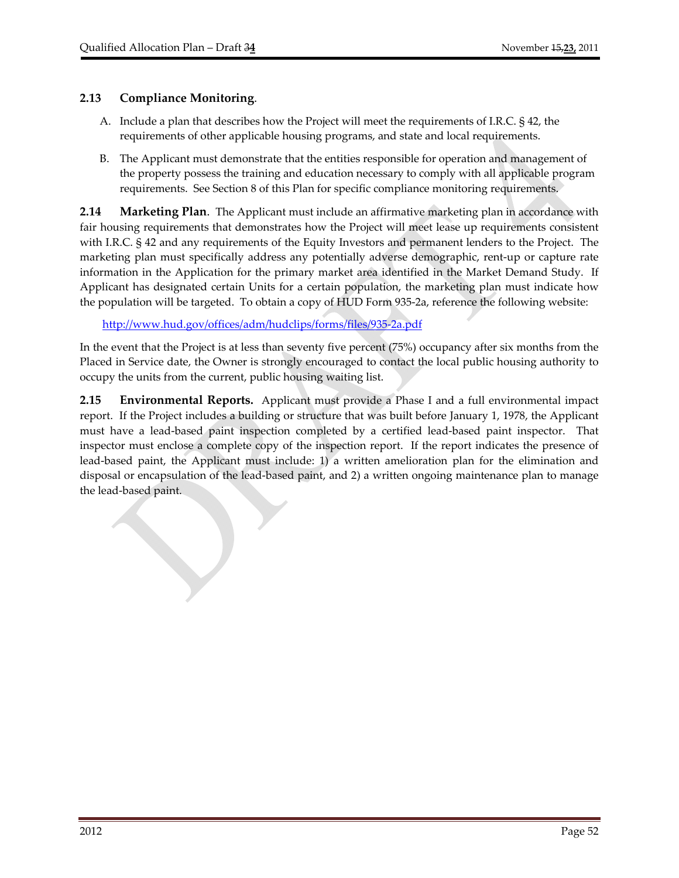### 2.13 Compliance Monitoring.

A. Include a plan that describes how the Project will meet the requirements of I.R.C. § 42, the requirements of other applicable housing programs, and state and local requirements.

B. The Applicant must demonstrate that the entities responsible for operation and management of the property possess the training and education necessary to comply with all applicable program requirements. See Section 8 of this Plan for specific compliance monitoring requirements.

**2.14 Marketing Plan**. The Applicant must include an affirmative marketing plan in accordance with fair housing requirements that demonstrates how the Project will meet lease up requirements consistent with I.R.C. § 42 and any requirements of the Equity Investors and permanent lenders to the Project. The marketing plan must specifically address any potentially adverse demographic, rent-up or capture rate information in the Application for the primary market area identified in the Market Demand Study. If Applicant has designated certain Units for a certain population, the marketing plan must indicate how the population will be targeted. To obtain a copy of HUD Form 935-2a, reference the following website:

http://www.hud.gov/offices/adm/hudclips/forms/files/935-2a.pdf

In the event that the Project is at less than seventy five percent (75%) occupancy after six months from the Placed in Service date, the Owner is strongly encouraged to contact the local public housing authority to occupy the units from the current, public housing waiting list.

**2.15 Environmental Reports.** Applicant must provide a Phase I and a full environmental impact report. If the Project includes a building or structure that was built before January 1, 1978, the Applicant must have a lead-based paint inspection completed by a certified lead-based paint inspector. That inspector must enclose a complete copy of the inspection report. If the report indicates the presence of lead-based paint, the Applicant must include: 1) a written amelioration plan for the elimination and disposal or encapsulation of the lead-based paint, and 2) a written ongoing maintenance plan to manage the lead-based paint.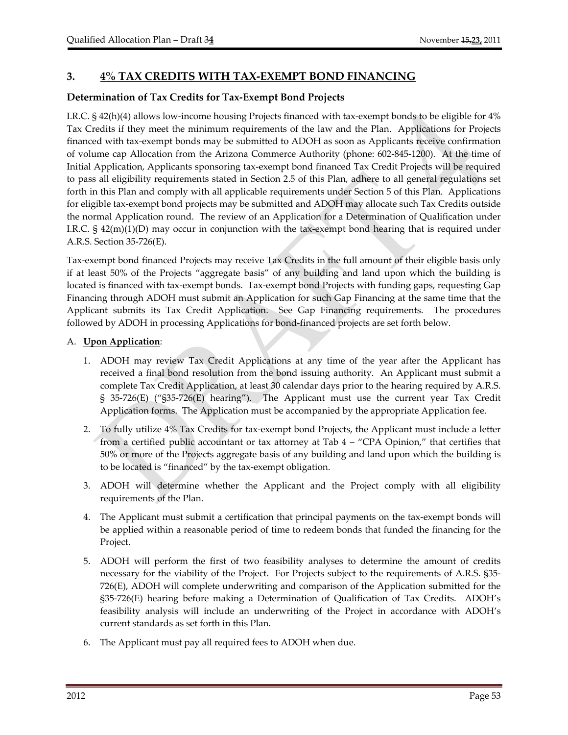## 3. 4% TAX CREDITS WITH TAX-EXEMPT BOND FINANCING

### Determination of Tax Credits for Tax-Exempt Bond Projects

I.R.C. § 42(h)(4) allows low-income housing Projects financed with tax-exempt bonds to be eligible for 4% Tax Credits if they meet the minimum requirements of the law and the Plan. Applications for Projects financed with tax-exempt bonds may be submitted to ADOH as soon as Applicants receive confirmation of volume cap Allocation from the Arizona Commerce Authority (phone: 602-845-1200). At the time of Initial Application, Applicants sponsoring tax-exempt bond financed Tax Credit Projects will be required to pass all eligibility requirements stated in Section 2.5 of this Plan, adhere to all general regulations set forth in this Plan and comply with all applicable requirements under Section 5 of this Plan. Applications for eligible tax-exempt bond projects may be submitted and ADOH may allocate such Tax Credits outside the normal Application round. The review of an Application for a Determination of Qualification under I.R.C. § 42(m)(1)(D) may occur in conjunction with the tax-exempt bond hearing that is required under A.R.S. Section 35-726(E).

Tax-exempt bond financed Projects may receive Tax Credits in the full amount of their eligible basis only if at least 50% of the Projects "aggregate basis" of any building and land upon which the building is located is financed with tax-exempt bonds. Tax-exempt bond Projects with funding gaps, requesting Gap Financing through ADOH must submit an Application for such Gap Financing at the same time that the Applicant submits its Tax Credit Application. See Gap Financing requirements. The procedures followed by ADOH in processing Applications for bond-financed projects are set forth below.

A. **Upon Application**:

1. ADOH may review Tax Credit Applications at any time of the year after the Applicant has received a final bond resolution from the bond issuing authority. An Applicant must submit a complete Tax Credit Application, at least 30 calendar days prior to the hearing required by A.R.S. § 35-726(E) ("§35-726(E) hearing"). The Applicant must use the current year Tax Credit Application forms. The Application must be accompanied by the appropriate Application fee.

2. To fully utilize 4% Tax Credits for tax-exempt bond Projects, the Applicant must include a letter from a certified public accountant or tax attorney at Tab 4 – "CPA Opinion," that certifies that 50% or more of the Projects aggregate basis of any building and land upon which the building is to be located is "financed" by the tax-exempt obligation.

3. ADOH will determine whether the Applicant and the Project comply with all eligibility requirements of the Plan.

4. The Applicant must submit a certification that principal payments on the tax-exempt bonds will be applied within a reasonable period of time to redeem bonds that funded the financing for the Project.

5. ADOH will perform the first of two feasibility analyses to determine the amount of credits necessary for the viability of the Project. For Projects subject to the requirements of A.R.S. §35-726(E), ADOH will complete underwriting and comparison of the Application submitted for the §35-726(E) hearing before making a Determination of Qualification of Tax Credits. ADOH's feasibility analysis will include an underwriting of the Project in accordance with ADOH's current standards as set forth in this Plan.

6. The Applicant must pay all required fees to ADOH when due.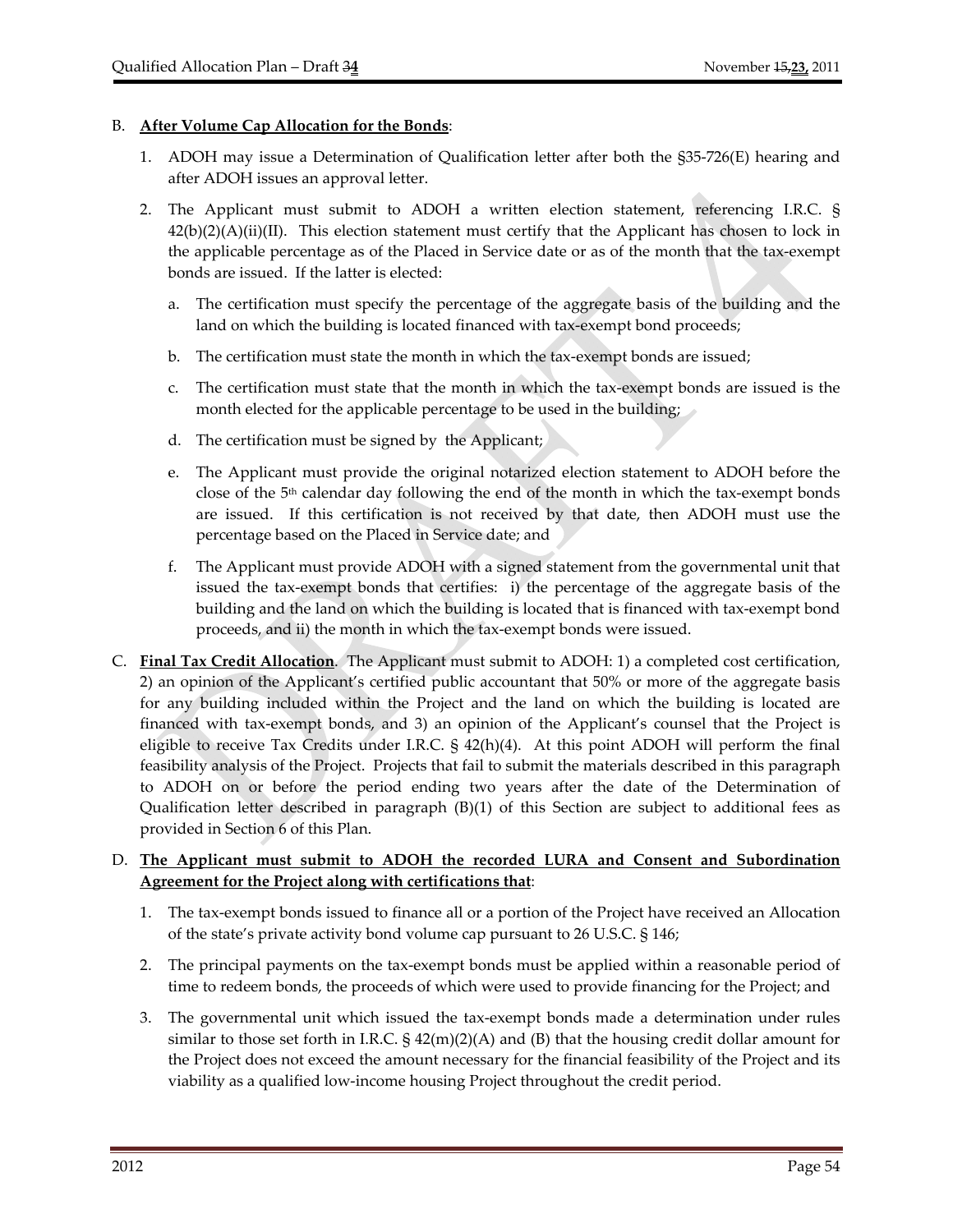B. **After Volume Cap Allocation for the Bonds**:

1. ADOH may issue a Determination of Qualification letter after both the §35-726(E) hearing and after ADOH issues an approval letter.

2. The Applicant must submit to ADOH a written election statement, referencing I.R.C. § 42(b)(2)(A)(ii)(II). This election statement must certify that the Applicant has chosen to lock in the applicable percentage as of the Placed in Service date or as of the month that the tax-exempt bonds are issued. If the latter is elected:

   a. The certification must specify the percentage of the aggregate basis of the building and the land on which the building is located financed with tax-exempt bond proceeds;

   b. The certification must state the month in which the tax-exempt bonds are issued;

   c. The certification must state that the month in which the tax-exempt bonds are issued is the month elected for the applicable percentage to be used in the building;

   d. The certification must be signed by the Applicant;

   e. The Applicant must provide the original notarized election statement to ADOH before the close of the 5th calendar day following the end of the month in which the tax-exempt bonds are issued. If this certification is not received by that date, then ADOH must use the percentage based on the Placed in Service date; and

   f. The Applicant must provide ADOH with a signed statement from the governmental unit that issued the tax-exempt bonds that certifies: i) the percentage of the aggregate basis of the building and the land on which the building is located that is financed with tax-exempt bond proceeds, and ii) the month in which the tax-exempt bonds were issued.

C. **Final Tax Credit Allocation**. The Applicant must submit to ADOH: 1) a completed cost certification, 2) an opinion of the Applicant's certified public accountant that 50% or more of the aggregate basis for any building included within the Project and the land on which the building is located are financed with tax-exempt bonds, and 3) an opinion of the Applicant's counsel that the Project is eligible to receive Tax Credits under I.R.C. § 42(h)(4). At this point ADOH will perform the final feasibility analysis of the Project. Projects that fail to submit the materials described in this paragraph to ADOH on or before the period ending two years after the date of the Determination of Qualification letter described in paragraph (B)(1) of this Section are subject to additional fees as provided in Section 6 of this Plan.

D. **The Applicant must submit to ADOH the recorded LURA and Consent and Subordination Agreement for the Project along with certifications that**:

1. The tax-exempt bonds issued to finance all or a portion of the Project have received an Allocation of the state's private activity bond volume cap pursuant to 26 U.S.C. § 146;

2. The principal payments on the tax-exempt bonds must be applied within a reasonable period of time to redeem bonds, the proceeds of which were used to provide financing for the Project; and

3. The governmental unit which issued the tax-exempt bonds made a determination under rules similar to those set forth in I.R.C. § 42(m)(2)(A) and (B) that the housing credit dollar amount for the Project does not exceed the amount necessary for the financial feasibility of the Project and its viability as a qualified low-income housing Project throughout the credit period.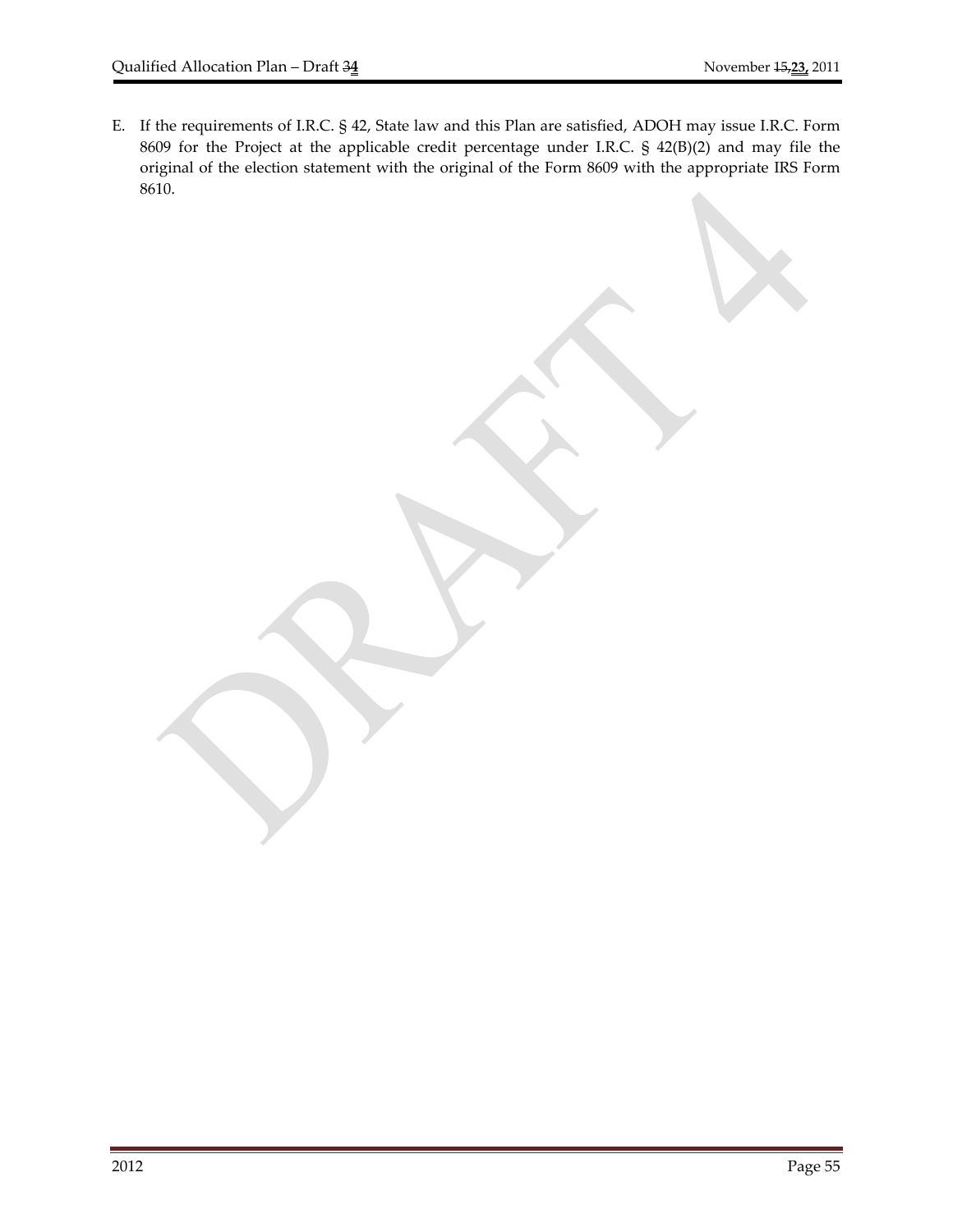E. If the requirements of I.R.C. § 42, State law and this Plan are satisfied, ADOH may issue I.R.C. Form 8609 for the Project at the applicable credit percentage under I.R.C. § 42(B)(2) and may file the original of the election statement with the original of the Form 8609 with the appropriate IRS Form 8610.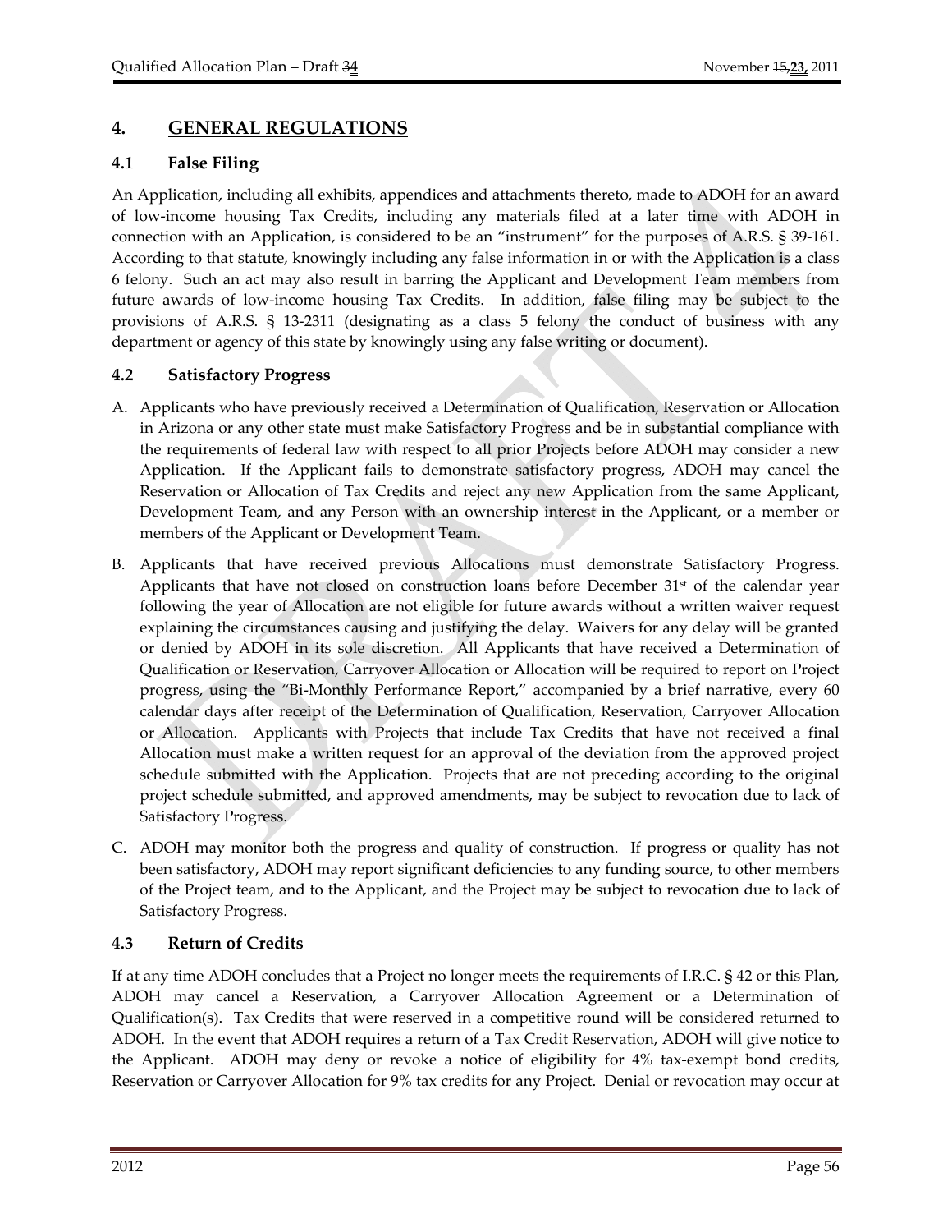## 4. GENERAL REGULATIONS

### 4.1 False Filing

An Application, including all exhibits, appendices and attachments thereto, made to ADOH for an award of low-income housing Tax Credits, including any materials filed at a later time with ADOH in connection with an Application, is considered to be an "instrument" for the purposes of A.R.S. § 39-161. According to that statute, knowingly including any false information in or with the Application is a class 6 felony. Such an act may also result in barring the Applicant and Development Team members from future awards of low-income housing Tax Credits. In addition, false filing may be subject to the provisions of A.R.S. § 13-2311 (designating as a class 5 felony the conduct of business with any department or agency of this state by knowingly using any false writing or document).

### 4.2 Satisfactory Progress

A. Applicants who have previously received a Determination of Qualification, Reservation or Allocation in Arizona or any other state must make Satisfactory Progress and be in substantial compliance with the requirements of federal law with respect to all prior Projects before ADOH may consider a new Application. If the Applicant fails to demonstrate satisfactory progress, ADOH may cancel the Reservation or Allocation of Tax Credits and reject any new Application from the same Applicant, Development Team, and any Person with an ownership interest in the Applicant, or a member or members of the Applicant or Development Team.

B. Applicants that have received previous Allocations must demonstrate Satisfactory Progress. Applicants that have not closed on construction loans before December 31st of the calendar year following the year of Allocation are not eligible for future awards without a written waiver request explaining the circumstances causing and justifying the delay. Waivers for any delay will be granted or denied by ADOH in its sole discretion. All Applicants that have received a Determination of Qualification or Reservation, Carryover Allocation or Allocation will be required to report on Project progress, using the "Bi-Monthly Performance Report," accompanied by a brief narrative, every 60 calendar days after receipt of the Determination of Qualification, Reservation, Carryover Allocation or Allocation. Applicants with Projects that include Tax Credits that have not received a final Allocation must make a written request for an approval of the deviation from the approved project schedule submitted with the Application. Projects that are not preceding according to the original project schedule submitted, and approved amendments, may be subject to revocation due to lack of Satisfactory Progress.

C. ADOH may monitor both the progress and quality of construction. If progress or quality has not been satisfactory, ADOH may report significant deficiencies to any funding source, to other members of the Project team, and to the Applicant, and the Project may be subject to revocation due to lack of Satisfactory Progress.

### 4.3 Return of Credits

If at any time ADOH concludes that a Project no longer meets the requirements of I.R.C. § 42 or this Plan, ADOH may cancel a Reservation, a Carryover Allocation Agreement or a Determination of Qualification(s). Tax Credits that were reserved in a competitive round will be considered returned to ADOH. In the event that ADOH requires a return of a Tax Credit Reservation, ADOH will give notice to the Applicant. ADOH may deny or revoke a notice of eligibility for 4% tax-exempt bond credits, Reservation or Carryover Allocation for 9% tax credits for any Project. Denial or revocation may occur at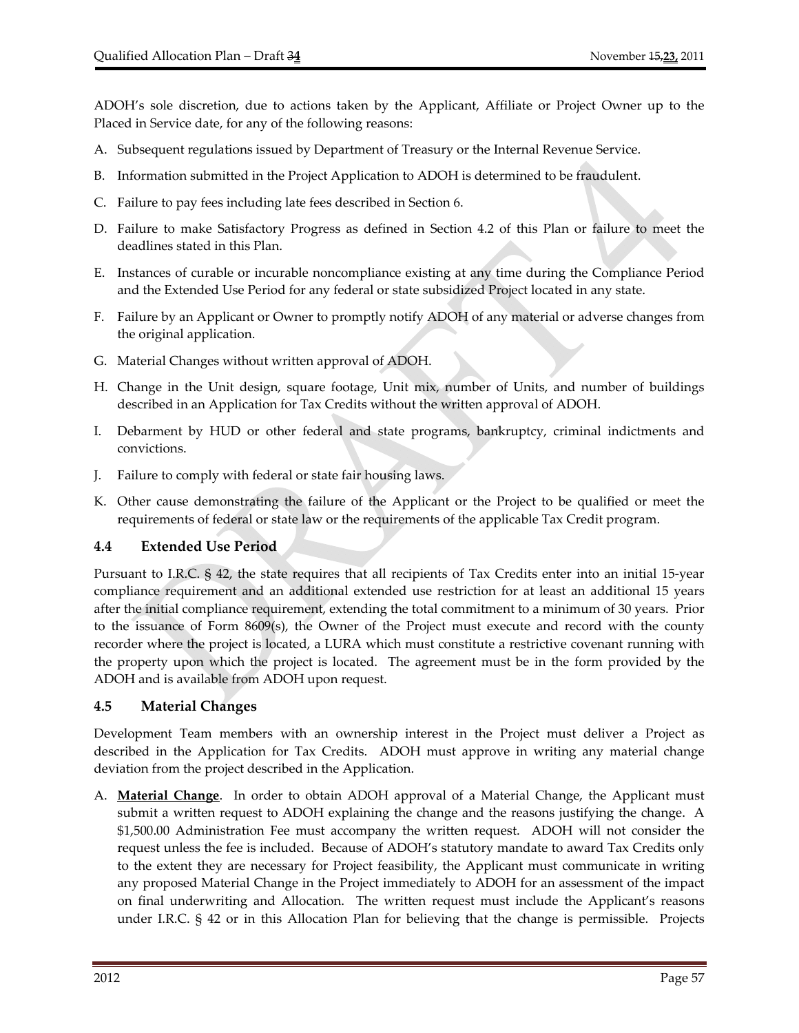ADOH's sole discretion, due to actions taken by the Applicant, Affiliate or Project Owner up to the Placed in Service date, for any of the following reasons:

A. Subsequent regulations issued by Department of Treasury or the Internal Revenue Service.

B. Information submitted in the Project Application to ADOH is determined to be fraudulent.

C. Failure to pay fees including late fees described in Section 6.

D. Failure to make Satisfactory Progress as defined in Section 4.2 of this Plan or failure to meet the deadlines stated in this Plan.

E. Instances of curable or incurable noncompliance existing at any time during the Compliance Period and the Extended Use Period for any federal or state subsidized Project located in any state.

F. Failure by an Applicant or Owner to promptly notify ADOH of any material or adverse changes from the original application.

G. Material Changes without written approval of ADOH.

H. Change in the Unit design, square footage, Unit mix, number of Units, and number of buildings described in an Application for Tax Credits without the written approval of ADOH.

I. Debarment by HUD or other federal and state programs, bankruptcy, criminal indictments and convictions.

J. Failure to comply with federal or state fair housing laws.

K. Other cause demonstrating the failure of the Applicant or the Project to be qualified or meet the requirements of federal or state law or the requirements of the applicable Tax Credit program.

### 4.4 Extended Use Period

Pursuant to I.R.C. § 42, the state requires that all recipients of Tax Credits enter into an initial 15-year compliance requirement and an additional extended use restriction for at least an additional 15 years after the initial compliance requirement, extending the total commitment to a minimum of 30 years. Prior to the issuance of Form 8609(s), the Owner of the Project must execute and record with the county recorder where the project is located, a LURA which must constitute a restrictive covenant running with the property upon which the project is located. The agreement must be in the form provided by the ADOH and is available from ADOH upon request.

### 4.5 Material Changes

Development Team members with an ownership interest in the Project must deliver a Project as described in the Application for Tax Credits. ADOH must approve in writing any material change deviation from the project described in the Application.

A. **<u>Material Change</u>**. In order to obtain ADOH approval of a Material Change, the Applicant must submit a written request to ADOH explaining the change and the reasons justifying the change. A $1,500.00 Administration Fee must accompany the written request. ADOH will not consider the request unless the fee is included. Because of ADOH's statutory mandate to award Tax Credits only to the extent they are necessary for Project feasibility, the Applicant must communicate in writing any proposed Material Change in the Project immediately to ADOH for an assessment of the impact on final underwriting and Allocation. The written request must include the Applicant's reasons under I.R.C. § 42 or in this Allocation Plan for believing that the change is permissible. Projects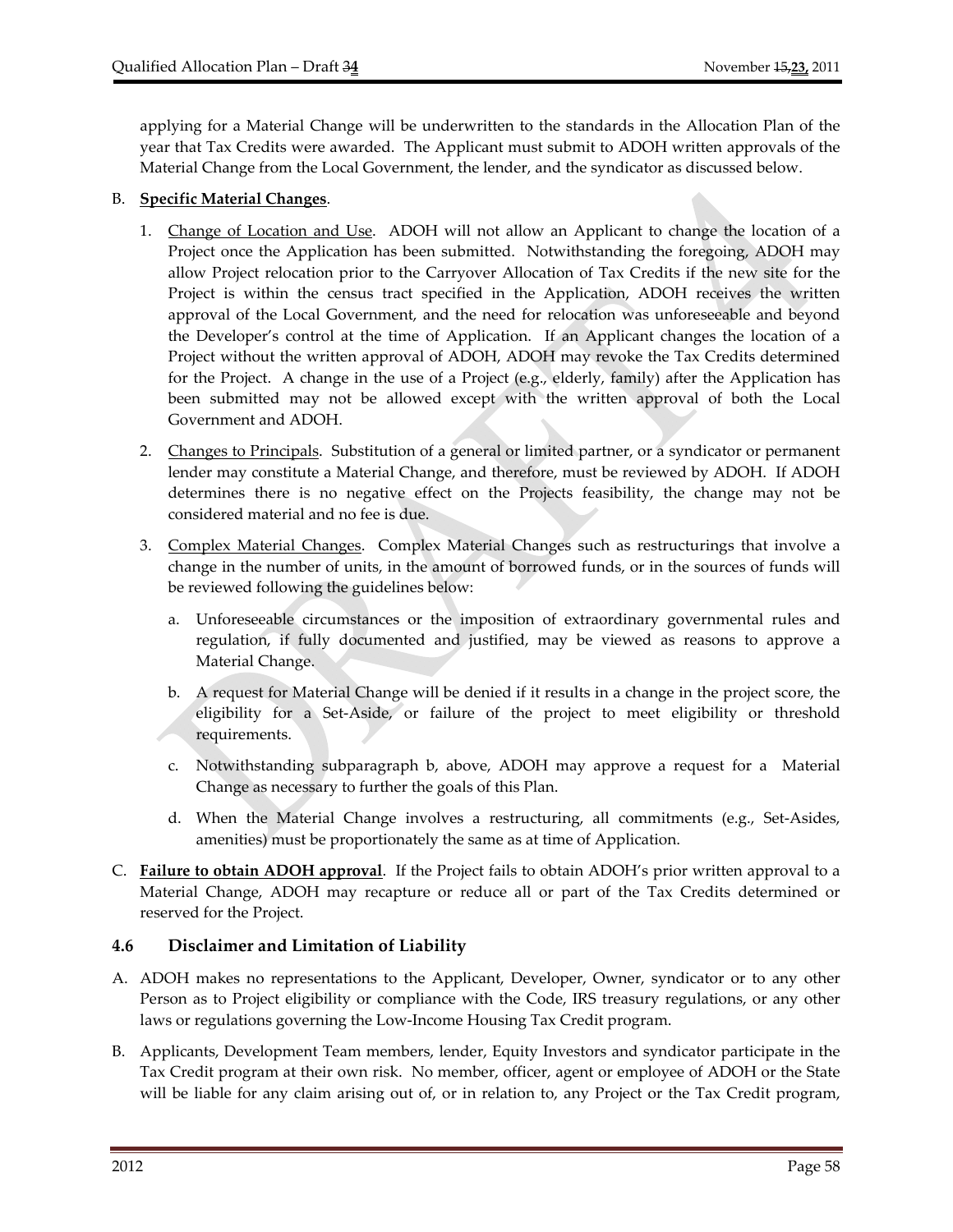applying for a Material Change will be underwritten to the standards in the Allocation Plan of the year that Tax Credits were awarded. The Applicant must submit to ADOH written approvals of the Material Change from the Local Government, the lender, and the syndicator as discussed below.

B. **Specific Material Changes**.

1. Change of Location and Use. ADOH will not allow an Applicant to change the location of a Project once the Application has been submitted. Notwithstanding the foregoing, ADOH may allow Project relocation prior to the Carryover Allocation of Tax Credits if the new site for the Project is within the census tract specified in the Application, ADOH receives the written approval of the Local Government, and the need for relocation was unforeseeable and beyond the Developer's control at the time of Application. If an Applicant changes the location of a Project without the written approval of ADOH, ADOH may revoke the Tax Credits determined for the Project. A change in the use of a Project (e.g., elderly, family) after the Application has been submitted may not be allowed except with the written approval of both the Local Government and ADOH.

2. Changes to Principals. Substitution of a general or limited partner, or a syndicator or permanent lender may constitute a Material Change, and therefore, must be reviewed by ADOH. If ADOH determines there is no negative effect on the Projects feasibility, the change may not be considered material and no fee is due.

3. Complex Material Changes. Complex Material Changes such as restructurings that involve a change in the number of units, in the amount of borrowed funds, or in the sources of funds will be reviewed following the guidelines below:

   a. Unforeseeable circumstances or the imposition of extraordinary governmental rules and regulation, if fully documented and justified, may be viewed as reasons to approve a Material Change.

   b. A request for Material Change will be denied if it results in a change in the project score, the eligibility for a Set-Aside, or failure of the project to meet eligibility or threshold requirements.

   c. Notwithstanding subparagraph b, above, ADOH may approve a request for a Material Change as necessary to further the goals of this Plan.

   d. When the Material Change involves a restructuring, all commitments (e.g., Set-Asides, amenities) must be proportionately the same as at time of Application.

C. **Failure to obtain ADOH approval**. If the Project fails to obtain ADOH's prior written approval to a Material Change, ADOH may recapture or reduce all or part of the Tax Credits determined or reserved for the Project.

### 4.6 Disclaimer and Limitation of Liability

A. ADOH makes no representations to the Applicant, Developer, Owner, syndicator or to any other Person as to Project eligibility or compliance with the Code, IRS treasury regulations, or any other laws or regulations governing the Low-Income Housing Tax Credit program.

B. Applicants, Development Team members, lender, Equity Investors and syndicator participate in the Tax Credit program at their own risk. No member, officer, agent or employee of ADOH or the State will be liable for any claim arising out of, or in relation to, any Project or the Tax Credit program,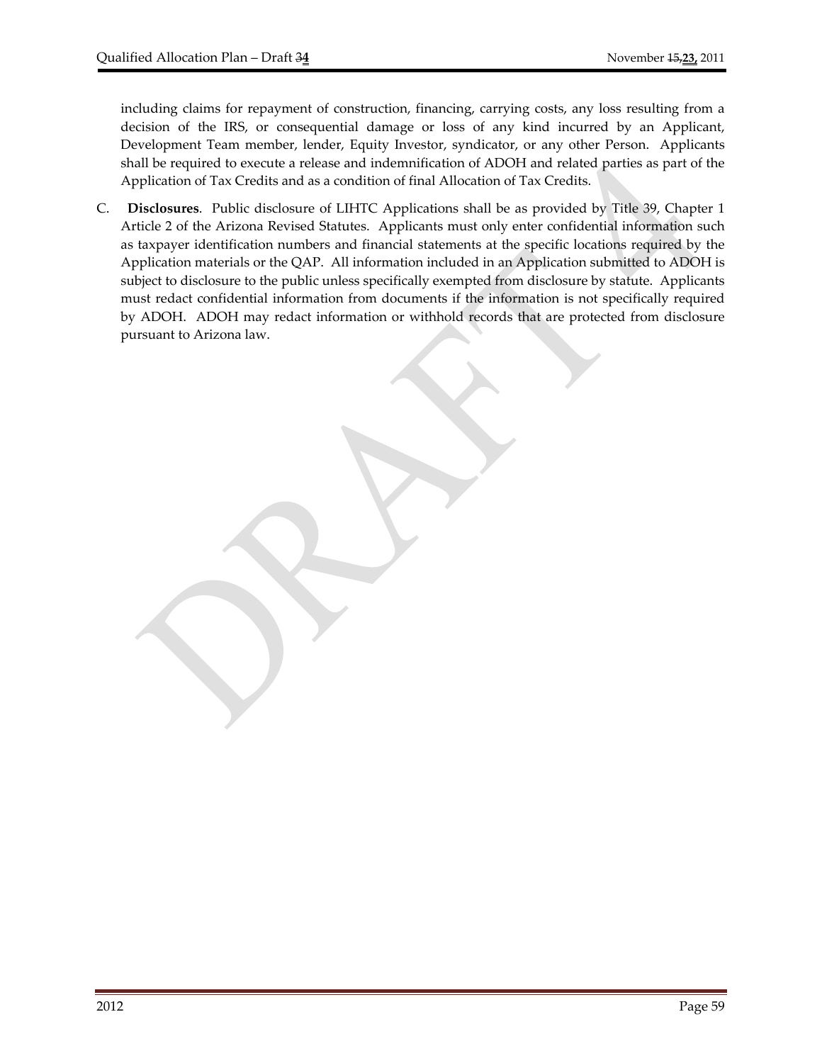including claims for repayment of construction, financing, carrying costs, any loss resulting from a decision of the IRS, or consequential damage or loss of any kind incurred by an Applicant, Development Team member, lender, Equity Investor, syndicator, or any other Person. Applicants shall be required to execute a release and indemnification of ADOH and related parties as part of the Application of Tax Credits and as a condition of final Allocation of Tax Credits.

C. **Disclosures**. Public disclosure of LIHTC Applications shall be as provided by Title 39, Chapter 1 Article 2 of the Arizona Revised Statutes. Applicants must only enter confidential information such as taxpayer identification numbers and financial statements at the specific locations required by the Application materials or the QAP. All information included in an Application submitted to ADOH is subject to disclosure to the public unless specifically exempted from disclosure by statute. Applicants must redact confidential information from documents if the information is not specifically required by ADOH. ADOH may redact information or withhold records that are protected from disclosure pursuant to Arizona law.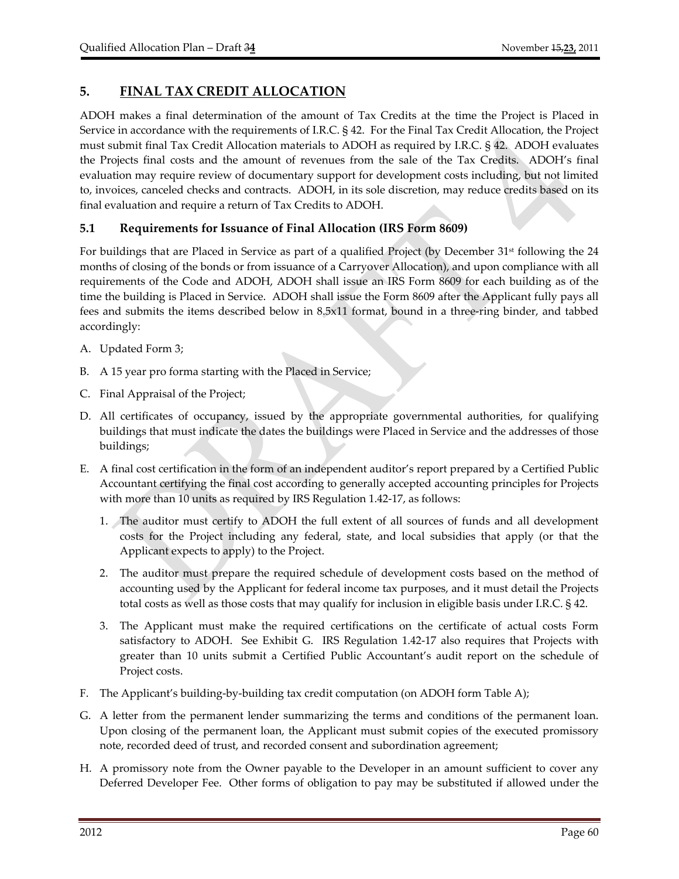## 5. FINAL TAX CREDIT ALLOCATION

ADOH makes a final determination of the amount of Tax Credits at the time the Project is Placed in Service in accordance with the requirements of I.R.C. § 42. For the Final Tax Credit Allocation, the Project must submit final Tax Credit Allocation materials to ADOH as required by I.R.C. § 42. ADOH evaluates the Projects final costs and the amount of revenues from the sale of the Tax Credits. ADOH's final evaluation may require review of documentary support for development costs including, but not limited to, invoices, canceled checks and contracts. ADOH, in its sole discretion, may reduce credits based on its final evaluation and require a return of Tax Credits to ADOH.

### 5.1 Requirements for Issuance of Final Allocation (IRS Form 8609)

For buildings that are Placed in Service as part of a qualified Project (by December 31st following the 24 months of closing of the bonds or from issuance of a Carryover Allocation), and upon compliance with all requirements of the Code and ADOH, ADOH shall issue an IRS Form 8609 for each building as of the time the building is Placed in Service. ADOH shall issue the Form 8609 after the Applicant fully pays all fees and submits the items described below in 8.5x11 format, bound in a three-ring binder, and tabbed accordingly:

A. Updated Form 3;

B. A 15 year pro forma starting with the Placed in Service;

C. Final Appraisal of the Project;

D. All certificates of occupancy, issued by the appropriate governmental authorities, for qualifying buildings that must indicate the dates the buildings were Placed in Service and the addresses of those buildings;

E. A final cost certification in the form of an independent auditor's report prepared by a Certified Public Accountant certifying the final cost according to generally accepted accounting principles for Projects with more than 10 units as required by IRS Regulation 1.42-17, as follows:

   1. The auditor must certify to ADOH the full extent of all sources of funds and all development costs for the Project including any federal, state, and local subsidies that apply (or that the Applicant expects to apply) to the Project.

   2. The auditor must prepare the required schedule of development costs based on the method of accounting used by the Applicant for federal income tax purposes, and it must detail the Projects total costs as well as those costs that may qualify for inclusion in eligible basis under I.R.C. § 42.

   3. The Applicant must make the required certifications on the certificate of actual costs Form satisfactory to ADOH. See Exhibit G. IRS Regulation 1.42-17 also requires that Projects with greater than 10 units submit a Certified Public Accountant's audit report on the schedule of Project costs.

F. The Applicant's building-by-building tax credit computation (on ADOH form Table A);

G. A letter from the permanent lender summarizing the terms and conditions of the permanent loan. Upon closing of the permanent loan, the Applicant must submit copies of the executed promissory note, recorded deed of trust, and recorded consent and subordination agreement;

H. A promissory note from the Owner payable to the Developer in an amount sufficient to cover any Deferred Developer Fee. Other forms of obligation to pay may be substituted if allowed under the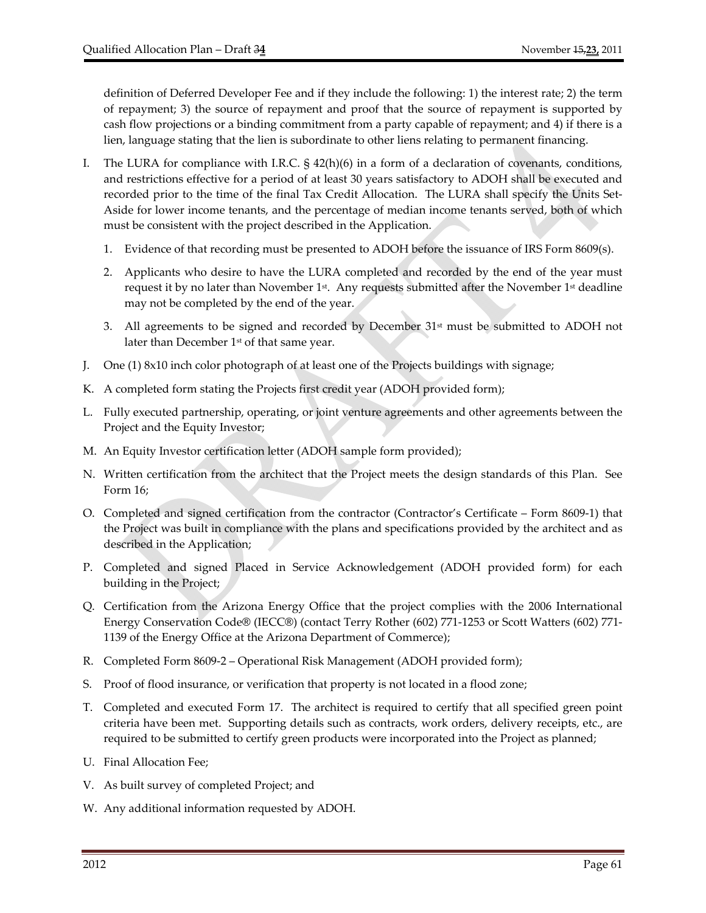definition of Deferred Developer Fee and if they include the following: 1) the interest rate; 2) the term of repayment; 3) the source of repayment and proof that the source of repayment is supported by cash flow projections or a binding commitment from a party capable of repayment; and 4) if there is a lien, language stating that the lien is subordinate to other liens relating to permanent financing.

I. The LURA for compliance with I.R.C. § 42(h)(6) in a form of a declaration of covenants, conditions, and restrictions effective for a period of at least 30 years satisfactory to ADOH shall be executed and recorded prior to the time of the final Tax Credit Allocation. The LURA shall specify the Units Set-Aside for lower income tenants, and the percentage of median income tenants served, both of which must be consistent with the project described in the Application.

   1. Evidence of that recording must be presented to ADOH before the issuance of IRS Form 8609(s).

   2. Applicants who desire to have the LURA completed and recorded by the end of the year must request it by no later than November 1st. Any requests submitted after the November 1st deadline may not be completed by the end of the year.

   3. All agreements to be signed and recorded by December 31st must be submitted to ADOH not later than December 1st of that same year.

J. One (1) 8x10 inch color photograph of at least one of the Projects buildings with signage;

K. A completed form stating the Projects first credit year (ADOH provided form);

L. Fully executed partnership, operating, or joint venture agreements and other agreements between the Project and the Equity Investor;

M. An Equity Investor certification letter (ADOH sample form provided);

N. Written certification from the architect that the Project meets the design standards of this Plan. See Form 16;

O. Completed and signed certification from the contractor (Contractor's Certificate – Form 8609-1) that the Project was built in compliance with the plans and specifications provided by the architect and as described in the Application;

P. Completed and signed Placed in Service Acknowledgement (ADOH provided form) for each building in the Project;

Q. Certification from the Arizona Energy Office that the project complies with the 2006 International Energy Conservation Code® (IECC®) (contact Terry Rother (602) 771-1253 or Scott Watters (602) 771-1139 of the Energy Office at the Arizona Department of Commerce);

R. Completed Form 8609-2 – Operational Risk Management (ADOH provided form);

S. Proof of flood insurance, or verification that property is not located in a flood zone;

T. Completed and executed Form 17. The architect is required to certify that all specified green point criteria have been met. Supporting details such as contracts, work orders, delivery receipts, etc., are required to be submitted to certify green products were incorporated into the Project as planned;

U. Final Allocation Fee;

V. As built survey of completed Project; and

W. Any additional information requested by ADOH.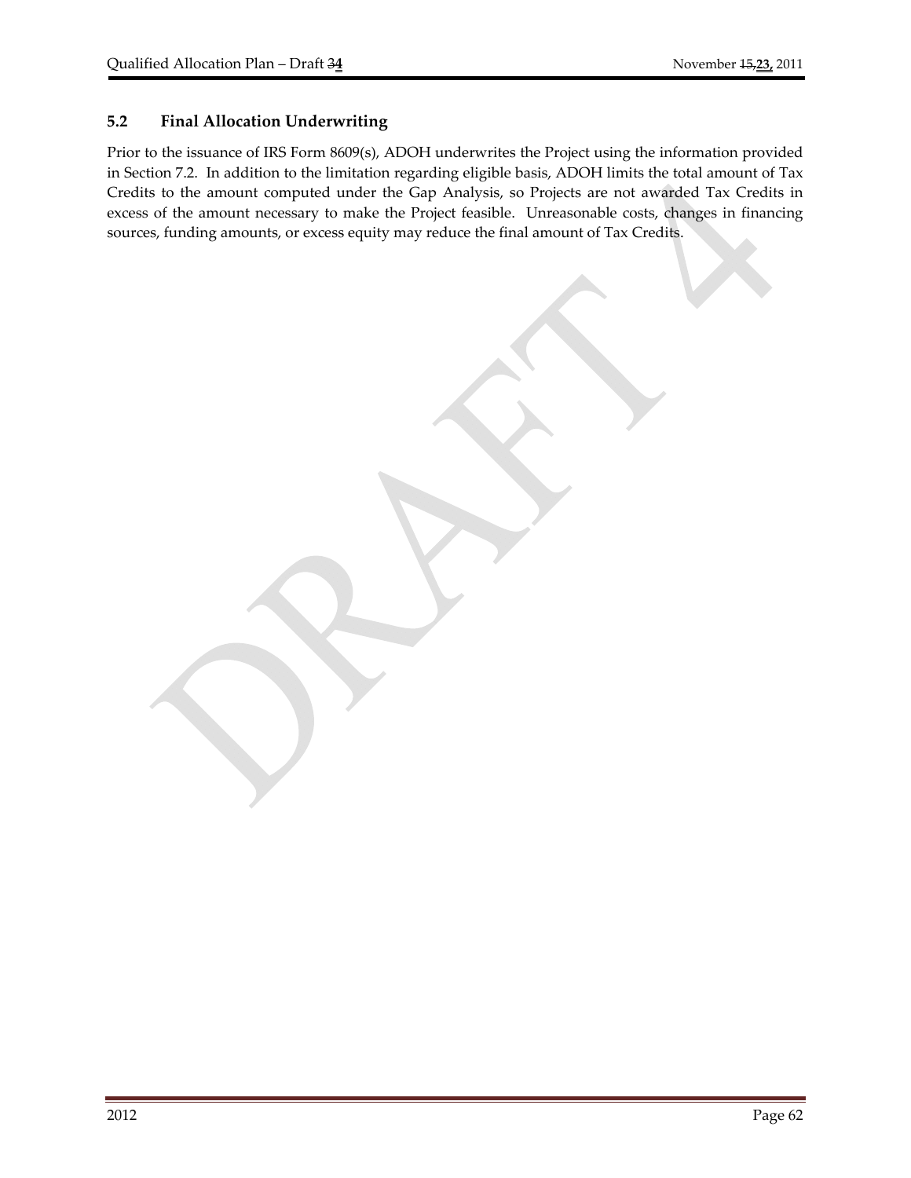## 5.2 Final Allocation Underwriting

Prior to the issuance of IRS Form 8609(s), ADOH underwrites the Project using the information provided in Section 7.2. In addition to the limitation regarding eligible basis, ADOH limits the total amount of Tax Credits to the amount computed under the Gap Analysis, so Projects are not awarded Tax Credits in excess of the amount necessary to make the Project feasible. Unreasonable costs, changes in financing sources, funding amounts, or excess equity may reduce the final amount of Tax Credits.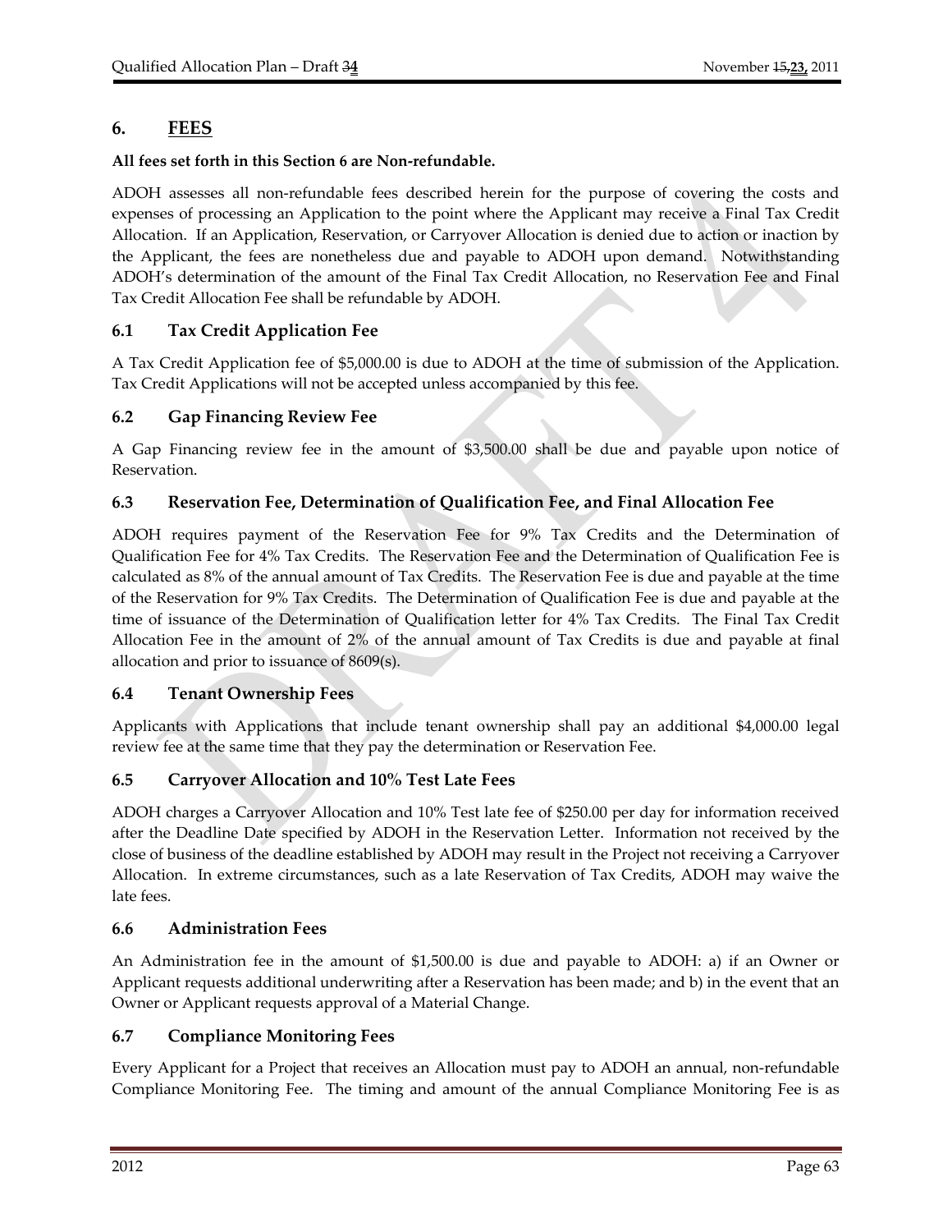## 6. FEES

**All fees set forth in this Section 6 are Non-refundable.**

ADOH assesses all non-refundable fees described herein for the purpose of covering the costs and expenses of processing an Application to the point where the Applicant may receive a Final Tax Credit Allocation. If an Application, Reservation, or Carryover Allocation is denied due to action or inaction by the Applicant, the fees are nonetheless due and payable to ADOH upon demand. Notwithstanding ADOH's determination of the amount of the Final Tax Credit Allocation, no Reservation Fee and Final Tax Credit Allocation Fee shall be refundable by ADOH.

### 6.1 Tax Credit Application Fee

A Tax Credit Application fee of $5,000.00 is due to ADOH at the time of submission of the Application. Tax Credit Applications will not be accepted unless accompanied by this fee.

### 6.2 Gap Financing Review Fee

A Gap Financing review fee in the amount of $3,500.00 shall be due and payable upon notice of Reservation.

### 6.3 Reservation Fee, Determination of Qualification Fee, and Final Allocation Fee

ADOH requires payment of the Reservation Fee for 9% Tax Credits and the Determination of Qualification Fee for 4% Tax Credits. The Reservation Fee and the Determination of Qualification Fee is calculated as 8% of the annual amount of Tax Credits. The Reservation Fee is due and payable at the time of the Reservation for 9% Tax Credits. The Determination of Qualification Fee is due and payable at the time of issuance of the Determination of Qualification letter for 4% Tax Credits. The Final Tax Credit Allocation Fee in the amount of 2% of the annual amount of Tax Credits is due and payable at final allocation and prior to issuance of 8609(s).

### 6.4 Tenant Ownership Fees

Applicants with Applications that include tenant ownership shall pay an additional $4,000.00 legal review fee at the same time that they pay the determination or Reservation Fee.

### 6.5 Carryover Allocation and 10% Test Late Fees

ADOH charges a Carryover Allocation and 10% Test late fee of $250.00 per day for information received after the Deadline Date specified by ADOH in the Reservation Letter. Information not received by the close of business of the deadline established by ADOH may result in the Project not receiving a Carryover Allocation. In extreme circumstances, such as a late Reservation of Tax Credits, ADOH may waive the late fees.

### 6.6 Administration Fees

An Administration fee in the amount of $1,500.00 is due and payable to ADOH: a) if an Owner or Applicant requests additional underwriting after a Reservation has been made; and b) in the event that an Owner or Applicant requests approval of a Material Change.

### 6.7 Compliance Monitoring Fees

Every Applicant for a Project that receives an Allocation must pay to ADOH an annual, non-refundable Compliance Monitoring Fee. The timing and amount of the annual Compliance Monitoring Fee is as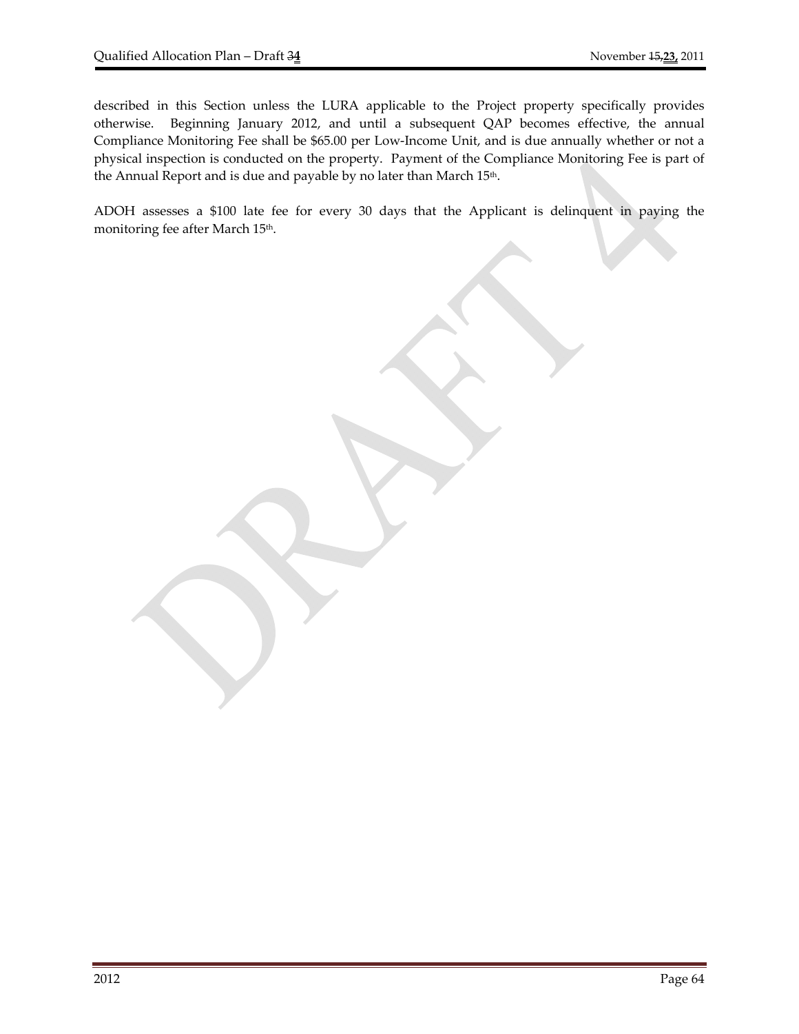described in this Section unless the LURA applicable to the Project property specifically provides otherwise. Beginning January 2012, and until a subsequent QAP becomes effective, the annual Compliance Monitoring Fee shall be $65.00 per Low-Income Unit, and is due annually whether or not a physical inspection is conducted on the property. Payment of the Compliance Monitoring Fee is part of the Annual Report and is due and payable by no later than March 15th.

ADOH assesses a $100 late fee for every 30 days that the Applicant is delinquent in paying the monitoring fee after March 15th.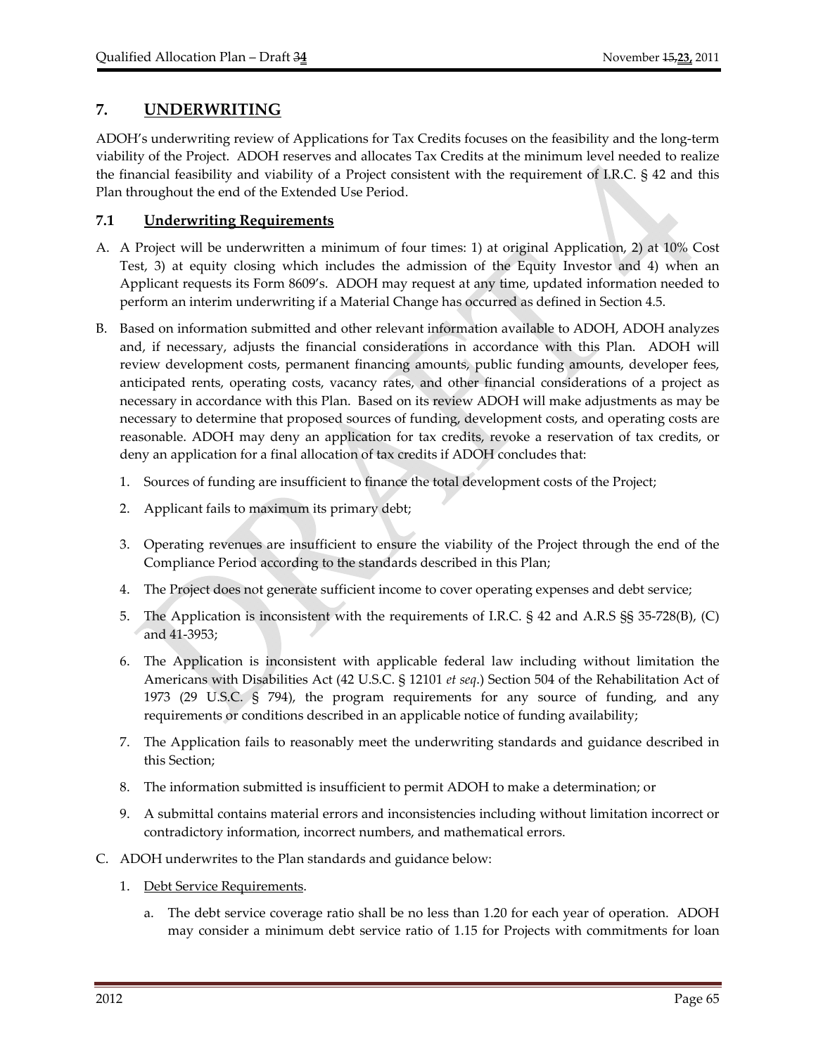## 7. UNDERWRITING

ADOH's underwriting review of Applications for Tax Credits focuses on the feasibility and the long-term viability of the Project. ADOH reserves and allocates Tax Credits at the minimum level needed to realize the financial feasibility and viability of a Project consistent with the requirement of I.R.C. § 42 and this Plan throughout the end of the Extended Use Period.

### 7.1 Underwriting Requirements

A. A Project will be underwritten a minimum of four times: 1) at original Application, 2) at 10% Cost Test, 3) at equity closing which includes the admission of the Equity Investor and 4) when an Applicant requests its Form 8609's. ADOH may request at any time, updated information needed to perform an interim underwriting if a Material Change has occurred as defined in Section 4.5.

B. Based on information submitted and other relevant information available to ADOH, ADOH analyzes and, if necessary, adjusts the financial considerations in accordance with this Plan. ADOH will review development costs, permanent financing amounts, public funding amounts, developer fees, anticipated rents, operating costs, vacancy rates, and other financial considerations of a project as necessary in accordance with this Plan. Based on its review ADOH will make adjustments as may be necessary to determine that proposed sources of funding, development costs, and operating costs are reasonable. ADOH may deny an application for tax credits, revoke a reservation of tax credits, or deny an application for a final allocation of tax credits if ADOH concludes that:

   1. Sources of funding are insufficient to finance the total development costs of the Project;
   2. Applicant fails to maximum its primary debt;
   3. Operating revenues are insufficient to ensure the viability of the Project through the end of the Compliance Period according to the standards described in this Plan;
   4. The Project does not generate sufficient income to cover operating expenses and debt service;
   5. The Application is inconsistent with the requirements of I.R.C. § 42 and A.R.S §§ 35-728(B), (C) and 41-3953;
   6. The Application is inconsistent with applicable federal law including without limitation the Americans with Disabilities Act (42 U.S.C. § 12101 *et seq*.) Section 504 of the Rehabilitation Act of 1973 (29 U.S.C. § 794), the program requirements for any source of funding, and any requirements or conditions described in an applicable notice of funding availability;
   7. The Application fails to reasonably meet the underwriting standards and guidance described in this Section;
   8. The information submitted is insufficient to permit ADOH to make a determination; or
   9. A submittal contains material errors and inconsistencies including without limitation incorrect or contradictory information, incorrect numbers, and mathematical errors.

C. ADOH underwrites to the Plan standards and guidance below:

   1. Debt Service Requirements.

      a. The debt service coverage ratio shall be no less than 1.20 for each year of operation. ADOH may consider a minimum debt service ratio of 1.15 for Projects with commitments for loan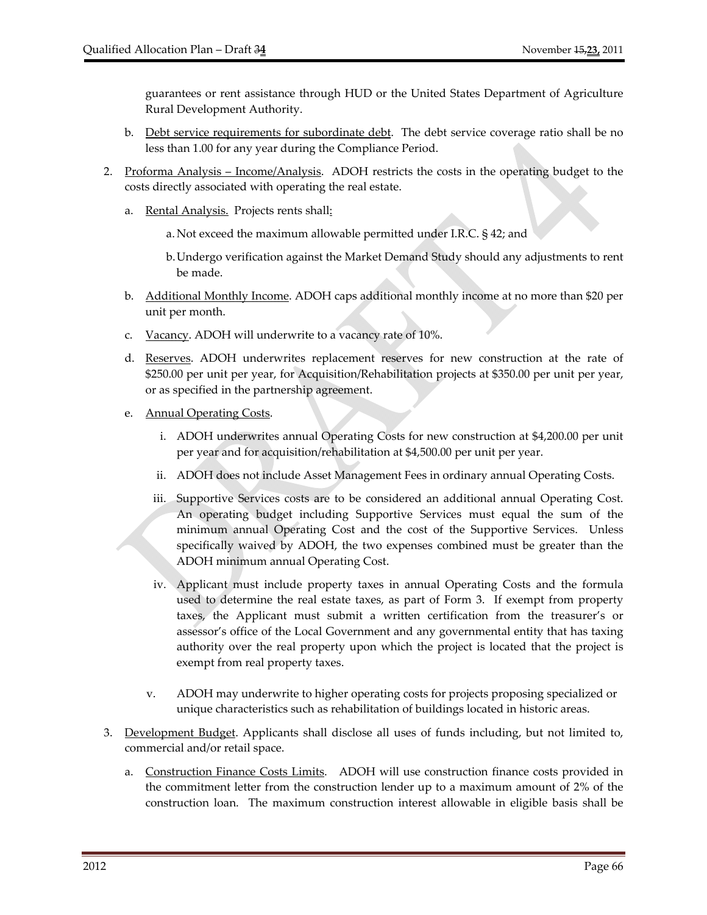guarantees or rent assistance through HUD or the United States Department of Agriculture Rural Development Authority.

b. Debt service requirements for subordinate debt. The debt service coverage ratio shall be no less than 1.00 for any year during the Compliance Period.

2. Proforma Analysis – Income/Analysis. ADOH restricts the costs in the operating budget to the costs directly associated with operating the real estate.

   a. Rental Analysis. Projects rents shall:

      a. Not exceed the maximum allowable permitted under I.R.C. § 42; and

      b. Undergo verification against the Market Demand Study should any adjustments to rent be made.

   b. Additional Monthly Income. ADOH caps additional monthly income at no more than $20 per unit per month.

   c. Vacancy. ADOH will underwrite to a vacancy rate of 10%.

   d. Reserves. ADOH underwrites replacement reserves for new construction at the rate of $250.00 per unit per year, for Acquisition/Rehabilitation projects at $350.00 per unit per year, or as specified in the partnership agreement.

   e. Annual Operating Costs.

      i. ADOH underwrites annual Operating Costs for new construction at $4,200.00 per unit per year and for acquisition/rehabilitation at $4,500.00 per unit per year.

      ii. ADOH does not include Asset Management Fees in ordinary annual Operating Costs.

      iii. Supportive Services costs are to be considered an additional annual Operating Cost. An operating budget including Supportive Services must equal the sum of the minimum annual Operating Cost and the cost of the Supportive Services. Unless specifically waived by ADOH, the two expenses combined must be greater than the ADOH minimum annual Operating Cost.

      iv. Applicant must include property taxes in annual Operating Costs and the formula used to determine the real estate taxes, as part of Form 3. If exempt from property taxes, the Applicant must submit a written certification from the treasurer's or assessor's office of the Local Government and any governmental entity that has taxing authority over the real property upon which the project is located that the project is exempt from real property taxes.

      v. ADOH may underwrite to higher operating costs for projects proposing specialized or unique characteristics such as rehabilitation of buildings located in historic areas.

3. Development Budget. Applicants shall disclose all uses of funds including, but not limited to, commercial and/or retail space.

   a. Construction Finance Costs Limits. ADOH will use construction finance costs provided in the commitment letter from the construction lender up to a maximum amount of 2% of the construction loan. The maximum construction interest allowable in eligible basis shall be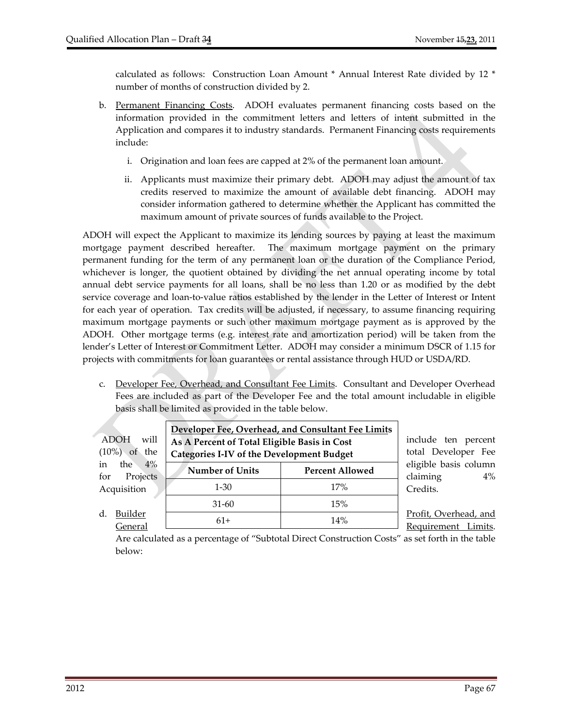calculated as follows: Construction Loan Amount * Annual Interest Rate divided by 12 * number of months of construction divided by 2.

b. Permanent Financing Costs. ADOH evaluates permanent financing costs based on the information provided in the commitment letters and letters of intent submitted in the Application and compares it to industry standards. Permanent Financing costs requirements include:

   i. Origination and loan fees are capped at 2% of the permanent loan amount.

   ii. Applicants must maximize their primary debt. ADOH may adjust the amount of tax credits reserved to maximize the amount of available debt financing. ADOH may consider information gathered to determine whether the Applicant has committed the maximum amount of private sources of funds available to the Project.

ADOH will expect the Applicant to maximize its lending sources by paying at least the maximum mortgage payment described hereafter. The maximum mortgage payment on the primary permanent funding for the term of any permanent loan or the duration of the Compliance Period, whichever is longer, the quotient obtained by dividing the net annual operating income by total annual debt service payments for all loans, shall be no less than 1.20 or as modified by the debt service coverage and loan-to-value ratios established by the lender in the Letter of Interest or Intent for each year of operation. Tax credits will be adjusted, if necessary, to assume financing requiring maximum mortgage payments or such other maximum mortgage payment as is approved by the ADOH. Other mortgage terms (e.g. interest rate and amortization period) will be taken from the lender's Letter of Interest or Commitment Letter. ADOH may consider a minimum DSCR of 1.15 for projects with commitments for loan guarantees or rental assistance through HUD or USDA/RD.

c. Developer Fee, Overhead, and Consultant Fee Limits. Consultant and Developer Overhead Fees are included as part of the Developer Fee and the total amount includable in eligible basis shall be limited as provided in the table below.

| **Developer Fee, Overhead, and Consultant Fee Limits As A Percent of Total Eligible Basis in Cost Categories I-IV of the Development Budget** | |
|---|---|
| **Number of Units** | **Percent Allowed** |
| 1-30 | 17% |
| 31-60 | 15% |
| 61+ | 14% |

ADOH will include ten percent (10%) of the total Developer Fee in the 4% eligible basis column for Projects claiming 4% Acquisition Credits.

d. Builder Profit, Overhead, and General Requirement Limits. Are calculated as a percentage of "Subtotal Direct Construction Costs" as set forth in the table below: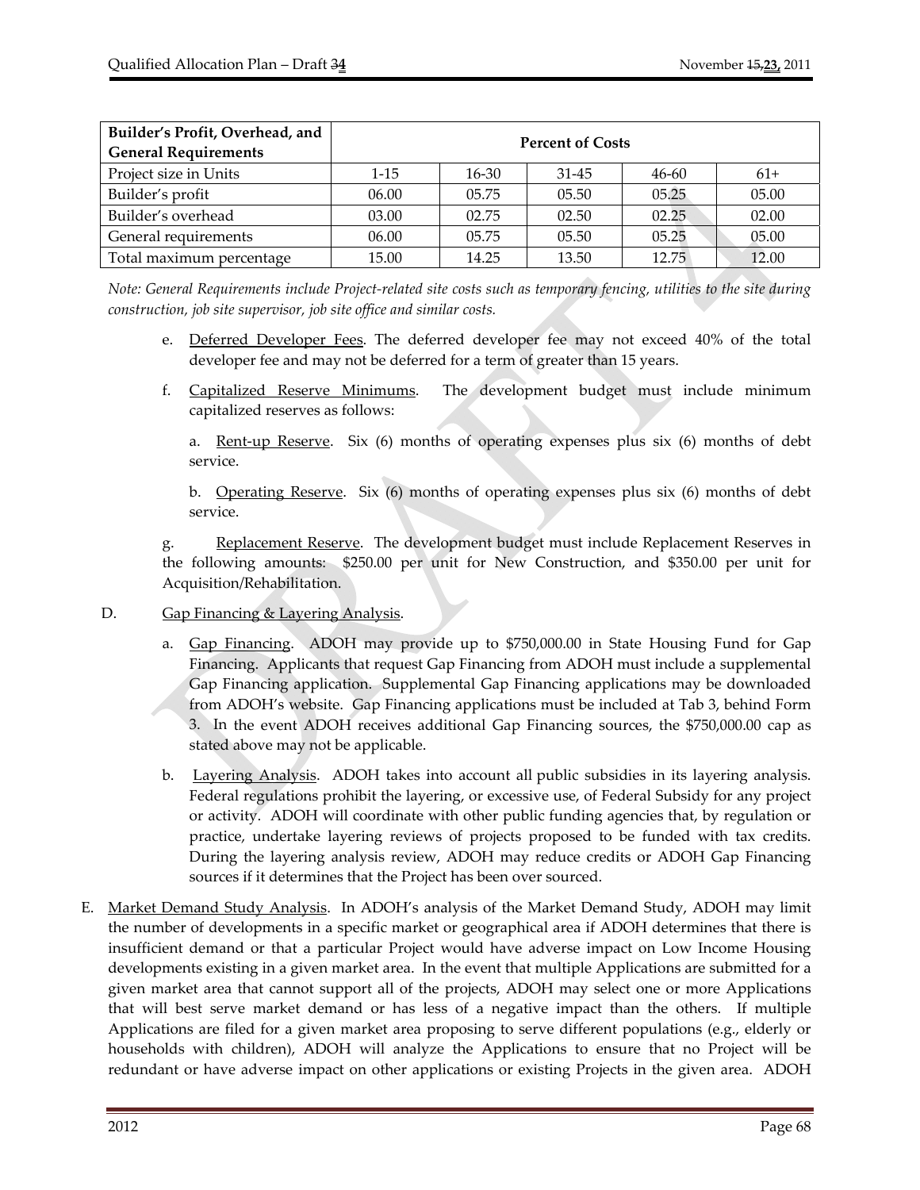| Builder's Profit, Overhead, and General Requirements | Percent of Costs | | | | |
|---|---|---|---|---|---|
| Project size in Units | 1-15 | 16-30 | 31-45 | 46-60 | 61+ |
| Builder's profit | 06.00 | 05.75 | 05.50 | 05.25 | 05.00 |
| Builder's overhead | 03.00 | 02.75 | 02.50 | 02.25 | 02.00 |
| General requirements | 06.00 | 05.75 | 05.50 | 05.25 | 05.00 |
| Total maximum percentage | 15.00 | 14.25 | 13.50 | 12.75 | 12.00 |

*Note: General Requirements include Project-related site costs such as temporary fencing, utilities to the site during construction, job site supervisor, job site office and similar costs.*

e. <u>Deferred Developer Fees</u>. The deferred developer fee may not exceed 40% of the total developer fee and may not be deferred for a term of greater than 15 years.

f. <u>Capitalized Reserve Minimums</u>. The development budget must include minimum capitalized reserves as follows:

a. <u>Rent-up Reserve</u>. Six (6) months of operating expenses plus six (6) months of debt service.

b. <u>Operating Reserve</u>. Six (6) months of operating expenses plus six (6) months of debt service.

g. <u>Replacement Reserve</u>. The development budget must include Replacement Reserves in the following amounts: $250.00 per unit for New Construction, and $350.00 per unit for Acquisition/Rehabilitation.

D. <u>Gap Financing & Layering Analysis</u>.

a. <u>Gap Financing</u>. ADOH may provide up to $750,000.00 in State Housing Fund for Gap Financing. Applicants that request Gap Financing from ADOH must include a supplemental Gap Financing application. Supplemental Gap Financing applications may be downloaded from ADOH's website. Gap Financing applications must be included at Tab 3, behind Form 3. In the event ADOH receives additional Gap Financing sources, the $750,000.00 cap as stated above may not be applicable.

b. <u>Layering Analysis</u>. ADOH takes into account all public subsidies in its layering analysis. Federal regulations prohibit the layering, or excessive use, of Federal Subsidy for any project or activity. ADOH will coordinate with other public funding agencies that, by regulation or practice, undertake layering reviews of projects proposed to be funded with tax credits. During the layering analysis review, ADOH may reduce credits or ADOH Gap Financing sources if it determines that the Project has been over sourced.

E. <u>Market Demand Study Analysis</u>. In ADOH's analysis of the Market Demand Study, ADOH may limit the number of developments in a specific market or geographical area if ADOH determines that there is insufficient demand or that a particular Project would have adverse impact on Low Income Housing developments existing in a given market area. In the event that multiple Applications are submitted for a given market area that cannot support all of the projects, ADOH may select one or more Applications that will best serve market demand or has less of a negative impact than the others. If multiple Applications are filed for a given market area proposing to serve different populations (e.g., elderly or households with children), ADOH will analyze the Applications to ensure that no Project will be redundant or have adverse impact on other applications or existing Projects in the given area. ADOH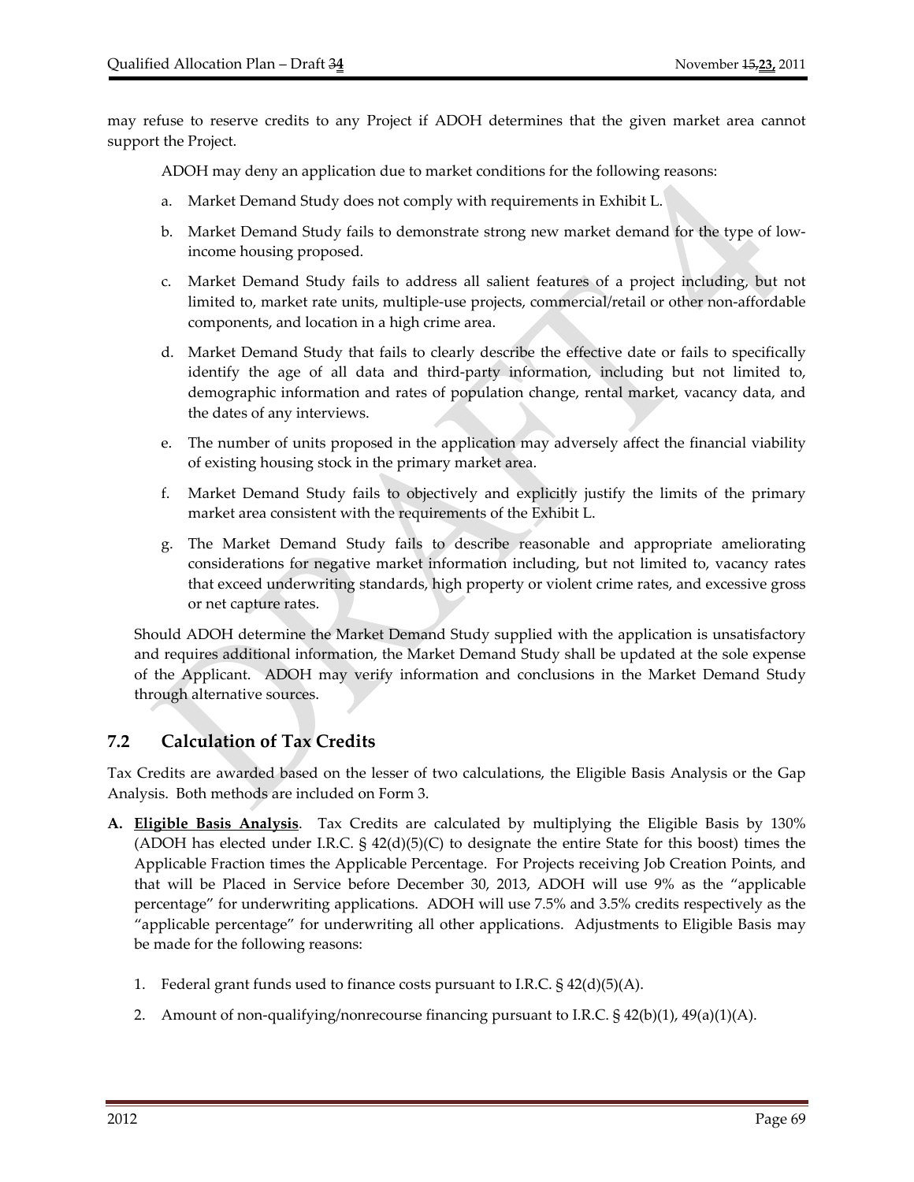may refuse to reserve credits to any Project if ADOH determines that the given market area cannot support the Project.

ADOH may deny an application due to market conditions for the following reasons:

a. Market Demand Study does not comply with requirements in Exhibit L.

b. Market Demand Study fails to demonstrate strong new market demand for the type of low-income housing proposed.

c. Market Demand Study fails to address all salient features of a project including, but not limited to, market rate units, multiple-use projects, commercial/retail or other non-affordable components, and location in a high crime area.

d. Market Demand Study that fails to clearly describe the effective date or fails to specifically identify the age of all data and third-party information, including but not limited to, demographic information and rates of population change, rental market, vacancy data, and the dates of any interviews.

e. The number of units proposed in the application may adversely affect the financial viability of existing housing stock in the primary market area.

f. Market Demand Study fails to objectively and explicitly justify the limits of the primary market area consistent with the requirements of the Exhibit L.

g. The Market Demand Study fails to describe reasonable and appropriate ameliorating considerations for negative market information including, but not limited to, vacancy rates that exceed underwriting standards, high property or violent crime rates, and excessive gross or net capture rates.

Should ADOH determine the Market Demand Study supplied with the application is unsatisfactory and requires additional information, the Market Demand Study shall be updated at the sole expense of the Applicant. ADOH may verify information and conclusions in the Market Demand Study through alternative sources.

## 7.2 Calculation of Tax Credits

Tax Credits are awarded based on the lesser of two calculations, the Eligible Basis Analysis or the Gap Analysis. Both methods are included on Form 3.

**A. Eligible Basis Analysis**. Tax Credits are calculated by multiplying the Eligible Basis by 130% (ADOH has elected under I.R.C. § 42(d)(5)(C) to designate the entire State for this boost) times the Applicable Fraction times the Applicable Percentage. For Projects receiving Job Creation Points, and that will be Placed in Service before December 30, 2013, ADOH will use 9% as the "applicable percentage" for underwriting applications. ADOH will use 7.5% and 3.5% credits respectively as the "applicable percentage" for underwriting all other applications. Adjustments to Eligible Basis may be made for the following reasons:

1. Federal grant funds used to finance costs pursuant to I.R.C. § 42(d)(5)(A).

2. Amount of non-qualifying/nonrecourse financing pursuant to I.R.C. § 42(b)(1), 49(a)(1)(A).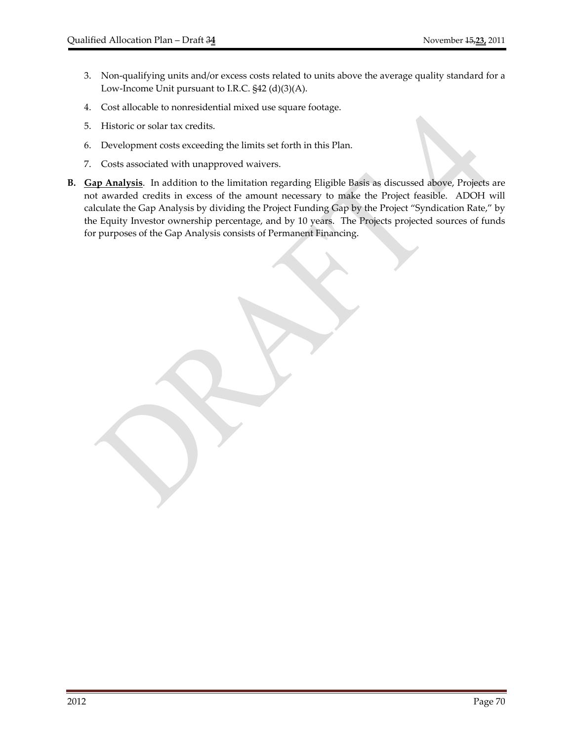3. Non-qualifying units and/or excess costs related to units above the average quality standard for a Low-Income Unit pursuant to I.R.C. §42 (d)(3)(A).

4. Cost allocable to nonresidential mixed use square footage.

5. Historic or solar tax credits.

6. Development costs exceeding the limits set forth in this Plan.

7. Costs associated with unapproved waivers.

**B.** **Gap Analysis**. In addition to the limitation regarding Eligible Basis as discussed above, Projects are not awarded credits in excess of the amount necessary to make the Project feasible. ADOH will calculate the Gap Analysis by dividing the Project Funding Gap by the Project "Syndication Rate," by the Equity Investor ownership percentage, and by 10 years. The Projects projected sources of funds for purposes of the Gap Analysis consists of Permanent Financing.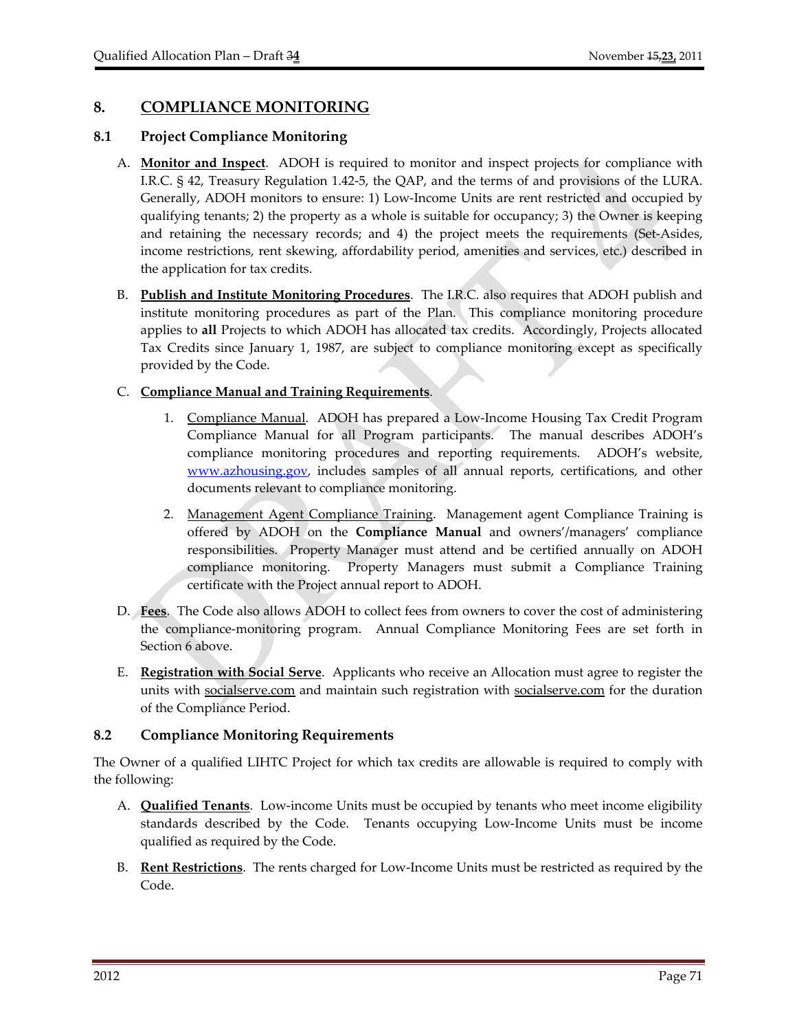## 8. COMPLIANCE MONITORING

### 8.1 Project Compliance Monitoring

A. **Monitor and Inspect**. ADOH is required to monitor and inspect projects for compliance with I.R.C. § 42, Treasury Regulation 1.42-5, the QAP, and the terms of and provisions of the LURA. Generally, ADOH monitors to ensure: 1) Low-Income Units are rent restricted and occupied by qualifying tenants; 2) the property as a whole is suitable for occupancy; 3) the Owner is keeping and retaining the necessary records; and 4) the project meets the requirements (Set-Asides, income restrictions, rent skewing, affordability period, amenities and services, etc.) described in the application for tax credits.

B. **Publish and Institute Monitoring Procedures**. The I.R.C. also requires that ADOH publish and institute monitoring procedures as part of the Plan. This compliance monitoring procedure applies to **all** Projects to which ADOH has allocated tax credits. Accordingly, Projects allocated Tax Credits since January 1, 1987, are subject to compliance monitoring except as specifically provided by the Code.

C. **Compliance Manual and Training Requirements**.

   1. Compliance Manual. ADOH has prepared a Low-Income Housing Tax Credit Program Compliance Manual for all Program participants. The manual describes ADOH's compliance monitoring procedures and reporting requirements. ADOH's website, www.azhousing.gov, includes samples of all annual reports, certifications, and other documents relevant to compliance monitoring.

   2. Management Agent Compliance Training. Management agent Compliance Training is offered by ADOH on the **Compliance Manual** and owners'/managers' compliance responsibilities. Property Manager must attend and be certified annually on ADOH compliance monitoring. Property Managers must submit a Compliance Training certificate with the Project annual report to ADOH.

D. **Fees**. The Code also allows ADOH to collect fees from owners to cover the cost of administering the compliance-monitoring program. Annual Compliance Monitoring Fees are set forth in Section 6 above.

E. **Registration with Social Serve**. Applicants who receive an Allocation must agree to register the units with socialserve.com and maintain such registration with socialserve.com for the duration of the Compliance Period.

### 8.2 Compliance Monitoring Requirements

The Owner of a qualified LIHTC Project for which tax credits are allowable is required to comply with the following:

A. **Qualified Tenants**. Low-income Units must be occupied by tenants who meet income eligibility standards described by the Code. Tenants occupying Low-Income Units must be income qualified as required by the Code.

B. **Rent Restrictions**. The rents charged for Low-Income Units must be restricted as required by the Code.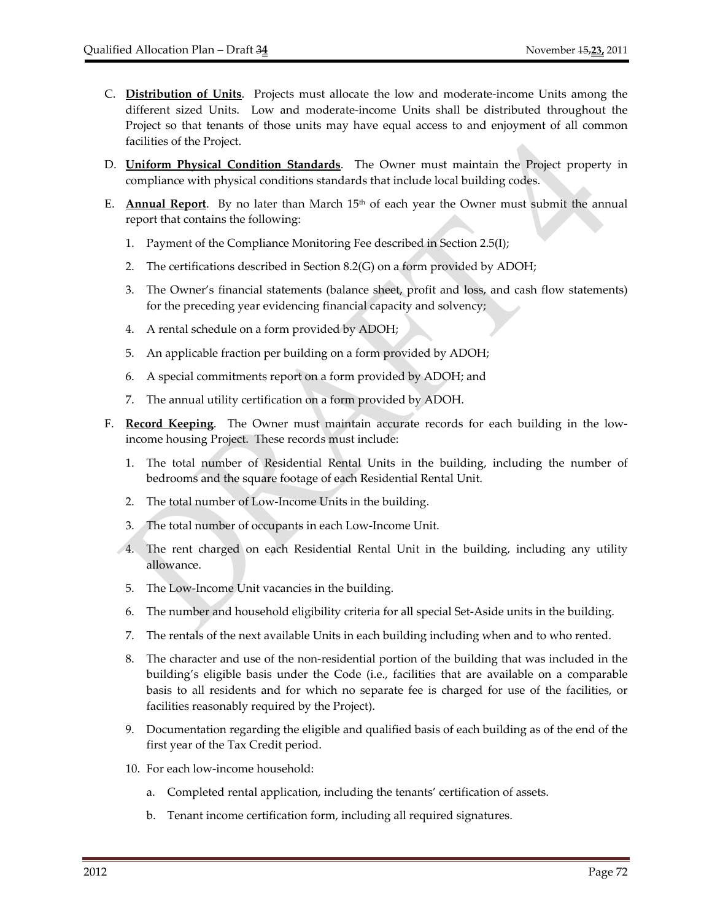C. **Distribution of Units**. Projects must allocate the low and moderate-income Units among the different sized Units. Low and moderate-income Units shall be distributed throughout the Project so that tenants of those units may have equal access to and enjoyment of all common facilities of the Project.

D. **Uniform Physical Condition Standards**. The Owner must maintain the Project property in compliance with physical conditions standards that include local building codes.

E. **Annual Report**. By no later than March 15th of each year the Owner must submit the annual report that contains the following:

   1. Payment of the Compliance Monitoring Fee described in Section 2.5(I);
   2. The certifications described in Section 8.2(G) on a form provided by ADOH;
   3. The Owner's financial statements (balance sheet, profit and loss, and cash flow statements) for the preceding year evidencing financial capacity and solvency;
   4. A rental schedule on a form provided by ADOH;
   5. An applicable fraction per building on a form provided by ADOH;
   6. A special commitments report on a form provided by ADOH; and
   7. The annual utility certification on a form provided by ADOH.

F. **Record Keeping**. The Owner must maintain accurate records for each building in the low-income housing Project. These records must include:

   1. The total number of Residential Rental Units in the building, including the number of bedrooms and the square footage of each Residential Rental Unit.
   2. The total number of Low-Income Units in the building.
   3. The total number of occupants in each Low-Income Unit.
   4. The rent charged on each Residential Rental Unit in the building, including any utility allowance.
   5. The Low-Income Unit vacancies in the building.
   6. The number and household eligibility criteria for all special Set-Aside units in the building.
   7. The rentals of the next available Units in each building including when and to who rented.
   8. The character and use of the non-residential portion of the building that was included in the building's eligible basis under the Code (i.e., facilities that are available on a comparable basis to all residents and for which no separate fee is charged for use of the facilities, or facilities reasonably required by the Project).
   9. Documentation regarding the eligible and qualified basis of each building as of the end of the first year of the Tax Credit period.
   10. For each low-income household:

       a. Completed rental application, including the tenants' certification of assets.

       b. Tenant income certification form, including all required signatures.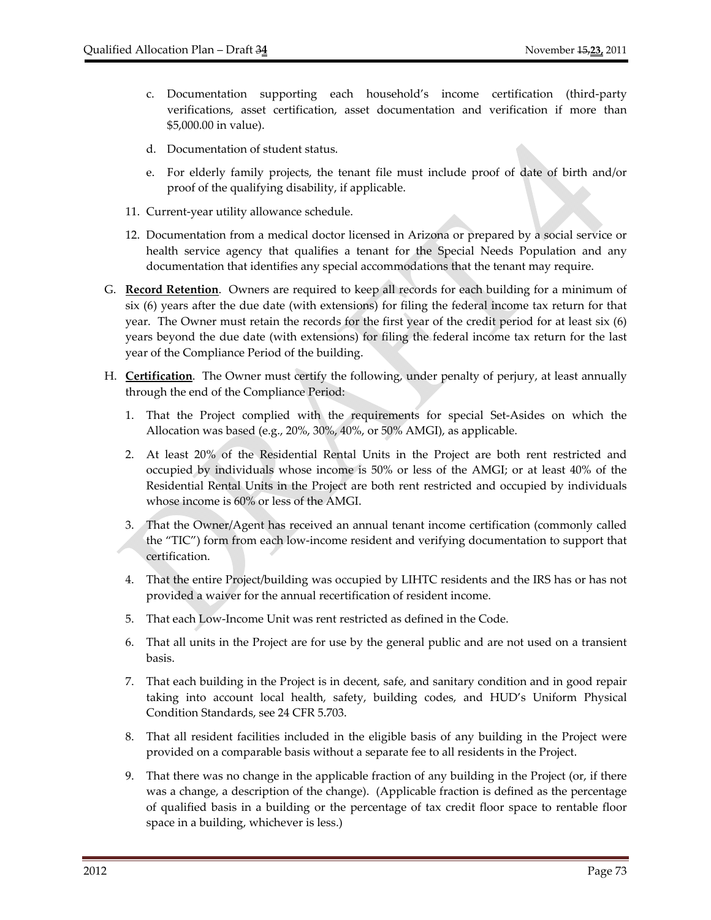c. Documentation supporting each household's income certification (third-party verifications, asset certification, asset documentation and verification if more than $5,000.00 in value).

d. Documentation of student status.

e. For elderly family projects, the tenant file must include proof of date of birth and/or proof of the qualifying disability, if applicable.

11. Current-year utility allowance schedule.

12. Documentation from a medical doctor licensed in Arizona or prepared by a social service or health service agency that qualifies a tenant for the Special Needs Population and any documentation that identifies any special accommodations that the tenant may require.

G. **Record Retention**. Owners are required to keep all records for each building for a minimum of six (6) years after the due date (with extensions) for filing the federal income tax return for that year. The Owner must retain the records for the first year of the credit period for at least six (6) years beyond the due date (with extensions) for filing the federal income tax return for the last year of the Compliance Period of the building.

H. **Certification**. The Owner must certify the following, under penalty of perjury, at least annually through the end of the Compliance Period:

1. That the Project complied with the requirements for special Set-Asides on which the Allocation was based (e.g., 20%, 30%, 40%, or 50% AMGI), as applicable.

2. At least 20% of the Residential Rental Units in the Project are both rent restricted and occupied by individuals whose income is 50% or less of the AMGI; or at least 40% of the Residential Rental Units in the Project are both rent restricted and occupied by individuals whose income is 60% or less of the AMGI.

3. That the Owner/Agent has received an annual tenant income certification (commonly called the "TIC") form from each low-income resident and verifying documentation to support that certification.

4. That the entire Project/building was occupied by LIHTC residents and the IRS has or has not provided a waiver for the annual recertification of resident income.

5. That each Low-Income Unit was rent restricted as defined in the Code.

6. That all units in the Project are for use by the general public and are not used on a transient basis.

7. That each building in the Project is in decent, safe, and sanitary condition and in good repair taking into account local health, safety, building codes, and HUD's Uniform Physical Condition Standards, see 24 CFR 5.703.

8. That all resident facilities included in the eligible basis of any building in the Project were provided on a comparable basis without a separate fee to all residents in the Project.

9. That there was no change in the applicable fraction of any building in the Project (or, if there was a change, a description of the change). (Applicable fraction is defined as the percentage of qualified basis in a building or the percentage of tax credit floor space to rentable floor space in a building, whichever is less.)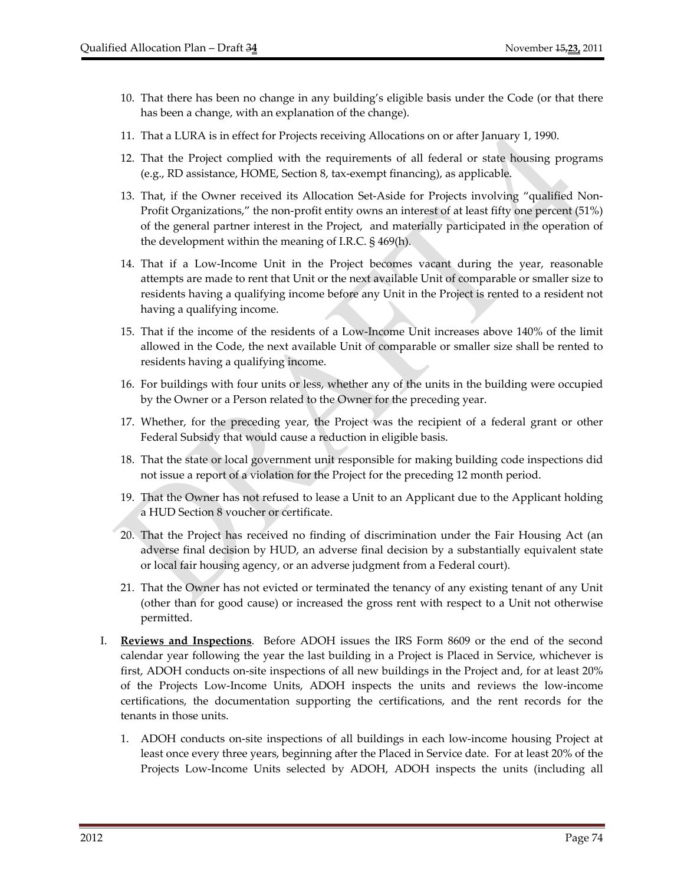10. That there has been no change in any building's eligible basis under the Code (or that there has been a change, with an explanation of the change).

11. That a LURA is in effect for Projects receiving Allocations on or after January 1, 1990.

12. That the Project complied with the requirements of all federal or state housing programs (e.g., RD assistance, HOME, Section 8, tax-exempt financing), as applicable.

13. That, if the Owner received its Allocation Set-Aside for Projects involving "qualified Non-Profit Organizations," the non-profit entity owns an interest of at least fifty one percent (51%) of the general partner interest in the Project, and materially participated in the operation of the development within the meaning of I.R.C. § 469(h).

14. That if a Low-Income Unit in the Project becomes vacant during the year, reasonable attempts are made to rent that Unit or the next available Unit of comparable or smaller size to residents having a qualifying income before any Unit in the Project is rented to a resident not having a qualifying income.

15. That if the income of the residents of a Low-Income Unit increases above 140% of the limit allowed in the Code, the next available Unit of comparable or smaller size shall be rented to residents having a qualifying income.

16. For buildings with four units or less, whether any of the units in the building were occupied by the Owner or a Person related to the Owner for the preceding year.

17. Whether, for the preceding year, the Project was the recipient of a federal grant or other Federal Subsidy that would cause a reduction in eligible basis.

18. That the state or local government unit responsible for making building code inspections did not issue a report of a violation for the Project for the preceding 12 month period.

19. That the Owner has not refused to lease a Unit to an Applicant due to the Applicant holding a HUD Section 8 voucher or certificate.

20. That the Project has received no finding of discrimination under the Fair Housing Act (an adverse final decision by HUD, an adverse final decision by a substantially equivalent state or local fair housing agency, or an adverse judgment from a Federal court).

21. That the Owner has not evicted or terminated the tenancy of any existing tenant of any Unit (other than for good cause) or increased the gross rent with respect to a Unit not otherwise permitted.

I. **Reviews and Inspections**. Before ADOH issues the IRS Form 8609 or the end of the second calendar year following the year the last building in a Project is Placed in Service, whichever is first, ADOH conducts on-site inspections of all new buildings in the Project and, for at least 20% of the Projects Low-Income Units, ADOH inspects the units and reviews the low-income certifications, the documentation supporting the certifications, and the rent records for the tenants in those units.

   1. ADOH conducts on-site inspections of all buildings in each low-income housing Project at least once every three years, beginning after the Placed in Service date. For at least 20% of the Projects Low-Income Units selected by ADOH, ADOH inspects the units (including all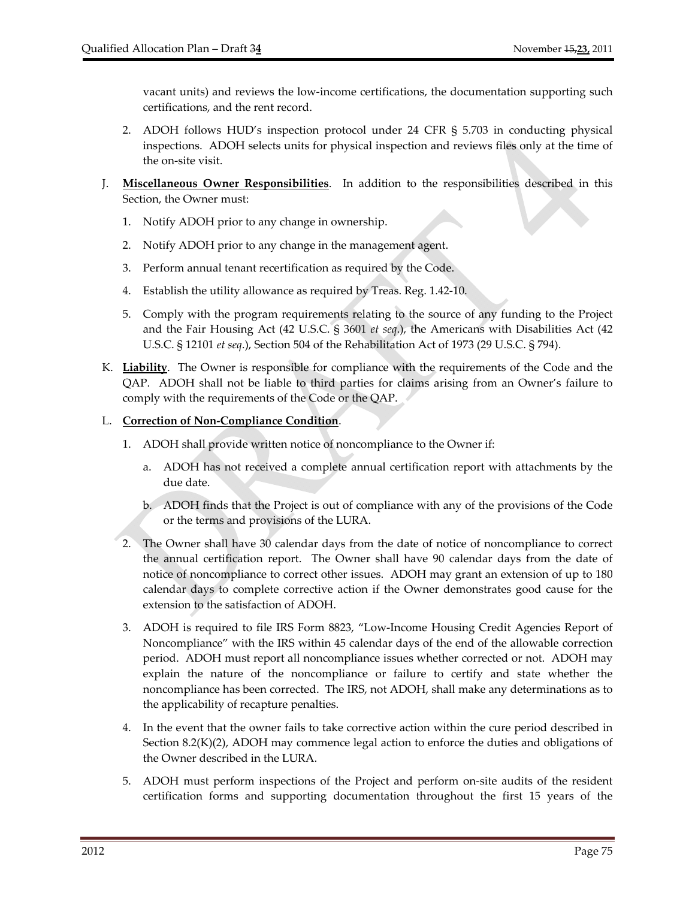vacant units) and reviews the low-income certifications, the documentation supporting such certifications, and the rent record.

2. ADOH follows HUD's inspection protocol under 24 CFR § 5.703 in conducting physical inspections. ADOH selects units for physical inspection and reviews files only at the time of the on-site visit.

J. **Miscellaneous Owner Responsibilities**. In addition to the responsibilities described in this Section, the Owner must:

   1. Notify ADOH prior to any change in ownership.

   2. Notify ADOH prior to any change in the management agent.

   3. Perform annual tenant recertification as required by the Code.

   4. Establish the utility allowance as required by Treas. Reg. 1.42-10.

   5. Comply with the program requirements relating to the source of any funding to the Project and the Fair Housing Act (42 U.S.C. § 3601 *et seq*.), the Americans with Disabilities Act (42 U.S.C. § 12101 *et seq*.), Section 504 of the Rehabilitation Act of 1973 (29 U.S.C. § 794).

K. **Liability**. The Owner is responsible for compliance with the requirements of the Code and the QAP. ADOH shall not be liable to third parties for claims arising from an Owner's failure to comply with the requirements of the Code or the QAP.

L. **Correction of Non-Compliance Condition**.

   1. ADOH shall provide written notice of noncompliance to the Owner if:

      a. ADOH has not received a complete annual certification report with attachments by the due date.

      b. ADOH finds that the Project is out of compliance with any of the provisions of the Code or the terms and provisions of the LURA.

   2. The Owner shall have 30 calendar days from the date of notice of noncompliance to correct the annual certification report. The Owner shall have 90 calendar days from the date of notice of noncompliance to correct other issues. ADOH may grant an extension of up to 180 calendar days to complete corrective action if the Owner demonstrates good cause for the extension to the satisfaction of ADOH.

   3. ADOH is required to file IRS Form 8823, "Low-Income Housing Credit Agencies Report of Noncompliance" with the IRS within 45 calendar days of the end of the allowable correction period. ADOH must report all noncompliance issues whether corrected or not. ADOH may explain the nature of the noncompliance or failure to certify and state whether the noncompliance has been corrected. The IRS, not ADOH, shall make any determinations as to the applicability of recapture penalties.

   4. In the event that the owner fails to take corrective action within the cure period described in Section 8.2(K)(2), ADOH may commence legal action to enforce the duties and obligations of the Owner described in the LURA.

   5. ADOH must perform inspections of the Project and perform on-site audits of the resident certification forms and supporting documentation throughout the first 15 years of the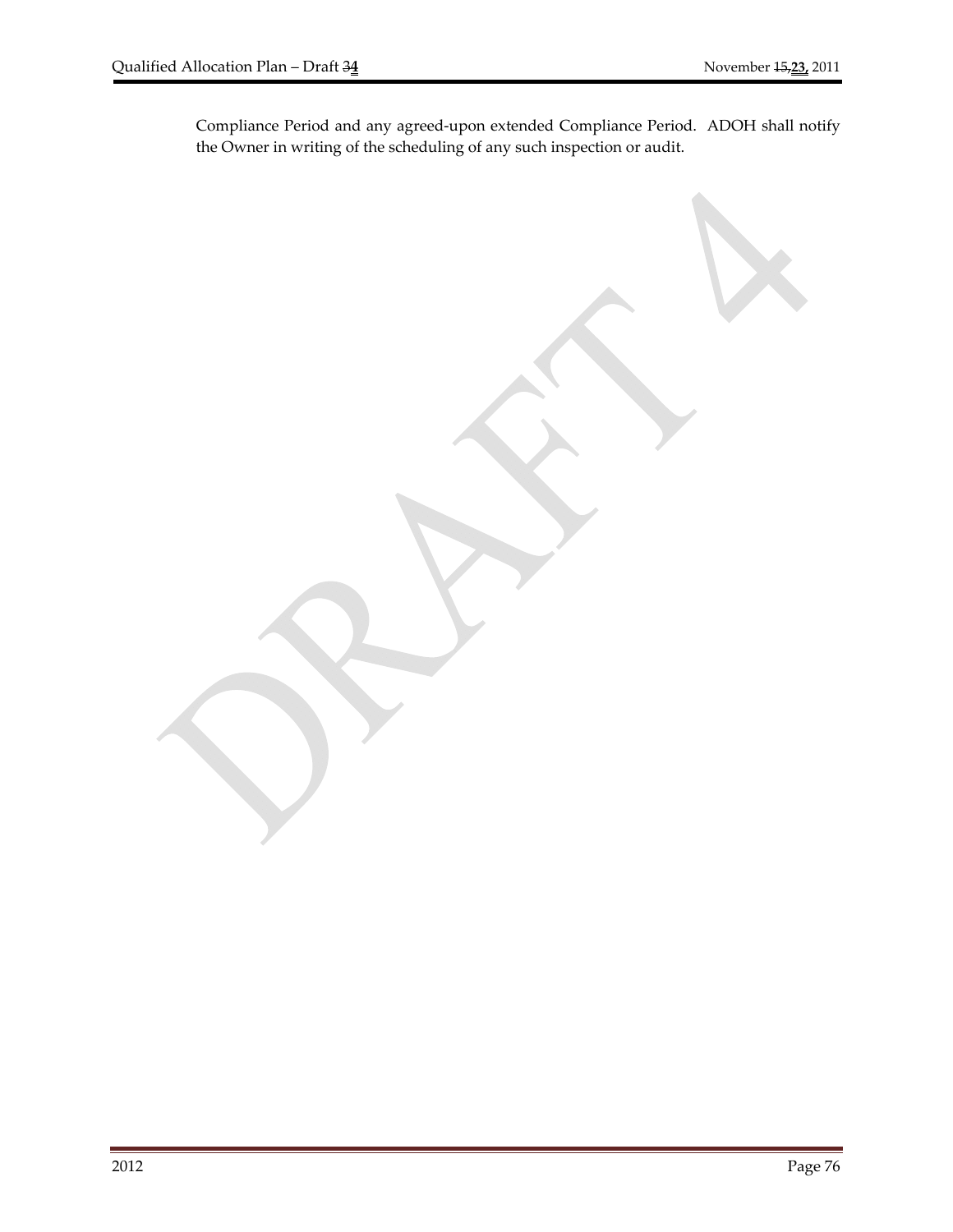Compliance Period and any agreed-upon extended Compliance Period. ADOH shall notify the Owner in writing of the scheduling of any such inspection or audit.